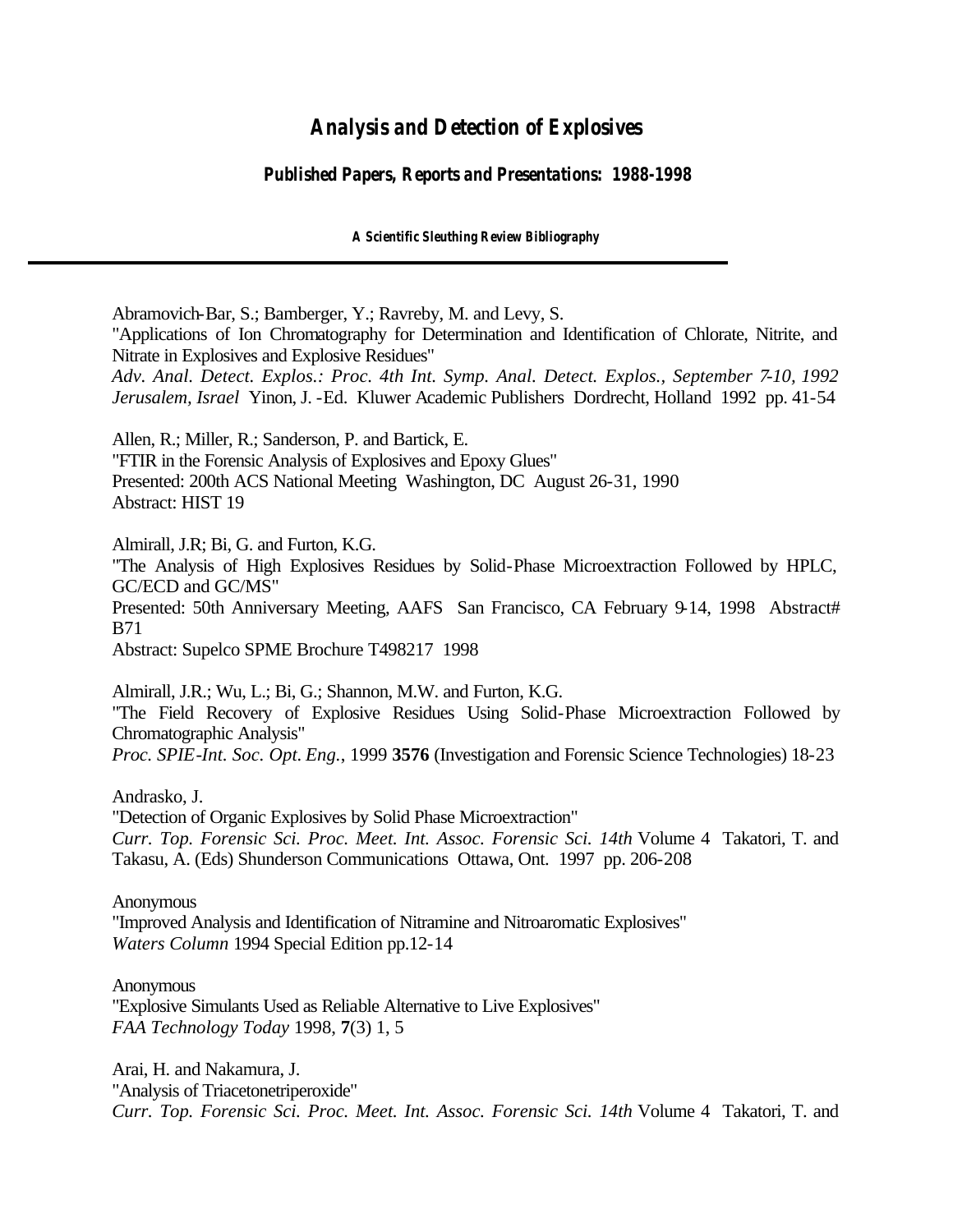# *Analysis and Detection of Explosives*

### *Published Papers, Reports and Presentations: 1988-1998*

##### *A Scientific Sleuthing Review Bibliography*

---

Abramovich-Bar, S.; Bamberger, Y.; Ravreby, M. and Levy, S.
"Applications of Ion Chromatography for Determination and Identification of Chlorate, Nitrite, and Nitrate in Explosives and Explosive Residues"
*Adv. Anal. Detect. Explos.: Proc. 4th Int. Symp. Anal. Detect. Explos., September 7-10, 1992 Jerusalem, Israel* Yinon, J. -Ed. Kluwer Academic Publishers Dordrecht, Holland 1992 pp. 41-54

Allen, R.; Miller, R.; Sanderson, P. and Bartick, E.
"FTIR in the Forensic Analysis of Explosives and Epoxy Glues"
Presented: 200th ACS National Meeting Washington, DC August 26-31, 1990
Abstract: HIST 19

Almirall, J.R; Bi, G. and Furton, K.G.
"The Analysis of High Explosives Residues by Solid-Phase Microextraction Followed by HPLC, GC/ECD and GC/MS"
Presented: 50th Anniversary Meeting, AAFS San Francisco, CA February 9-14, 1998 Abstract# B71
Abstract: Supelco SPME Brochure T498217 1998

Almirall, J.R.; Wu, L.; Bi, G.; Shannon, M.W. and Furton, K.G.
"The Field Recovery of Explosive Residues Using Solid-Phase Microextraction Followed by Chromatographic Analysis"
*Proc. SPIE-Int. Soc. Opt. Eng.*, 1999 **3576** (Investigation and Forensic Science Technologies) 18-23

Andrasko, J.
"Detection of Organic Explosives by Solid Phase Microextraction"
*Curr. Top. Forensic Sci. Proc. Meet. Int. Assoc. Forensic Sci. 14th* Volume 4 Takatori, T. and Takasu, A. (Eds) Shunderson Communications Ottawa, Ont. 1997 pp. 206-208

Anonymous
"Improved Analysis and Identification of Nitramine and Nitroaromatic Explosives"
*Waters Column* 1994 Special Edition pp.12-14

Anonymous
"Explosive Simulants Used as Reliable Alternative to Live Explosives"
*FAA Technology Today* 1998, **7**(3) 1, 5

Arai, H. and Nakamura, J.
"Analysis of Triacetonetriperoxide"
*Curr. Top. Forensic Sci. Proc. Meet. Int. Assoc. Forensic Sci. 14th* Volume 4 Takatori, T. and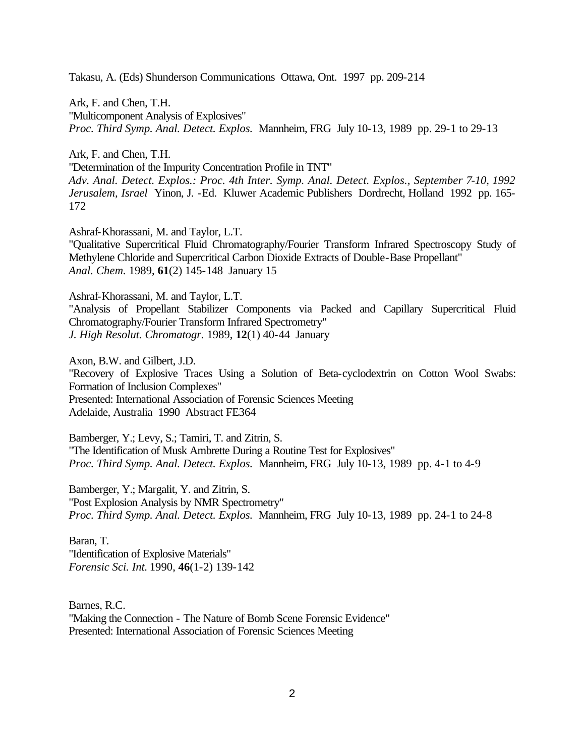Takasu, A. (Eds) Shunderson Communications Ottawa, Ont. 1997 pp. 209-214

Ark, F. and Chen, T.H.
"Multicomponent Analysis of Explosives"
*Proc. Third Symp. Anal. Detect. Explos.* Mannheim, FRG July 10-13, 1989 pp. 29-1 to 29-13

Ark, F. and Chen, T.H.
"Determination of the Impurity Concentration Profile in TNT"
*Adv. Anal. Detect. Explos.: Proc. 4th Inter. Symp. Anal. Detect. Explos., September 7-10, 1992 Jerusalem, Israel* Yinon, J. -Ed. Kluwer Academic Publishers Dordrecht, Holland 1992 pp. 165-172

Ashraf-Khorassani, M. and Taylor, L.T.
"Qualitative Supercritical Fluid Chromatography/Fourier Transform Infrared Spectroscopy Study of Methylene Chloride and Supercritical Carbon Dioxide Extracts of Double-Base Propellant"
*Anal. Chem.* 1989, **61**(2) 145-148 January 15

Ashraf-Khorassani, M. and Taylor, L.T.
"Analysis of Propellant Stabilizer Components via Packed and Capillary Supercritical Fluid Chromatography/Fourier Transform Infrared Spectrometry"
*J. High Resolut. Chromatogr.* 1989, **12**(1) 40-44 January

Axon, B.W. and Gilbert, J.D.
"Recovery of Explosive Traces Using a Solution of Beta-cyclodextrin on Cotton Wool Swabs: Formation of Inclusion Complexes"
Presented: International Association of Forensic Sciences Meeting
Adelaide, Australia 1990 Abstract FE364

Bamberger, Y.; Levy, S.; Tamiri, T. and Zitrin, S.
"The Identification of Musk Ambrette During a Routine Test for Explosives"
*Proc. Third Symp. Anal. Detect. Explos.* Mannheim, FRG July 10-13, 1989 pp. 4-1 to 4-9

Bamberger, Y.; Margalit, Y. and Zitrin, S.
"Post Explosion Analysis by NMR Spectrometry"
*Proc. Third Symp. Anal. Detect. Explos.* Mannheim, FRG July 10-13, 1989 pp. 24-1 to 24-8

Baran, T.
"Identification of Explosive Materials"
*Forensic Sci. Int.* 1990, **46**(1-2) 139-142

Barnes, R.C.
"Making the Connection - The Nature of Bomb Scene Forensic Evidence"
Presented: International Association of Forensic Sciences Meeting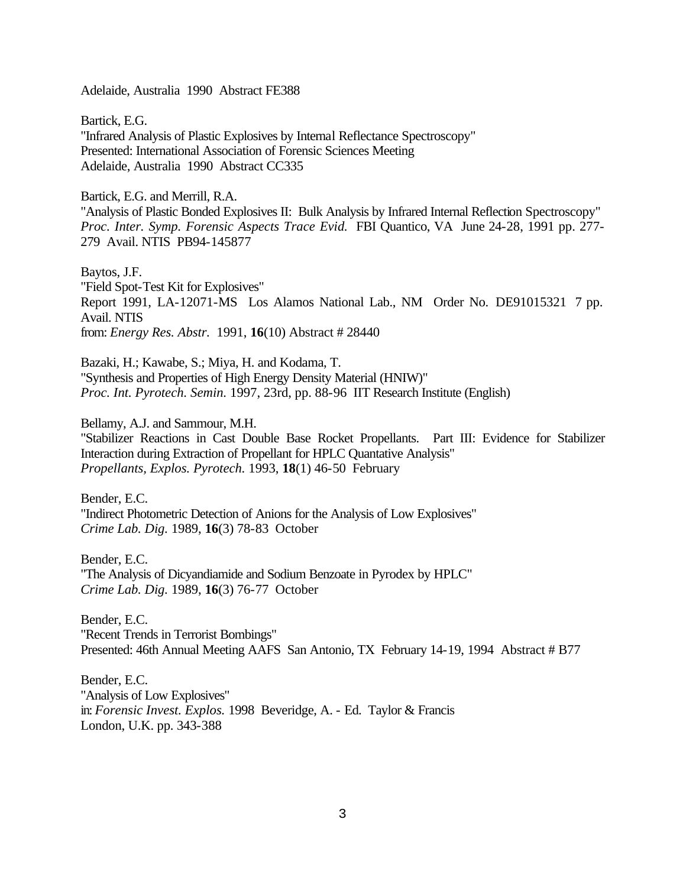Adelaide, Australia 1990 Abstract FE388

Bartick, E.G.
"Infrared Analysis of Plastic Explosives by Internal Reflectance Spectroscopy"
Presented: International Association of Forensic Sciences Meeting
Adelaide, Australia 1990 Abstract CC335

Bartick, E.G. and Merrill, R.A.
"Analysis of Plastic Bonded Explosives II: Bulk Analysis by Infrared Internal Reflection Spectroscopy"
*Proc. Inter. Symp. Forensic Aspects Trace Evid.* FBI Quantico, VA June 24-28, 1991 pp. 277-279 Avail. NTIS PB94-145877

Baytos, J.F.
"Field Spot-Test Kit for Explosives"
Report 1991, LA-12071-MS Los Alamos National Lab., NM Order No. DE91015321 7 pp. Avail. NTIS
from: *Energy Res. Abstr.* 1991, **16**(10) Abstract # 28440

Bazaki, H.; Kawabe, S.; Miya, H. and Kodama, T.
"Synthesis and Properties of High Energy Density Material (HNIW)"
*Proc. Int. Pyrotech. Semin.* 1997, 23rd, pp. 88-96 IIT Research Institute (English)

Bellamy, A.J. and Sammour, M.H.
"Stabilizer Reactions in Cast Double Base Rocket Propellants. Part III: Evidence for Stabilizer Interaction during Extraction of Propellant for HPLC Quantative Analysis"
*Propellants, Explos. Pyrotech.* 1993, **18**(1) 46-50 February

Bender, E.C.
"Indirect Photometric Detection of Anions for the Analysis of Low Explosives"
*Crime Lab. Dig.* 1989, **16**(3) 78-83 October

Bender, E.C.
"The Analysis of Dicyandiamide and Sodium Benzoate in Pyrodex by HPLC"
*Crime Lab. Dig.* 1989, **16**(3) 76-77 October

Bender, E.C.
"Recent Trends in Terrorist Bombings"
Presented: 46th Annual Meeting AAFS San Antonio, TX February 14-19, 1994 Abstract # B77

Bender, E.C.
"Analysis of Low Explosives"
in: *Forensic Invest. Explos.* 1998 Beveridge, A. - Ed. Taylor & Francis
London, U.K. pp. 343-388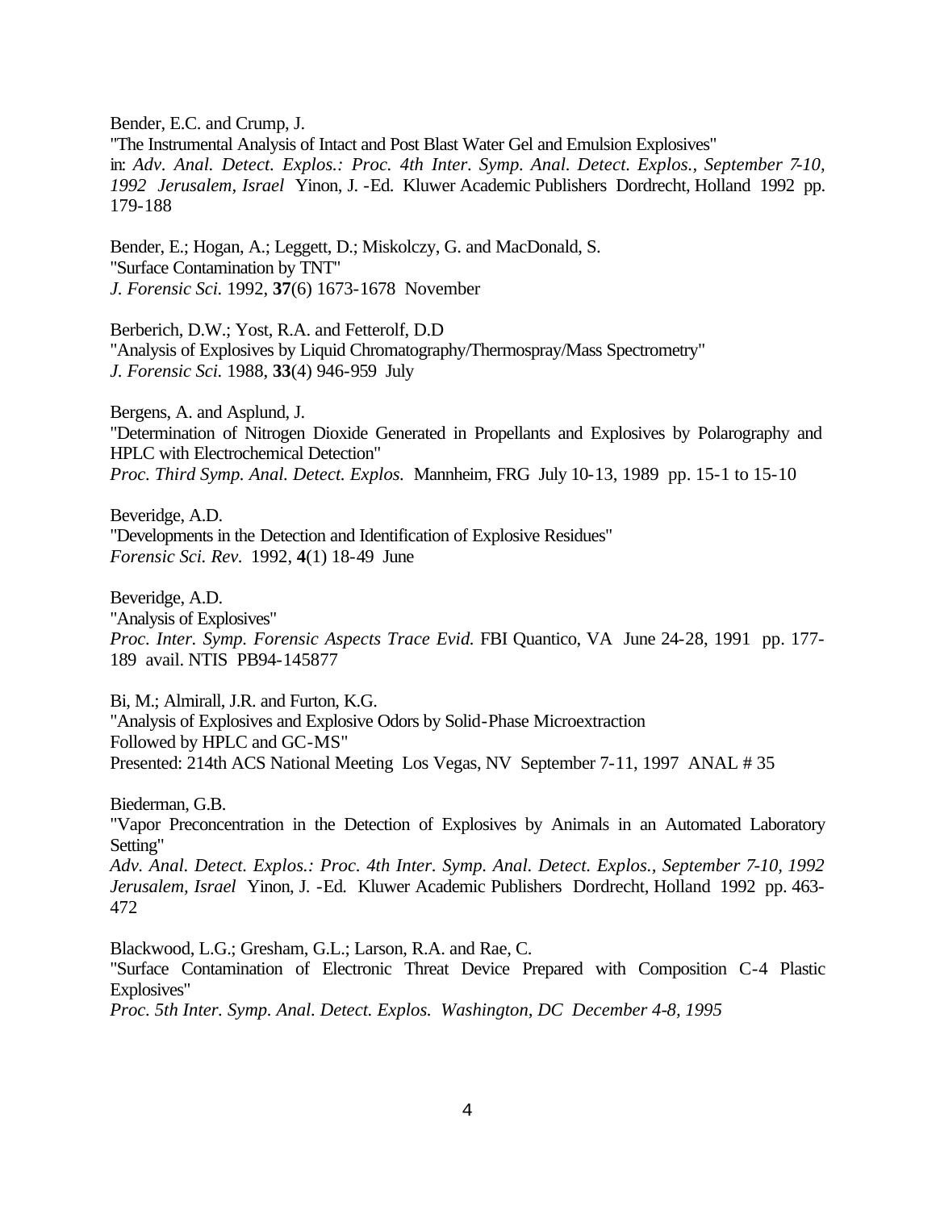Bender, E.C. and Crump, J.
"The Instrumental Analysis of Intact and Post Blast Water Gel and Emulsion Explosives"
in: *Adv. Anal. Detect. Explos.: Proc. 4th Inter. Symp. Anal. Detect. Explos., September 7-10, 1992 Jerusalem, Israel* Yinon, J. -Ed. Kluwer Academic Publishers Dordrecht, Holland 1992 pp. 179-188

Bender, E.; Hogan, A.; Leggett, D.; Miskolczy, G. and MacDonald, S.
"Surface Contamination by TNT"
*J. Forensic Sci.* 1992, **37**(6) 1673-1678 November

Berberich, D.W.; Yost, R.A. and Fetterolf, D.D
"Analysis of Explosives by Liquid Chromatography/Thermospray/Mass Spectrometry"
*J. Forensic Sci.* 1988, **33**(4) 946-959 July

Bergens, A. and Asplund, J.
"Determination of Nitrogen Dioxide Generated in Propellants and Explosives by Polarography and HPLC with Electrochemical Detection"
*Proc. Third Symp. Anal. Detect. Explos.* Mannheim, FRG July 10-13, 1989 pp. 15-1 to 15-10

Beveridge, A.D.
"Developments in the Detection and Identification of Explosive Residues"
*Forensic Sci. Rev.* 1992, **4**(1) 18-49 June

Beveridge, A.D.
"Analysis of Explosives"
*Proc. Inter. Symp. Forensic Aspects Trace Evid.* FBI Quantico, VA June 24-28, 1991 pp. 177-189 avail. NTIS PB94-145877

Bi, M.; Almirall, J.R. and Furton, K.G.
"Analysis of Explosives and Explosive Odors by Solid-Phase Microextraction Followed by HPLC and GC-MS"
Presented: 214th ACS National Meeting Los Vegas, NV September 7-11, 1997 ANAL # 35

Biederman, G.B.
"Vapor Preconcentration in the Detection of Explosives by Animals in an Automated Laboratory Setting"
*Adv. Anal. Detect. Explos.: Proc. 4th Inter. Symp. Anal. Detect. Explos., September 7-10, 1992 Jerusalem, Israel* Yinon, J. -Ed. Kluwer Academic Publishers Dordrecht, Holland 1992 pp. 463-472

Blackwood, L.G.; Gresham, G.L.; Larson, R.A. and Rae, C.
"Surface Contamination of Electronic Threat Device Prepared with Composition C-4 Plastic Explosives"
*Proc. 5th Inter. Symp. Anal. Detect. Explos. Washington, DC December 4-8, 1995*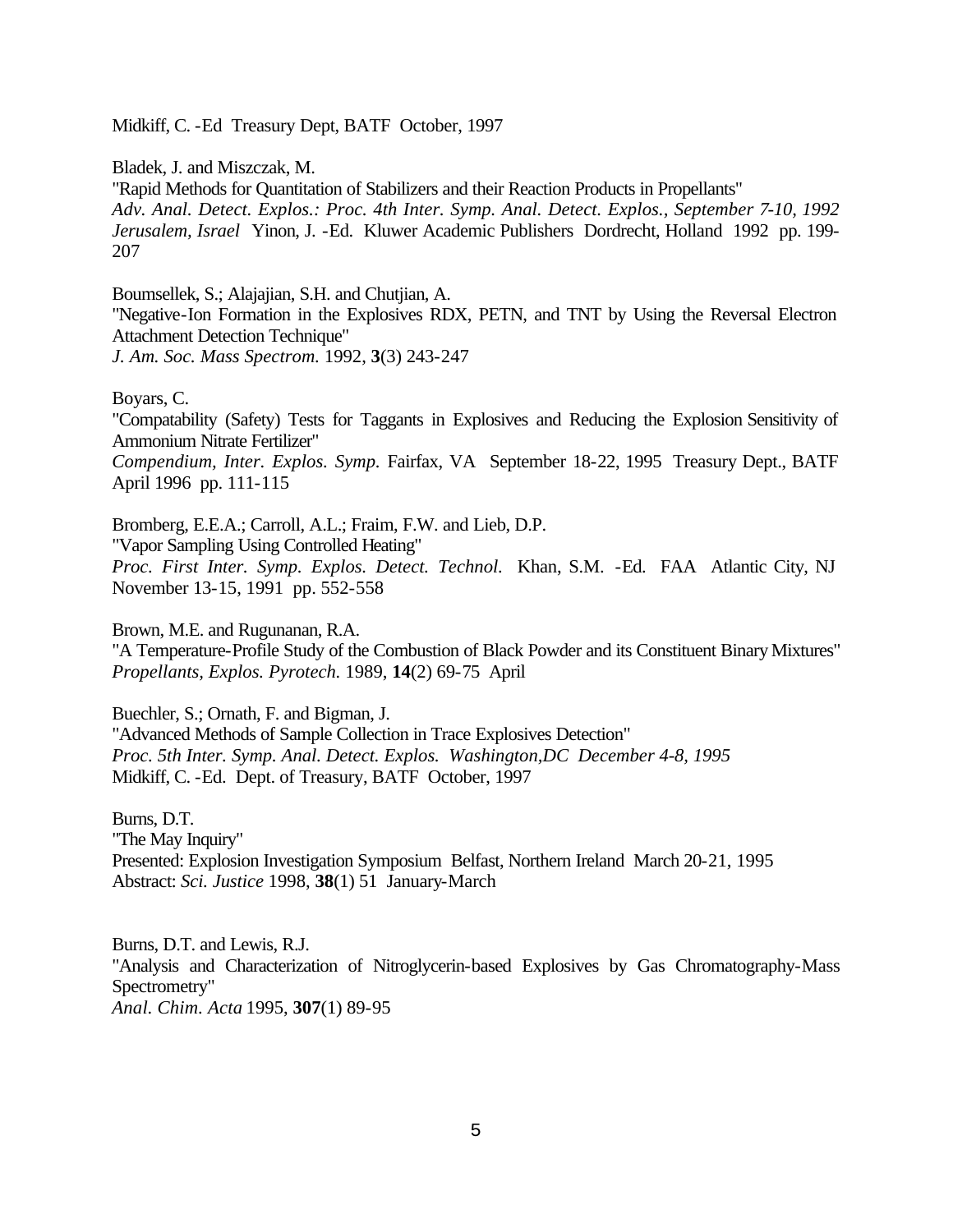Midkiff, C. -Ed Treasury Dept, BATF October, 1997

Bladek, J. and Miszczak, M.
"Rapid Methods for Quantitation of Stabilizers and their Reaction Products in Propellants"
*Adv. Anal. Detect. Explos.: Proc. 4th Inter. Symp. Anal. Detect. Explos., September 7-10, 1992 Jerusalem, Israel* Yinon, J. -Ed. Kluwer Academic Publishers Dordrecht, Holland 1992 pp. 199-207

Boumsellek, S.; Alajajian, S.H. and Chutjian, A.
"Negative-Ion Formation in the Explosives RDX, PETN, and TNT by Using the Reversal Electron Attachment Detection Technique"
*J. Am. Soc. Mass Spectrom.* 1992, **3**(3) 243-247

Boyars, C.
"Compatability (Safety) Tests for Taggants in Explosives and Reducing the Explosion Sensitivity of Ammonium Nitrate Fertilizer"
*Compendium, Inter. Explos. Symp.* Fairfax, VA September 18-22, 1995 Treasury Dept., BATF April 1996 pp. 111-115

Bromberg, E.E.A.; Carroll, A.L.; Fraim, F.W. and Lieb, D.P.
"Vapor Sampling Using Controlled Heating"
*Proc. First Inter. Symp. Explos. Detect. Technol.* Khan, S.M. -Ed. FAA Atlantic City, NJ November 13-15, 1991 pp. 552-558

Brown, M.E. and Rugunanan, R.A.
"A Temperature-Profile Study of the Combustion of Black Powder and its Constituent Binary Mixtures"
*Propellants, Explos. Pyrotech.* 1989, **14**(2) 69-75 April

Buechler, S.; Ornath, F. and Bigman, J.
"Advanced Methods of Sample Collection in Trace Explosives Detection"
*Proc. 5th Inter. Symp. Anal. Detect. Explos. Washington,DC December 4-8, 1995*
Midkiff, C. -Ed. Dept. of Treasury, BATF October, 1997

Burns, D.T.
"The May Inquiry"
Presented: Explosion Investigation Symposium Belfast, Northern Ireland March 20-21, 1995
Abstract: *Sci. Justice* 1998, **38**(1) 51 January-March

Burns, D.T. and Lewis, R.J.
"Analysis and Characterization of Nitroglycerin-based Explosives by Gas Chromatography-Mass Spectrometry"
*Anal. Chim. Acta* 1995, **307**(1) 89-95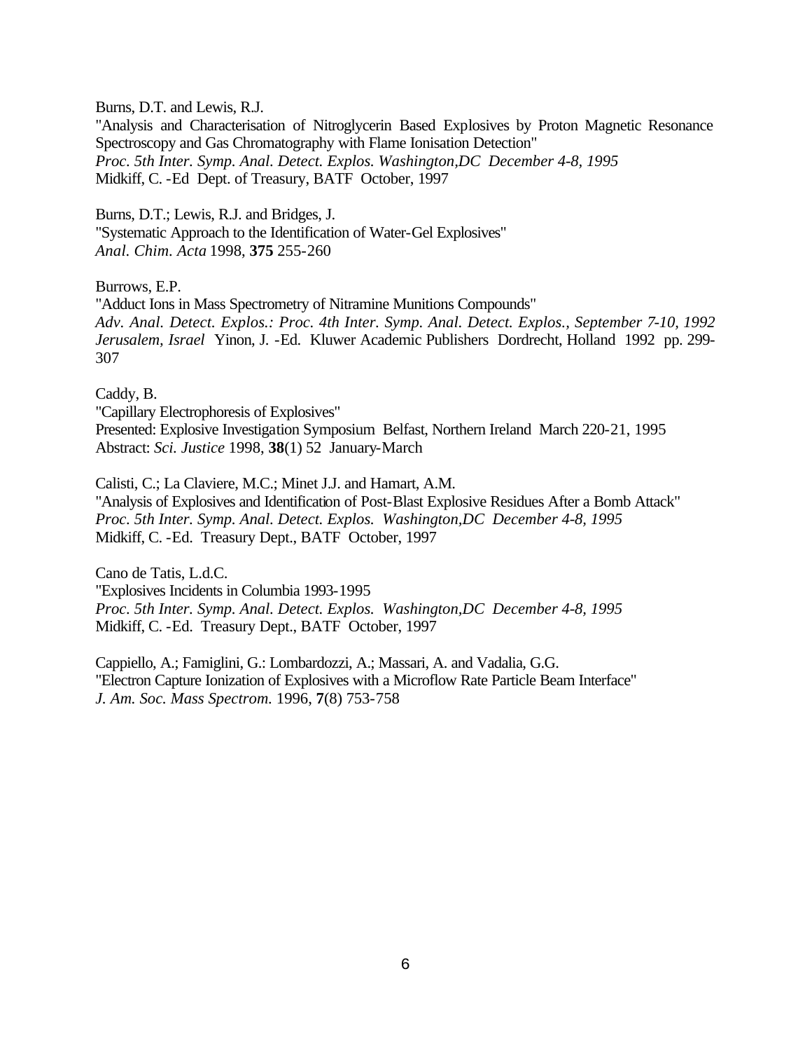Burns, D.T. and Lewis, R.J.
"Analysis and Characterisation of Nitroglycerin Based Explosives by Proton Magnetic Resonance Spectroscopy and Gas Chromatography with Flame Ionisation Detection"
*Proc. 5th Inter. Symp. Anal. Detect. Explos. Washington,DC December 4-8, 1995*
Midkiff, C. -Ed Dept. of Treasury, BATF October, 1997

Burns, D.T.; Lewis, R.J. and Bridges, J.
"Systematic Approach to the Identification of Water-Gel Explosives"
*Anal. Chim. Acta* 1998, **375** 255-260

Burrows, E.P.
"Adduct Ions in Mass Spectrometry of Nitramine Munitions Compounds"
*Adv. Anal. Detect. Explos.: Proc. 4th Inter. Symp. Anal. Detect. Explos., September 7-10, 1992 Jerusalem, Israel* Yinon, J. -Ed. Kluwer Academic Publishers Dordrecht, Holland 1992 pp. 299-307

Caddy, B.
"Capillary Electrophoresis of Explosives"
Presented: Explosive Investigation Symposium Belfast, Northern Ireland March 220-21, 1995
Abstract: *Sci. Justice* 1998, **38**(1) 52 January-March

Calisti, C.; La Claviere, M.C.; Minet J.J. and Hamart, A.M.
"Analysis of Explosives and Identification of Post-Blast Explosive Residues After a Bomb Attack"
*Proc. 5th Inter. Symp. Anal. Detect. Explos. Washington,DC December 4-8, 1995*
Midkiff, C. -Ed. Treasury Dept., BATF October, 1997

Cano de Tatis, L.d.C.
"Explosives Incidents in Columbia 1993-1995
*Proc. 5th Inter. Symp. Anal. Detect. Explos. Washington,DC December 4-8, 1995*
Midkiff, C. -Ed. Treasury Dept., BATF October, 1997

Cappiello, A.; Famiglini, G.: Lombardozzi, A.; Massari, A. and Vadalia, G.G.
"Electron Capture Ionization of Explosives with a Microflow Rate Particle Beam Interface"
*J. Am. Soc. Mass Spectrom.* 1996, **7**(8) 753-758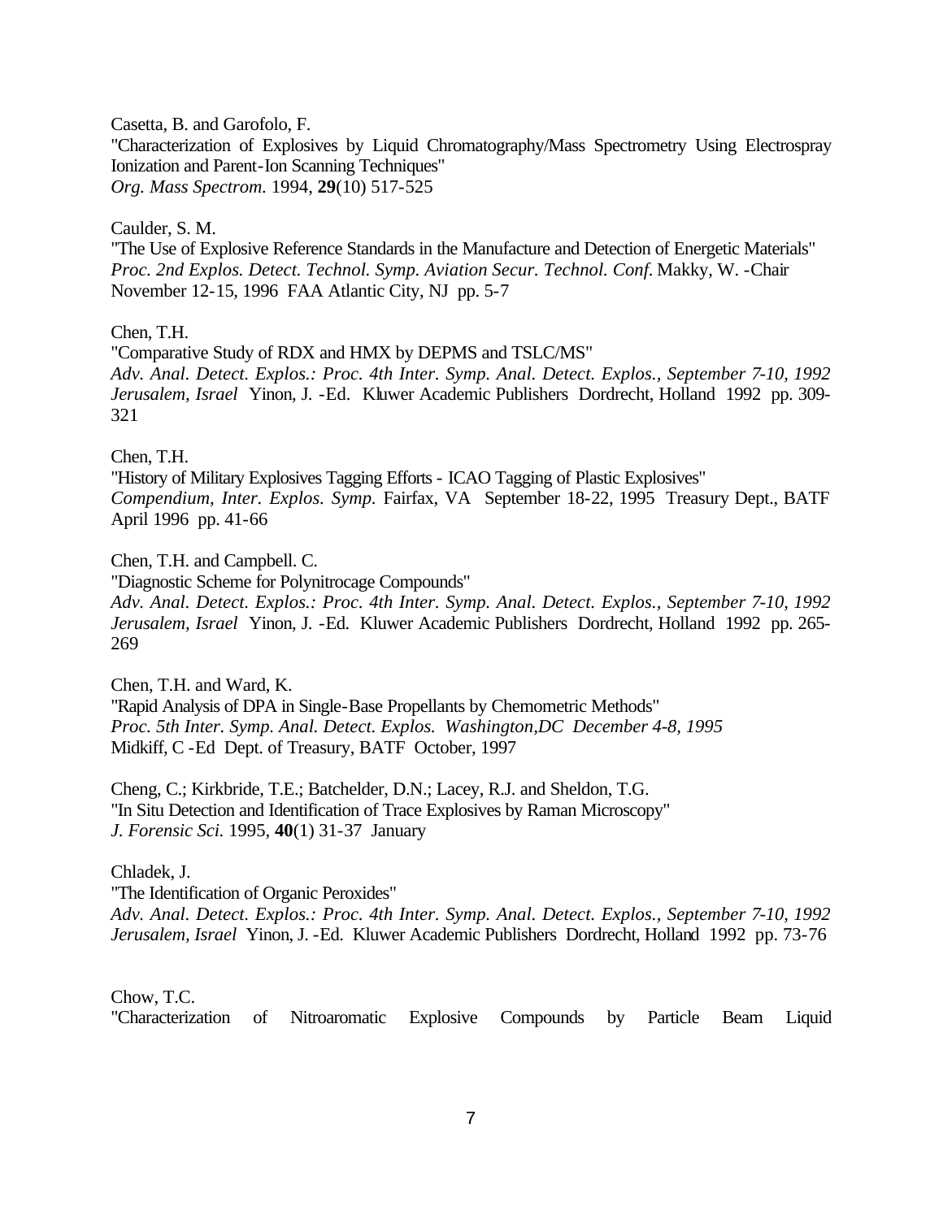Casetta, B. and Garofolo, F.
"Characterization of Explosives by Liquid Chromatography/Mass Spectrometry Using Electrospray Ionization and Parent-Ion Scanning Techniques"
*Org. Mass Spectrom.* 1994, **29**(10) 517-525

Caulder, S. M.
"The Use of Explosive Reference Standards in the Manufacture and Detection of Energetic Materials"
*Proc. 2nd Explos. Detect. Technol. Symp. Aviation Secur. Technol. Conf.* Makky, W. -Chair November 12-15, 1996 FAA Atlantic City, NJ pp. 5-7

Chen, T.H.
"Comparative Study of RDX and HMX by DEPMS and TSLC/MS"
*Adv. Anal. Detect. Explos.: Proc. 4th Inter. Symp. Anal. Detect. Explos., September 7-10, 1992 Jerusalem, Israel* Yinon, J. -Ed. Kluwer Academic Publishers Dordrecht, Holland 1992 pp. 309-321

Chen, T.H.
"History of Military Explosives Tagging Efforts - ICAO Tagging of Plastic Explosives"
*Compendium, Inter. Explos. Symp.* Fairfax, VA September 18-22, 1995 Treasury Dept., BATF April 1996 pp. 41-66

Chen, T.H. and Campbell. C.
"Diagnostic Scheme for Polynitrocage Compounds"
*Adv. Anal. Detect. Explos.: Proc. 4th Inter. Symp. Anal. Detect. Explos., September 7-10, 1992 Jerusalem, Israel* Yinon, J. -Ed. Kluwer Academic Publishers Dordrecht, Holland 1992 pp. 265-269

Chen, T.H. and Ward, K.
"Rapid Analysis of DPA in Single-Base Propellants by Chemometric Methods"
*Proc. 5th Inter. Symp. Anal. Detect. Explos. Washington,DC December 4-8, 1995*
Midkiff, C -Ed Dept. of Treasury, BATF October, 1997

Cheng, C.; Kirkbride, T.E.; Batchelder, D.N.; Lacey, R.J. and Sheldon, T.G.
"In Situ Detection and Identification of Trace Explosives by Raman Microscopy"
*J. Forensic Sci.* 1995, **40**(1) 31-37 January

Chladek, J.
"The Identification of Organic Peroxides"
*Adv. Anal. Detect. Explos.: Proc. 4th Inter. Symp. Anal. Detect. Explos., September 7-10, 1992 Jerusalem, Israel* Yinon, J. -Ed. Kluwer Academic Publishers Dordrecht, Holland 1992 pp. 73-76

Chow, T.C.
"Characterization of Nitroaromatic Explosive Compounds by Particle Beam Liquid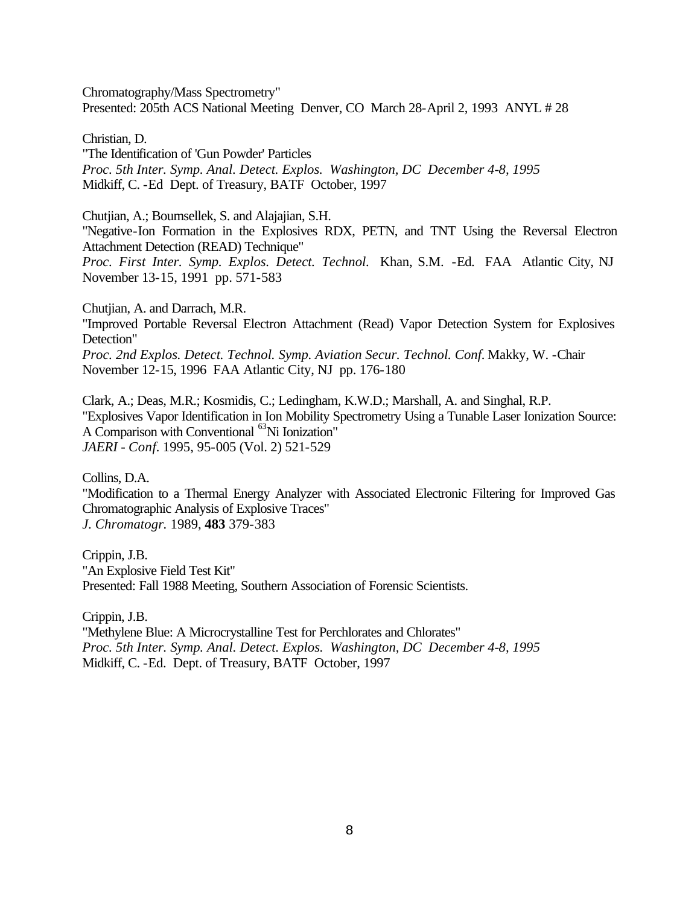Chromatography/Mass Spectrometry"
Presented: 205th ACS National Meeting Denver, CO March 28-April 2, 1993 ANYL # 28

Christian, D.
"The Identification of 'Gun Powder' Particles
*Proc. 5th Inter. Symp. Anal. Detect. Explos. Washington, DC December 4-8, 1995*
Midkiff, C. -Ed Dept. of Treasury, BATF October, 1997

Chutjian, A.; Boumsellek, S. and Alajajian, S.H.
"Negative-Ion Formation in the Explosives RDX, PETN, and TNT Using the Reversal Electron Attachment Detection (READ) Technique"
*Proc. First Inter. Symp. Explos. Detect. Technol.* Khan, S.M. -Ed. FAA Atlantic City, NJ November 13-15, 1991 pp. 571-583

Chutjian, A. and Darrach, M.R.
"Improved Portable Reversal Electron Attachment (Read) Vapor Detection System for Explosives Detection"
*Proc. 2nd Explos. Detect. Technol. Symp. Aviation Secur. Technol. Conf.* Makky, W. -Chair November 12-15, 1996 FAA Atlantic City, NJ pp. 176-180

Clark, A.; Deas, M.R.; Kosmidis, C.; Ledingham, K.W.D.; Marshall, A. and Singhal, R.P.
"Explosives Vapor Identification in Ion Mobility Spectrometry Using a Tunable Laser Ionization Source: A Comparison with Conventional $^{63}$Ni Ionization"
*JAERI - Conf.* 1995, 95-005 (Vol. 2) 521-529

Collins, D.A.
"Modification to a Thermal Energy Analyzer with Associated Electronic Filtering for Improved Gas Chromatographic Analysis of Explosive Traces"
*J. Chromatogr.* 1989, **483** 379-383

Crippin, J.B.
"An Explosive Field Test Kit"
Presented: Fall 1988 Meeting, Southern Association of Forensic Scientists.

Crippin, J.B.
"Methylene Blue: A Microcrystalline Test for Perchlorates and Chlorates"
*Proc. 5th Inter. Symp. Anal. Detect. Explos. Washington, DC December 4-8, 1995*
Midkiff, C. -Ed. Dept. of Treasury, BATF October, 1997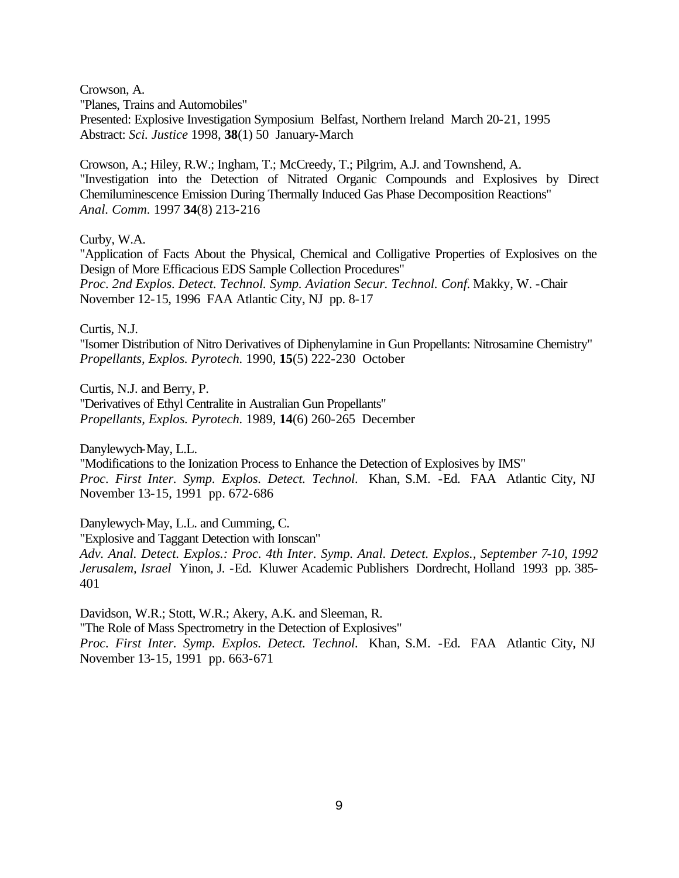Crowson, A.
"Planes, Trains and Automobiles"
Presented: Explosive Investigation Symposium Belfast, Northern Ireland March 20-21, 1995
Abstract: *Sci. Justice* 1998, **38**(1) 50 January-March

Crowson, A.; Hiley, R.W.; Ingham, T.; McCreedy, T.; Pilgrim, A.J. and Townshend, A.
"Investigation into the Detection of Nitrated Organic Compounds and Explosives by Direct Chemiluminescence Emission During Thermally Induced Gas Phase Decomposition Reactions"
*Anal. Comm.* 1997 **34**(8) 213-216

Curby, W.A.
"Application of Facts About the Physical, Chemical and Colligative Properties of Explosives on the Design of More Efficacious EDS Sample Collection Procedures"
*Proc. 2nd Explos. Detect. Technol. Symp. Aviation Secur. Technol. Conf.* Makky, W. -Chair
November 12-15, 1996 FAA Atlantic City, NJ pp. 8-17

Curtis, N.J.
"Isomer Distribution of Nitro Derivatives of Diphenylamine in Gun Propellants: Nitrosamine Chemistry"
*Propellants, Explos. Pyrotech.* 1990, **15**(5) 222-230 October

Curtis, N.J. and Berry, P.
"Derivatives of Ethyl Centralite in Australian Gun Propellants"
*Propellants, Explos. Pyrotech.* 1989, **14**(6) 260-265 December

Danylewych-May, L.L.
"Modifications to the Ionization Process to Enhance the Detection of Explosives by IMS"
*Proc. First Inter. Symp. Explos. Detect. Technol.* Khan, S.M. -Ed. FAA Atlantic City, NJ
November 13-15, 1991 pp. 672-686

Danylewych-May, L.L. and Cumming, C.
"Explosive and Taggant Detection with Ionscan"
*Adv. Anal. Detect. Explos.: Proc. 4th Inter. Symp. Anal. Detect. Explos., September 7-10, 1992 Jerusalem, Israel* Yinon, J. -Ed. Kluwer Academic Publishers Dordrecht, Holland 1993 pp. 385-401

Davidson, W.R.; Stott, W.R.; Akery, A.K. and Sleeman, R.
"The Role of Mass Spectrometry in the Detection of Explosives"
*Proc. First Inter. Symp. Explos. Detect. Technol.* Khan, S.M. -Ed. FAA Atlantic City, NJ
November 13-15, 1991 pp. 663-671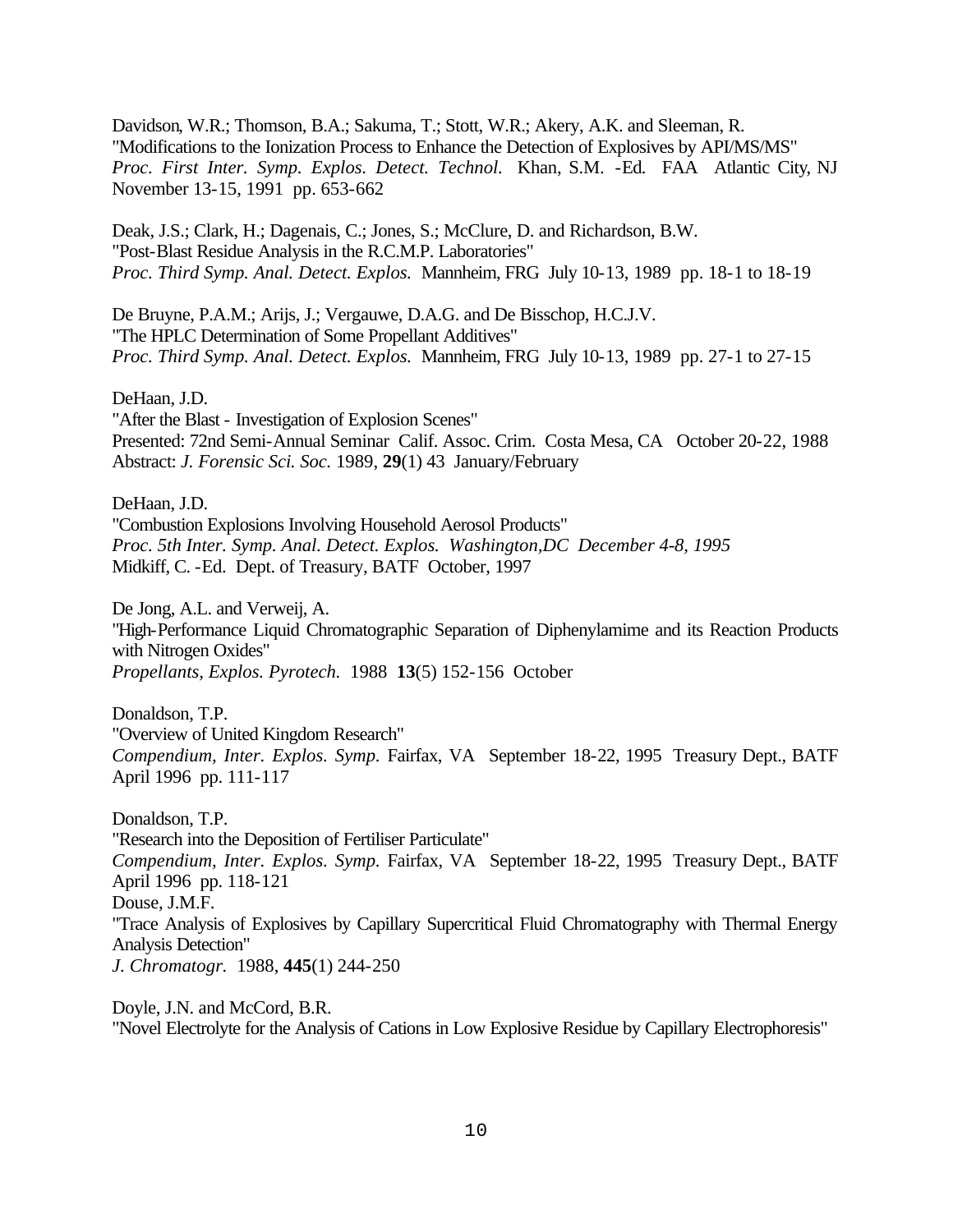Davidson, W.R.; Thomson, B.A.; Sakuma, T.; Stott, W.R.; Akery, A.K. and Sleeman, R.
"Modifications to the Ionization Process to Enhance the Detection of Explosives by API/MS/MS"
*Proc. First Inter. Symp. Explos. Detect. Technol.* Khan, S.M. -Ed. FAA Atlantic City, NJ November 13-15, 1991 pp. 653-662

Deak, J.S.; Clark, H.; Dagenais, C.; Jones, S.; McClure, D. and Richardson, B.W.
"Post-Blast Residue Analysis in the R.C.M.P. Laboratories"
*Proc. Third Symp. Anal. Detect. Explos.* Mannheim, FRG July 10-13, 1989 pp. 18-1 to 18-19

De Bruyne, P.A.M.; Arijs, J.; Vergauwe, D.A.G. and De Bisschop, H.C.J.V.
"The HPLC Determination of Some Propellant Additives"
*Proc. Third Symp. Anal. Detect. Explos.* Mannheim, FRG July 10-13, 1989 pp. 27-1 to 27-15

DeHaan, J.D.
"After the Blast - Investigation of Explosion Scenes"
Presented: 72nd Semi-Annual Seminar Calif. Assoc. Crim. Costa Mesa, CA October 20-22, 1988
Abstract: *J. Forensic Sci. Soc.* 1989, **29**(1) 43 January/February

DeHaan, J.D.
"Combustion Explosions Involving Household Aerosol Products"
*Proc. 5th Inter. Symp. Anal. Detect. Explos. Washington,DC December 4-8, 1995*
Midkiff, C. -Ed. Dept. of Treasury, BATF October, 1997

De Jong, A.L. and Verweij, A.
"High-Performance Liquid Chromatographic Separation of Diphenylamime and its Reaction Products with Nitrogen Oxides"
*Propellants, Explos. Pyrotech.* 1988 **13**(5) 152-156 October

Donaldson, T.P.
"Overview of United Kingdom Research"
*Compendium, Inter. Explos. Symp.* Fairfax, VA September 18-22, 1995 Treasury Dept., BATF April 1996 pp. 111-117

Donaldson, T.P.
"Research into the Deposition of Fertiliser Particulate"
*Compendium, Inter. Explos. Symp.* Fairfax, VA September 18-22, 1995 Treasury Dept., BATF April 1996 pp. 118-121

Douse, J.M.F.
"Trace Analysis of Explosives by Capillary Supercritical Fluid Chromatography with Thermal Energy Analysis Detection"
*J. Chromatogr.* 1988, **445**(1) 244-250

Doyle, J.N. and McCord, B.R.
"Novel Electrolyte for the Analysis of Cations in Low Explosive Residue by Capillary Electrophoresis"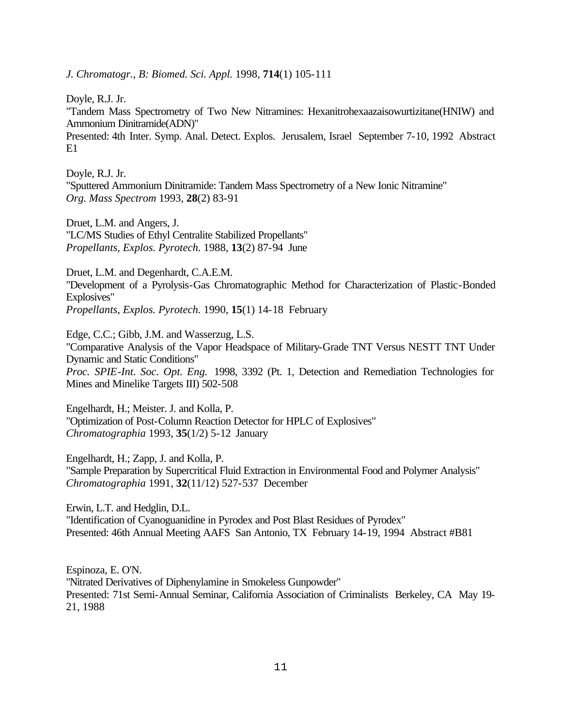*J. Chromatogr., B: Biomed. Sci. Appl.* 1998, **714**(1) 105-111

Doyle, R.J. Jr.
"Tandem Mass Spectrometry of Two New Nitramines: Hexanitrohexaazaisowurtizitane(HNIW) and Ammonium Dinitramide(ADN)"
Presented: 4th Inter. Symp. Anal. Detect. Explos. Jerusalem, Israel September 7-10, 1992 Abstract E1

Doyle, R.J. Jr.
"Sputtered Ammonium Dinitramide: Tandem Mass Spectrometry of a New Ionic Nitramine"
*Org. Mass Spectrom* 1993, **28**(2) 83-91

Druet, L.M. and Angers, J.
"LC/MS Studies of Ethyl Centralite Stabilized Propellants"
*Propellants, Explos. Pyrotech.* 1988, **13**(2) 87-94 June

Druet, L.M. and Degenhardt, C.A.E.M.
"Development of a Pyrolysis-Gas Chromatographic Method for Characterization of Plastic-Bonded Explosives"
*Propellants, Explos. Pyrotech.* 1990, **15**(1) 14-18 February

Edge, C.C.; Gibb, J.M. and Wasserzug, L.S.
"Comparative Analysis of the Vapor Headspace of Military-Grade TNT Versus NESTT TNT Under Dynamic and Static Conditions"
*Proc. SPIE-Int. Soc. Opt. Eng.* 1998, 3392 (Pt. 1, Detection and Remediation Technologies for Mines and Minelike Targets III) 502-508

Engelhardt, H.; Meister. J. and Kolla, P.
"Optimization of Post-Column Reaction Detector for HPLC of Explosives"
*Chromatographia* 1993, **35**(1/2) 5-12 January

Engelhardt, H.; Zapp, J. and Kolla, P.
"Sample Preparation by Supercritical Fluid Extraction in Environmental Food and Polymer Analysis"
*Chromatographia* 1991, **32**(11/12) 527-537 December

Erwin, L.T. and Hedglin, D.L.
"Identification of Cyanoguanidine in Pyrodex and Post Blast Residues of Pyrodex"
Presented: 46th Annual Meeting AAFS San Antonio, TX February 14-19, 1994 Abstract #B81

Espinoza, E. O'N.
"Nitrated Derivatives of Diphenylamine in Smokeless Gunpowder"
Presented: 71st Semi-Annual Seminar, California Association of Criminalists Berkeley, CA May 19-21, 1988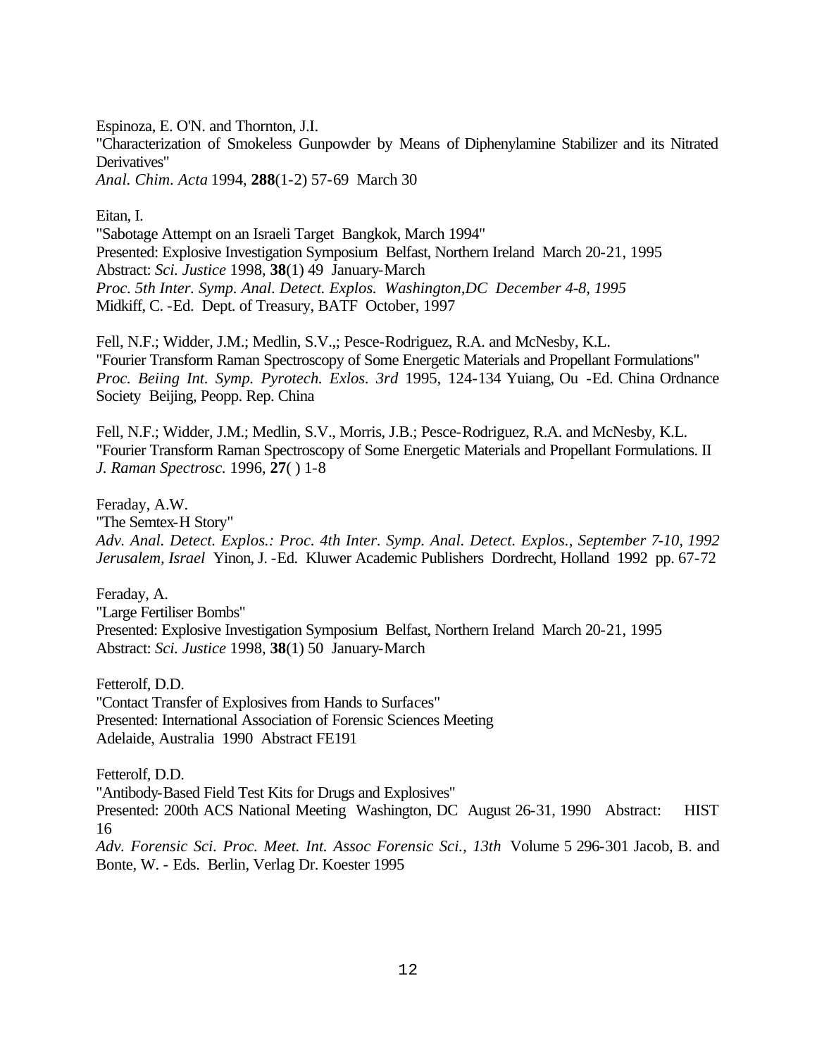Espinoza, E. O'N. and Thornton, J.I.
"Characterization of Smokeless Gunpowder by Means of Diphenylamine Stabilizer and its Nitrated Derivatives"
*Anal. Chim. Acta* 1994, **288**(1-2) 57-69 March 30

Eitan, I.
"Sabotage Attempt on an Israeli Target Bangkok, March 1994"
Presented: Explosive Investigation Symposium Belfast, Northern Ireland March 20-21, 1995
Abstract: *Sci. Justice* 1998, **38**(1) 49 January-March
*Proc. 5th Inter. Symp. Anal. Detect. Explos. Washington,DC December 4-8, 1995*
Midkiff, C. -Ed. Dept. of Treasury, BATF October, 1997

Fell, N.F.; Widder, J.M.; Medlin, S.V.,; Pesce-Rodriguez, R.A. and McNesby, K.L.
"Fourier Transform Raman Spectroscopy of Some Energetic Materials and Propellant Formulations"
*Proc. Beiing Int. Symp. Pyrotech. Exlos. 3rd* 1995, 124-134 Yuiang, Ou -Ed. China Ordnance Society Beijing, Peopp. Rep. China

Fell, N.F.; Widder, J.M.; Medlin, S.V., Morris, J.B.; Pesce-Rodriguez, R.A. and McNesby, K.L.
"Fourier Transform Raman Spectroscopy of Some Energetic Materials and Propellant Formulations. II
*J. Raman Spectrosc.* 1996, **27**( ) 1-8

Feraday, A.W.
"The Semtex-H Story"
*Adv. Anal. Detect. Explos.: Proc. 4th Inter. Symp. Anal. Detect. Explos., September 7-10, 1992 Jerusalem, Israel* Yinon, J. -Ed. Kluwer Academic Publishers Dordrecht, Holland 1992 pp. 67-72

Feraday, A.
"Large Fertiliser Bombs"
Presented: Explosive Investigation Symposium Belfast, Northern Ireland March 20-21, 1995
Abstract: *Sci. Justice* 1998, **38**(1) 50 January-March

Fetterolf, D.D.
"Contact Transfer of Explosives from Hands to Surfaces"
Presented: International Association of Forensic Sciences Meeting
Adelaide, Australia 1990 Abstract FE191

Fetterolf, D.D.
"Antibody-Based Field Test Kits for Drugs and Explosives"
Presented: 200th ACS National Meeting Washington, DC August 26-31, 1990 Abstract: HIST 16
*Adv. Forensic Sci. Proc. Meet. Int. Assoc Forensic Sci., 13th* Volume 5 296-301 Jacob, B. and Bonte, W. - Eds. Berlin, Verlag Dr. Koester 1995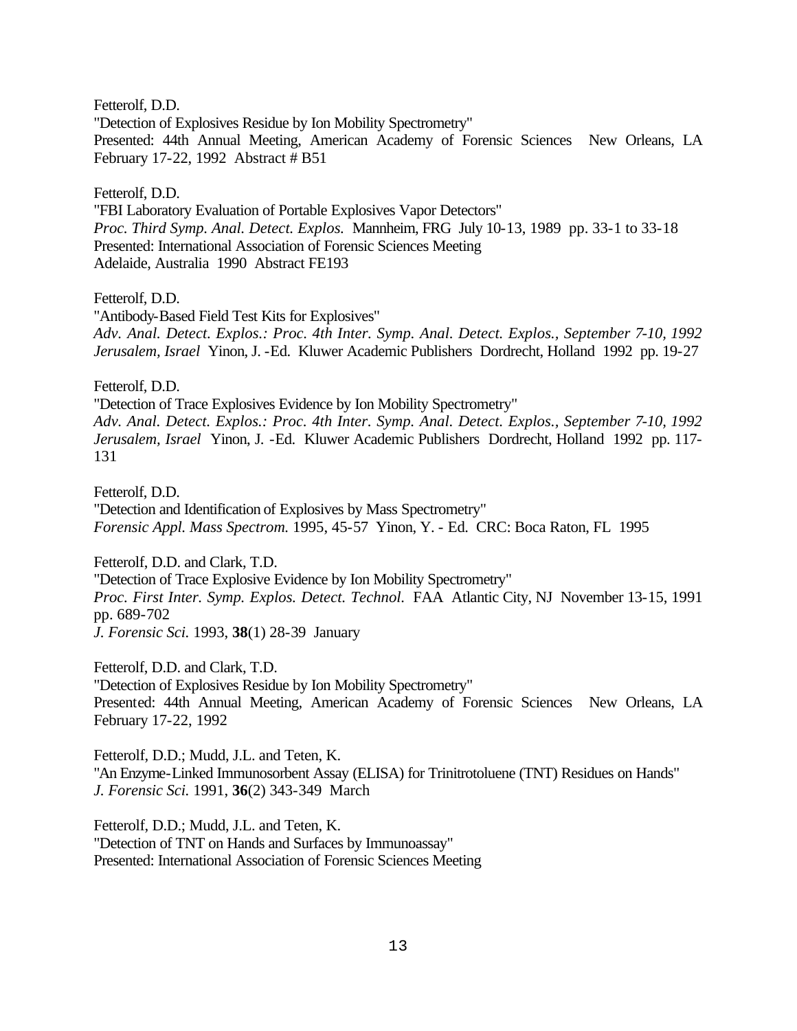Fetterolf, D.D.
"Detection of Explosives Residue by Ion Mobility Spectrometry"
Presented: 44th Annual Meeting, American Academy of Forensic Sciences New Orleans, LA February 17-22, 1992 Abstract # B51

Fetterolf, D.D.
"FBI Laboratory Evaluation of Portable Explosives Vapor Detectors"
*Proc. Third Symp. Anal. Detect. Explos.* Mannheim, FRG July 10-13, 1989 pp. 33-1 to 33-18
Presented: International Association of Forensic Sciences Meeting
Adelaide, Australia 1990 Abstract FE193

Fetterolf, D.D.
"Antibody-Based Field Test Kits for Explosives"
*Adv. Anal. Detect. Explos.: Proc. 4th Inter. Symp. Anal. Detect. Explos., September 7-10, 1992 Jerusalem, Israel* Yinon, J. -Ed. Kluwer Academic Publishers Dordrecht, Holland 1992 pp. 19-27

Fetterolf, D.D.
"Detection of Trace Explosives Evidence by Ion Mobility Spectrometry"
*Adv. Anal. Detect. Explos.: Proc. 4th Inter. Symp. Anal. Detect. Explos., September 7-10, 1992 Jerusalem, Israel* Yinon, J. -Ed. Kluwer Academic Publishers Dordrecht, Holland 1992 pp. 117-131

Fetterolf, D.D.
"Detection and Identification of Explosives by Mass Spectrometry"
*Forensic Appl. Mass Spectrom.* 1995, 45-57 Yinon, Y. - Ed. CRC: Boca Raton, FL 1995

Fetterolf, D.D. and Clark, T.D.
"Detection of Trace Explosive Evidence by Ion Mobility Spectrometry"
*Proc. First Inter. Symp. Explos. Detect. Technol.* FAA Atlantic City, NJ November 13-15, 1991 pp. 689-702
*J. Forensic Sci.* 1993, **38**(1) 28-39 January

Fetterolf, D.D. and Clark, T.D.
"Detection of Explosives Residue by Ion Mobility Spectrometry"
Presented: 44th Annual Meeting, American Academy of Forensic Sciences New Orleans, LA February 17-22, 1992

Fetterolf, D.D.; Mudd, J.L. and Teten, K.
"An Enzyme-Linked Immunosorbent Assay (ELISA) for Trinitrotoluene (TNT) Residues on Hands"
*J. Forensic Sci.* 1991, **36**(2) 343-349 March

Fetterolf, D.D.; Mudd, J.L. and Teten, K.
"Detection of TNT on Hands and Surfaces by Immunoassay"
Presented: International Association of Forensic Sciences Meeting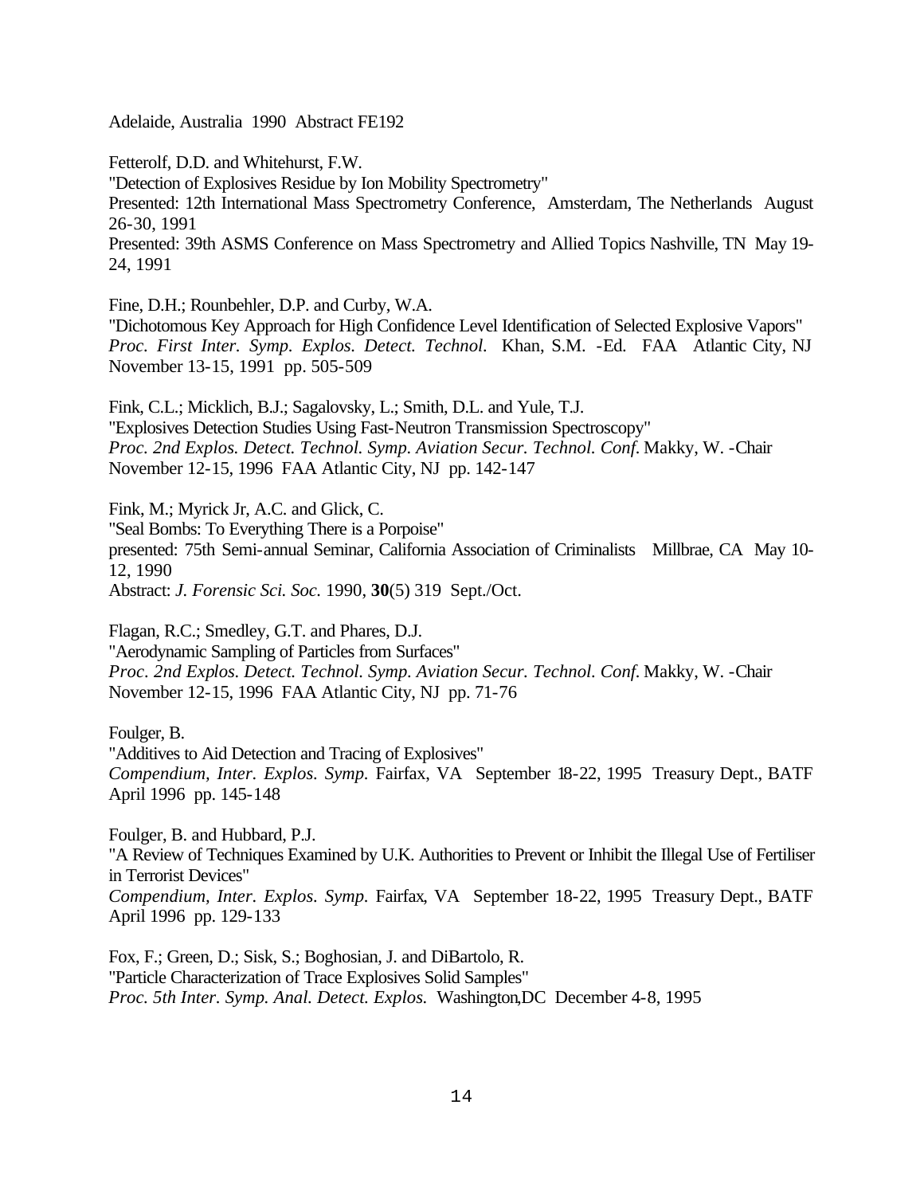Adelaide, Australia 1990 Abstract FE192

Fetterolf, D.D. and Whitehurst, F.W.
"Detection of Explosives Residue by Ion Mobility Spectrometry"
Presented: 12th International Mass Spectrometry Conference, Amsterdam, The Netherlands August 26-30, 1991
Presented: 39th ASMS Conference on Mass Spectrometry and Allied Topics Nashville, TN May 19-24, 1991

Fine, D.H.; Rounbehler, D.P. and Curby, W.A.
"Dichotomous Key Approach for High Confidence Level Identification of Selected Explosive Vapors"
*Proc. First Inter. Symp. Explos. Detect. Technol.* Khan, S.M. -Ed. FAA Atlantic City, NJ November 13-15, 1991 pp. 505-509

Fink, C.L.; Micklich, B.J.; Sagalovsky, L.; Smith, D.L. and Yule, T.J.
"Explosives Detection Studies Using Fast-Neutron Transmission Spectroscopy"
*Proc. 2nd Explos. Detect. Technol. Symp. Aviation Secur. Technol. Conf.* Makky, W. -Chair November 12-15, 1996 FAA Atlantic City, NJ pp. 142-147

Fink, M.; Myrick Jr, A.C. and Glick, C.
"Seal Bombs: To Everything There is a Porpoise"
presented: 75th Semi-annual Seminar, California Association of Criminalists Millbrae, CA May 10-12, 1990
Abstract: *J. Forensic Sci. Soc.* 1990, **30**(5) 319 Sept./Oct.

Flagan, R.C.; Smedley, G.T. and Phares, D.J.
"Aerodynamic Sampling of Particles from Surfaces"
*Proc. 2nd Explos. Detect. Technol. Symp. Aviation Secur. Technol. Conf.* Makky, W. -Chair November 12-15, 1996 FAA Atlantic City, NJ pp. 71-76

Foulger, B.
"Additives to Aid Detection and Tracing of Explosives"
*Compendium, Inter. Explos. Symp.* Fairfax, VA September 18-22, 1995 Treasury Dept., BATF April 1996 pp. 145-148

Foulger, B. and Hubbard, P.J.
"A Review of Techniques Examined by U.K. Authorities to Prevent or Inhibit the Illegal Use of Fertiliser in Terrorist Devices"
*Compendium, Inter. Explos. Symp.* Fairfax, VA September 18-22, 1995 Treasury Dept., BATF April 1996 pp. 129-133

Fox, F.; Green, D.; Sisk, S.; Boghosian, J. and DiBartolo, R.
"Particle Characterization of Trace Explosives Solid Samples"
*Proc. 5th Inter. Symp. Anal. Detect. Explos.* Washington,DC December 4-8, 1995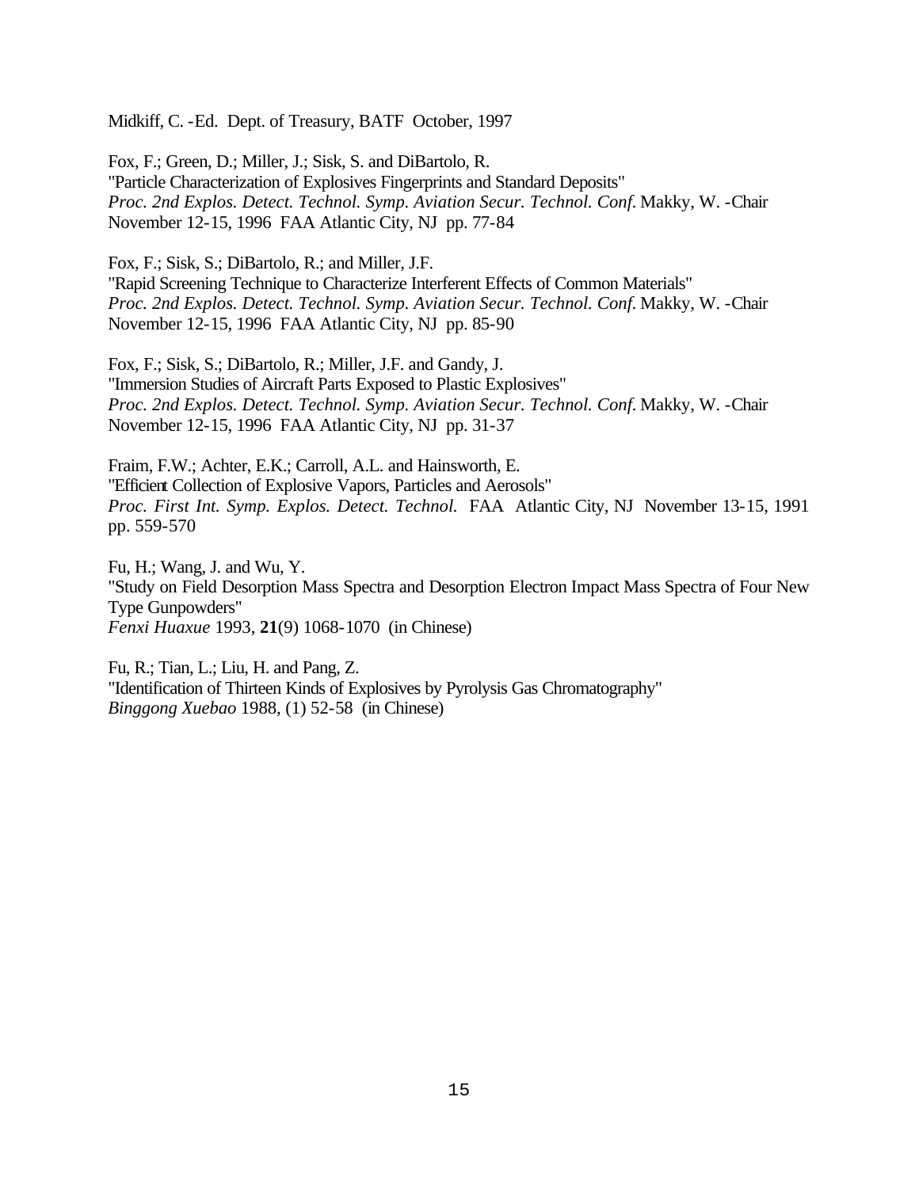Midkiff, C. -Ed. Dept. of Treasury, BATF October, 1997

Fox, F.; Green, D.; Miller, J.; Sisk, S. and DiBartolo, R.
"Particle Characterization of Explosives Fingerprints and Standard Deposits"
*Proc. 2nd Explos. Detect. Technol. Symp. Aviation Secur. Technol. Conf.* Makky, W. -Chair
November 12-15, 1996 FAA Atlantic City, NJ pp. 77-84

Fox, F.; Sisk, S.; DiBartolo, R.; and Miller, J.F.
"Rapid Screening Technique to Characterize Interferent Effects of Common Materials"
*Proc. 2nd Explos. Detect. Technol. Symp. Aviation Secur. Technol. Conf.* Makky, W. -Chair
November 12-15, 1996 FAA Atlantic City, NJ pp. 85-90

Fox, F.; Sisk, S.; DiBartolo, R.; Miller, J.F. and Gandy, J.
"Immersion Studies of Aircraft Parts Exposed to Plastic Explosives"
*Proc. 2nd Explos. Detect. Technol. Symp. Aviation Secur. Technol. Conf.* Makky, W. -Chair
November 12-15, 1996 FAA Atlantic City, NJ pp. 31-37

Fraim, F.W.; Achter, E.K.; Carroll, A.L. and Hainsworth, E.
"Efficient Collection of Explosive Vapors, Particles and Aerosols"
*Proc. First Int. Symp. Explos. Detect. Technol.* FAA Atlantic City, NJ November 13-15, 1991
pp. 559-570

Fu, H.; Wang, J. and Wu, Y.
"Study on Field Desorption Mass Spectra and Desorption Electron Impact Mass Spectra of Four New Type Gunpowders"
*Fenxi Huaxue* 1993, **21**(9) 1068-1070 (in Chinese)

Fu, R.; Tian, L.; Liu, H. and Pang, Z.
"Identification of Thirteen Kinds of Explosives by Pyrolysis Gas Chromatography"
*Binggong Xuebao* 1988, (1) 52-58 (in Chinese)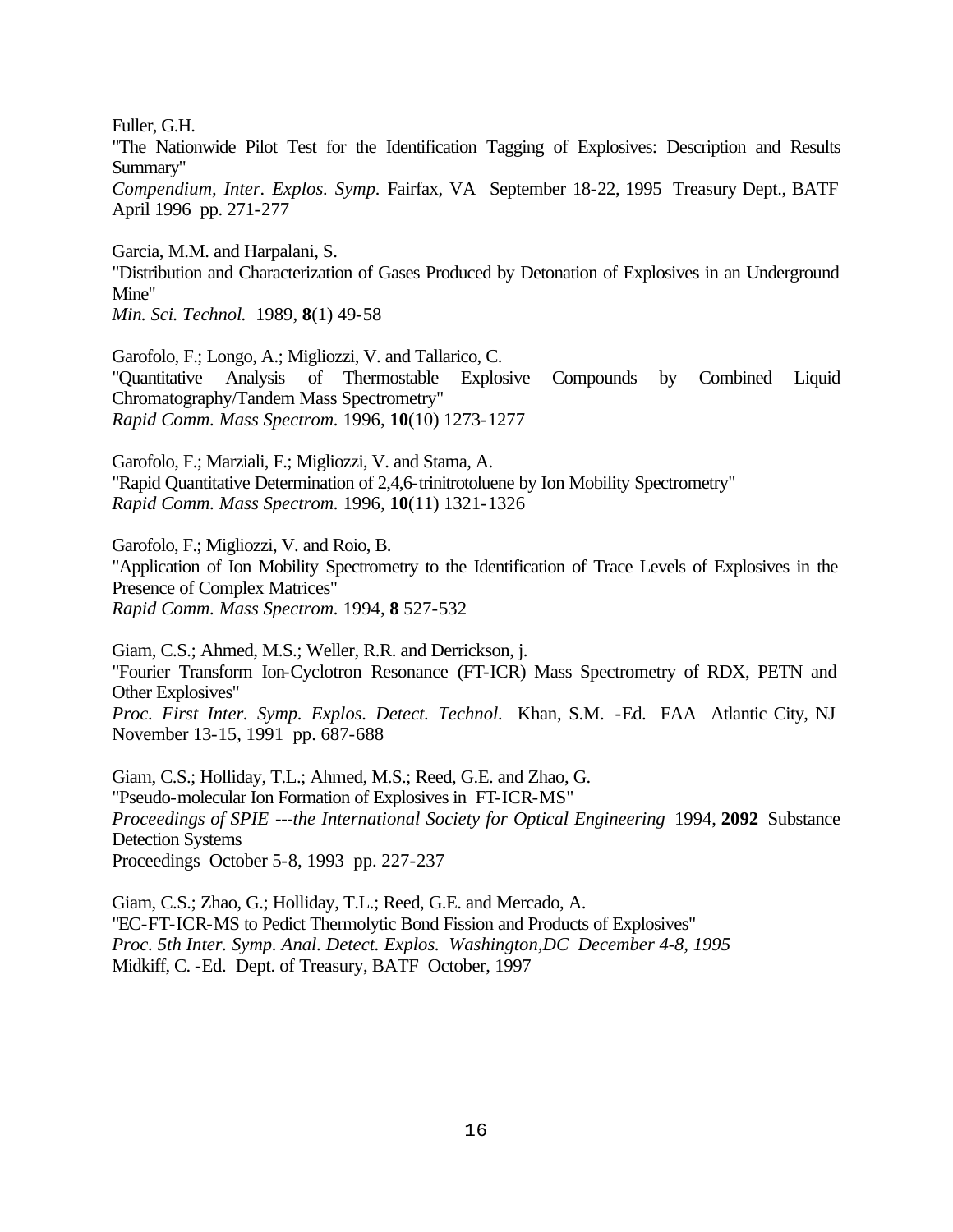Fuller, G.H.
"The Nationwide Pilot Test for the Identification Tagging of Explosives: Description and Results Summary"
*Compendium, Inter. Explos. Symp.* Fairfax, VA September 18-22, 1995 Treasury Dept., BATF April 1996 pp. 271-277

Garcia, M.M. and Harpalani, S.
"Distribution and Characterization of Gases Produced by Detonation of Explosives in an Underground Mine"
*Min. Sci. Technol.* 1989, **8**(1) 49-58

Garofolo, F.; Longo, A.; Migliozzi, V. and Tallarico, C.
"Quantitative Analysis of Thermostable Explosive Compounds by Combined Liquid Chromatography/Tandem Mass Spectrometry"
*Rapid Comm. Mass Spectrom.* 1996, **10**(10) 1273-1277

Garofolo, F.; Marziali, F.; Migliozzi, V. and Stama, A.
"Rapid Quantitative Determination of 2,4,6-trinitrotoluene by Ion Mobility Spectrometry"
*Rapid Comm. Mass Spectrom.* 1996, **10**(11) 1321-1326

Garofolo, F.; Migliozzi, V. and Roio, B.
"Application of Ion Mobility Spectrometry to the Identification of Trace Levels of Explosives in the Presence of Complex Matrices"
*Rapid Comm. Mass Spectrom.* 1994, **8** 527-532

Giam, C.S.; Ahmed, M.S.; Weller, R.R. and Derrickson, j.
"Fourier Transform Ion-Cyclotron Resonance (FT-ICR) Mass Spectrometry of RDX, PETN and Other Explosives"
*Proc. First Inter. Symp. Explos. Detect. Technol.* Khan, S.M. -Ed. FAA Atlantic City, NJ November 13-15, 1991 pp. 687-688

Giam, C.S.; Holliday, T.L.; Ahmed, M.S.; Reed, G.E. and Zhao, G.
"Pseudo-molecular Ion Formation of Explosives in FT-ICR-MS"
*Proceedings of SPIE ---the International Society for Optical Engineering* 1994, **2092** Substance Detection Systems
Proceedings October 5-8, 1993 pp. 227-237

Giam, C.S.; Zhao, G.; Holliday, T.L.; Reed, G.E. and Mercado, A.
"EC-FT-ICR-MS to Pedict Thermolytic Bond Fission and Products of Explosives"
*Proc. 5th Inter. Symp. Anal. Detect. Explos. Washington,DC December 4-8, 1995*
Midkiff, C. -Ed. Dept. of Treasury, BATF October, 1997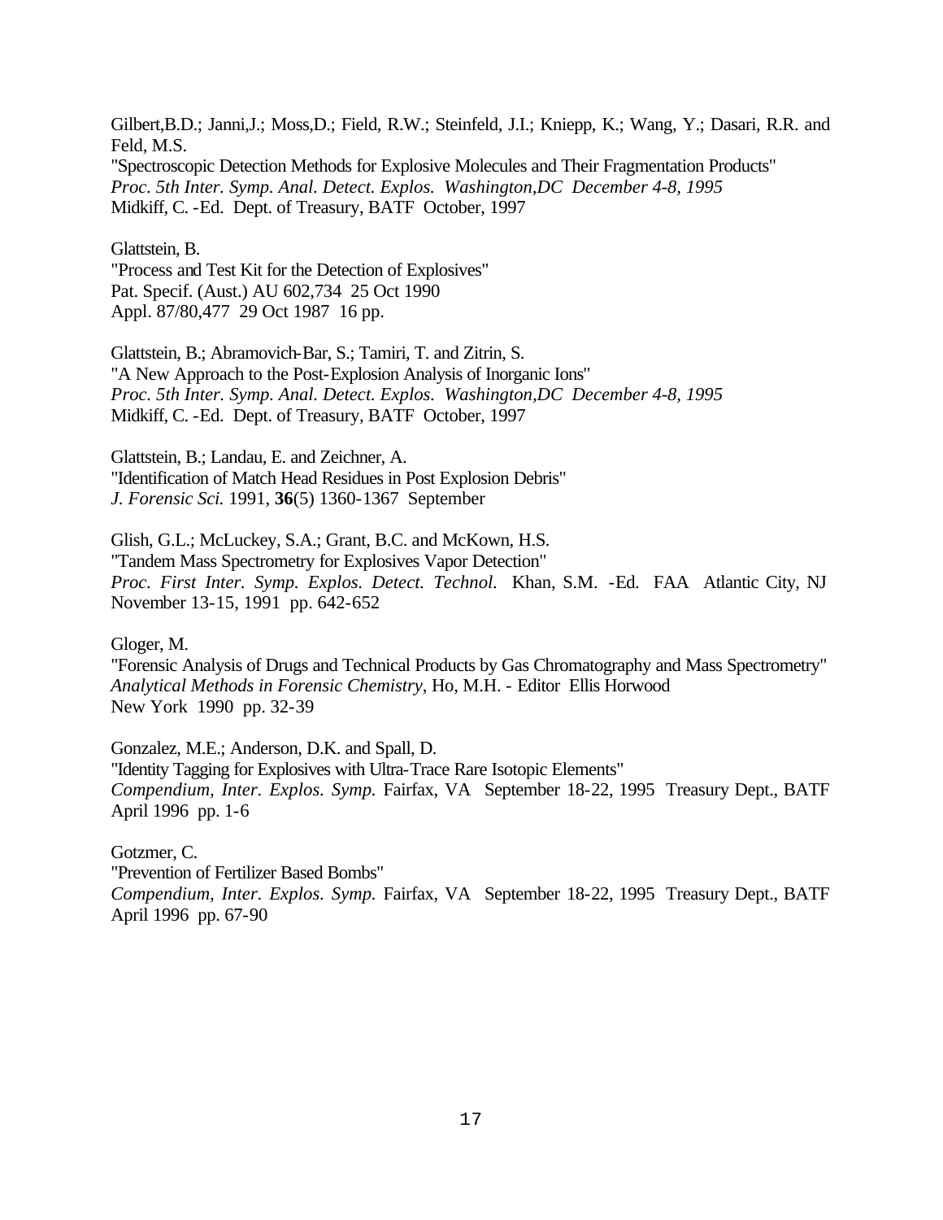Gilbert,B.D.; Janni,J.; Moss,D.; Field, R.W.; Steinfeld, J.I.; Kniepp, K.; Wang, Y.; Dasari, R.R. and Feld, M.S.
"Spectroscopic Detection Methods for Explosive Molecules and Their Fragmentation Products"
*Proc. 5th Inter. Symp. Anal. Detect. Explos. Washington,DC December 4-8, 1995*
Midkiff, C. -Ed. Dept. of Treasury, BATF October, 1997

Glattstein, B.
"Process and Test Kit for the Detection of Explosives"
Pat. Specif. (Aust.) AU 602,734 25 Oct 1990
Appl. 87/80,477 29 Oct 1987 16 pp.

Glattstein, B.; Abramovich-Bar, S.; Tamiri, T. and Zitrin, S.
"A New Approach to the Post-Explosion Analysis of Inorganic Ions"
*Proc. 5th Inter. Symp. Anal. Detect. Explos. Washington,DC December 4-8, 1995*
Midkiff, C. -Ed. Dept. of Treasury, BATF October, 1997

Glattstein, B.; Landau, E. and Zeichner, A.
"Identification of Match Head Residues in Post Explosion Debris"
*J. Forensic Sci.* 1991, **36**(5) 1360-1367 September

Glish, G.L.; McLuckey, S.A.; Grant, B.C. and McKown, H.S.
"Tandem Mass Spectrometry for Explosives Vapor Detection"
*Proc. First Inter. Symp. Explos. Detect. Technol.* Khan, S.M. -Ed. FAA Atlantic City, NJ November 13-15, 1991 pp. 642-652

Gloger, M.
"Forensic Analysis of Drugs and Technical Products by Gas Chromatography and Mass Spectrometry"
*Analytical Methods in Forensic Chemistry*, Ho, M.H. - Editor Ellis Horwood
New York 1990 pp. 32-39

Gonzalez, M.E.; Anderson, D.K. and Spall, D.
"Identity Tagging for Explosives with Ultra-Trace Rare Isotopic Elements"
*Compendium, Inter. Explos. Symp.* Fairfax, VA September 18-22, 1995 Treasury Dept., BATF April 1996 pp. 1-6

Gotzmer, C.
"Prevention of Fertilizer Based Bombs"
*Compendium, Inter. Explos. Symp.* Fairfax, VA September 18-22, 1995 Treasury Dept., BATF April 1996 pp. 67-90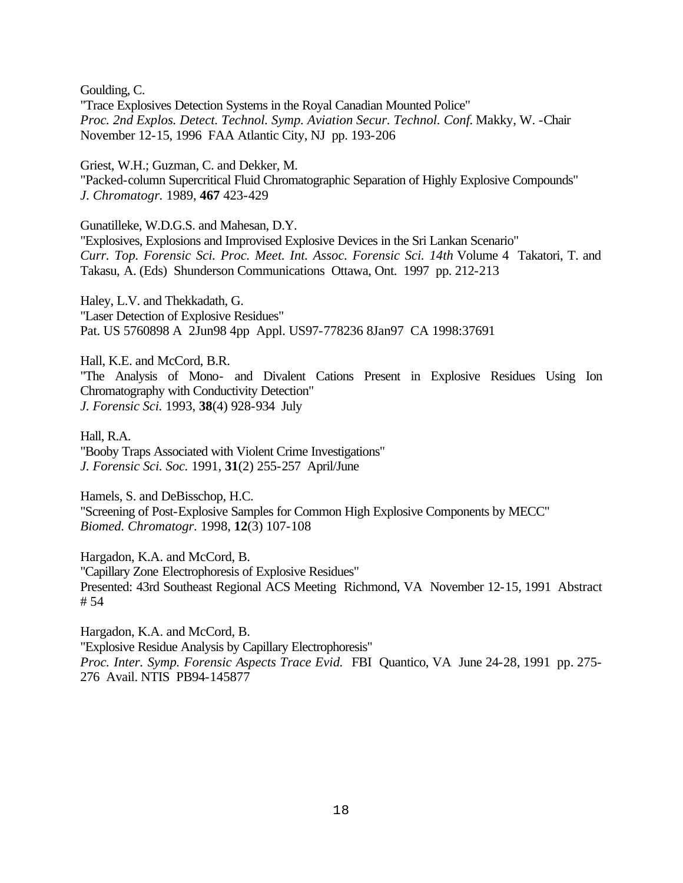Goulding, C.
"Trace Explosives Detection Systems in the Royal Canadian Mounted Police"
*Proc. 2nd Explos. Detect. Technol. Symp. Aviation Secur. Technol. Conf.* Makky, W. -Chair November 12-15, 1996 FAA Atlantic City, NJ pp. 193-206

Griest, W.H.; Guzman, C. and Dekker, M.
"Packed-column Supercritical Fluid Chromatographic Separation of Highly Explosive Compounds"
*J. Chromatogr.* 1989, **467** 423-429

Gunatilleke, W.D.G.S. and Mahesan, D.Y.
"Explosives, Explosions and Improvised Explosive Devices in the Sri Lankan Scenario"
*Curr. Top. Forensic Sci. Proc. Meet. Int. Assoc. Forensic Sci. 14th* Volume 4 Takatori, T. and Takasu, A. (Eds) Shunderson Communications Ottawa, Ont. 1997 pp. 212-213

Haley, L.V. and Thekkadath, G.
"Laser Detection of Explosive Residues"
Pat. US 5760898 A 2Jun98 4pp Appl. US97-778236 8Jan97 CA 1998:37691

Hall, K.E. and McCord, B.R.
"The Analysis of Mono- and Divalent Cations Present in Explosive Residues Using Ion Chromatography with Conductivity Detection"
*J. Forensic Sci.* 1993, **38**(4) 928-934 July

Hall, R.A.
"Booby Traps Associated with Violent Crime Investigations"
*J. Forensic Sci. Soc.* 1991, **31**(2) 255-257 April/June

Hamels, S. and DeBisschop, H.C.
"Screening of Post-Explosive Samples for Common High Explosive Components by MECC"
*Biomed. Chromatogr.* 1998, **12**(3) 107-108

Hargadon, K.A. and McCord, B.
"Capillary Zone Electrophoresis of Explosive Residues"
Presented: 43rd Southeast Regional ACS Meeting Richmond, VA November 12-15, 1991 Abstract # 54

Hargadon, K.A. and McCord, B.
"Explosive Residue Analysis by Capillary Electrophoresis"
*Proc. Inter. Symp. Forensic Aspects Trace Evid.* FBI Quantico, VA June 24-28, 1991 pp. 275-276 Avail. NTIS PB94-145877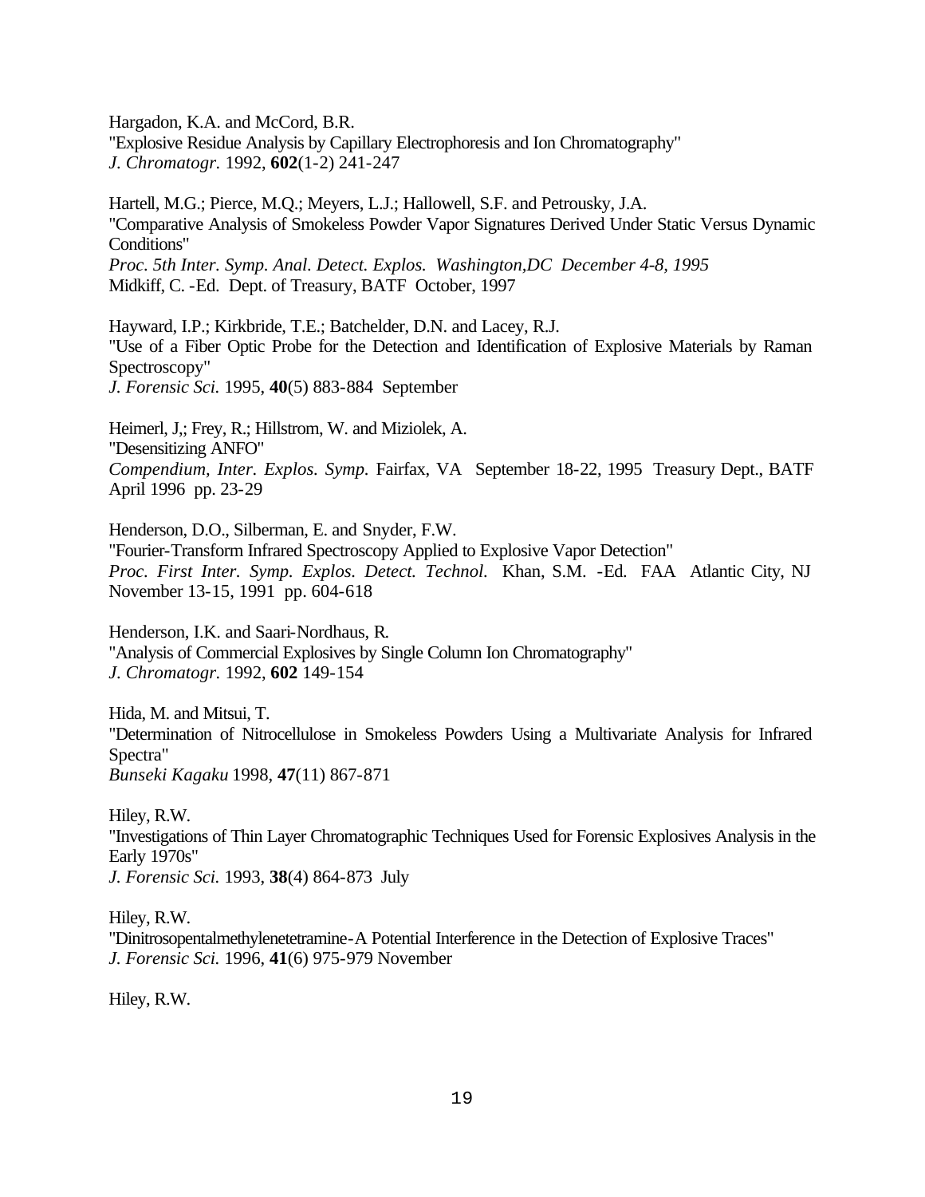Hargadon, K.A. and McCord, B.R.  
"Explosive Residue Analysis by Capillary Electrophoresis and Ion Chromatography"  
*J. Chromatogr.* 1992, **602**(1-2) 241-247

Hartell, M.G.; Pierce, M.Q.; Meyers, L.J.; Hallowell, S.F. and Petrousky, J.A.  
"Comparative Analysis of Smokeless Powder Vapor Signatures Derived Under Static Versus Dynamic Conditions"  
*Proc. 5th Inter. Symp. Anal. Detect. Explos. Washington,DC December 4-8, 1995*  
Midkiff, C. -Ed. Dept. of Treasury, BATF October, 1997

Hayward, I.P.; Kirkbride, T.E.; Batchelder, D.N. and Lacey, R.J.  
"Use of a Fiber Optic Probe for the Detection and Identification of Explosive Materials by Raman Spectroscopy"  
*J. Forensic Sci.* 1995, **40**(5) 883-884 September

Heimerl, J,; Frey, R.; Hillstrom, W. and Miziolek, A.  
"Desensitizing ANFO"  
*Compendium, Inter. Explos. Symp.* Fairfax, VA September 18-22, 1995 Treasury Dept., BATF April 1996 pp. 23-29

Henderson, D.O., Silberman, E. and Snyder, F.W.  
"Fourier-Transform Infrared Spectroscopy Applied to Explosive Vapor Detection"  
*Proc. First Inter. Symp. Explos. Detect. Technol.* Khan, S.M. -Ed. FAA Atlantic City, NJ November 13-15, 1991 pp. 604-618

Henderson, I.K. and Saari-Nordhaus, R.  
"Analysis of Commercial Explosives by Single Column Ion Chromatography"  
*J. Chromatogr.* 1992, **602** 149-154

Hida, M. and Mitsui, T.  
"Determination of Nitrocellulose in Smokeless Powders Using a Multivariate Analysis for Infrared Spectra"  
*Bunseki Kagaku* 1998, **47**(11) 867-871

Hiley, R.W.  
"Investigations of Thin Layer Chromatographic Techniques Used for Forensic Explosives Analysis in the Early 1970s"  
*J. Forensic Sci.* 1993, **38**(4) 864-873 July

Hiley, R.W.  
"Dinitrosopentalmethylenetetramine-A Potential Interference in the Detection of Explosive Traces"  
*J. Forensic Sci.* 1996, **41**(6) 975-979 November

Hiley, R.W.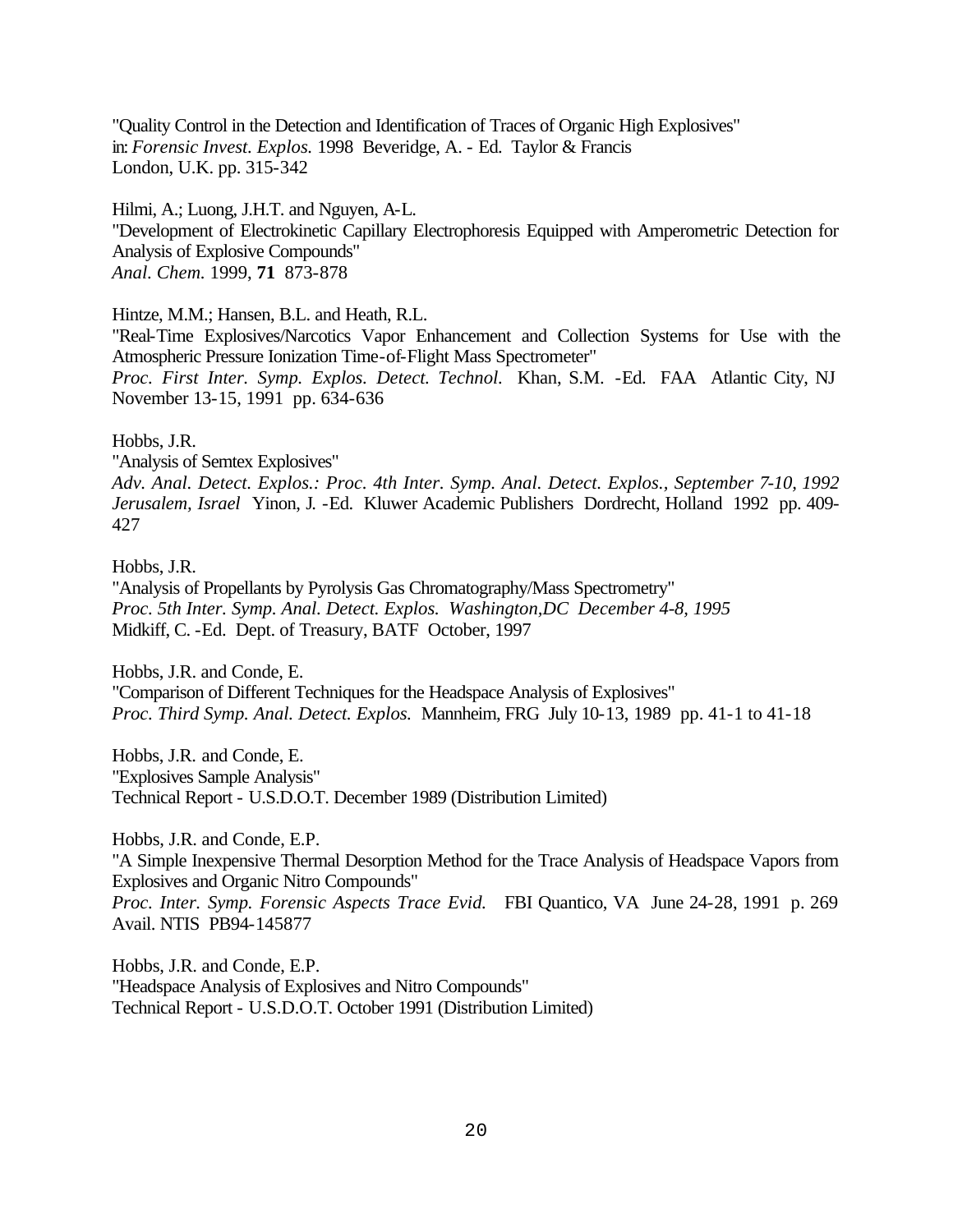"Quality Control in the Detection and Identification of Traces of Organic High Explosives"
in: *Forensic Invest. Explos.* 1998 Beveridge, A. - Ed. Taylor & Francis
London, U.K. pp. 315-342

Hilmi, A.; Luong, J.H.T. and Nguyen, A-L.
"Development of Electrokinetic Capillary Electrophoresis Equipped with Amperometric Detection for Analysis of Explosive Compounds"
*Anal. Chem.* 1999, **71** 873-878

Hintze, M.M.; Hansen, B.L. and Heath, R.L.
"Real-Time Explosives/Narcotics Vapor Enhancement and Collection Systems for Use with the Atmospheric Pressure Ionization Time-of-Flight Mass Spectrometer"
*Proc. First Inter. Symp. Explos. Detect. Technol.* Khan, S.M. -Ed. FAA Atlantic City, NJ November 13-15, 1991 pp. 634-636

Hobbs, J.R.
"Analysis of Semtex Explosives"
*Adv. Anal. Detect. Explos.: Proc. 4th Inter. Symp. Anal. Detect. Explos., September 7-10, 1992 Jerusalem, Israel* Yinon, J. -Ed. Kluwer Academic Publishers Dordrecht, Holland 1992 pp. 409-427

Hobbs, J.R.
"Analysis of Propellants by Pyrolysis Gas Chromatography/Mass Spectrometry"
*Proc. 5th Inter. Symp. Anal. Detect. Explos. Washington,DC December 4-8, 1995*
Midkiff, C. -Ed. Dept. of Treasury, BATF October, 1997

Hobbs, J.R. and Conde, E.
"Comparison of Different Techniques for the Headspace Analysis of Explosives"
*Proc. Third Symp. Anal. Detect. Explos.* Mannheim, FRG July 10-13, 1989 pp. 41-1 to 41-18

Hobbs, J.R. and Conde, E.
"Explosives Sample Analysis"
Technical Report - U.S.D.O.T. December 1989 (Distribution Limited)

Hobbs, J.R. and Conde, E.P.
"A Simple Inexpensive Thermal Desorption Method for the Trace Analysis of Headspace Vapors from Explosives and Organic Nitro Compounds"
*Proc. Inter. Symp. Forensic Aspects Trace Evid.* FBI Quantico, VA June 24-28, 1991 p. 269
Avail. NTIS PB94-145877

Hobbs, J.R. and Conde, E.P.
"Headspace Analysis of Explosives and Nitro Compounds"
Technical Report - U.S.D.O.T. October 1991 (Distribution Limited)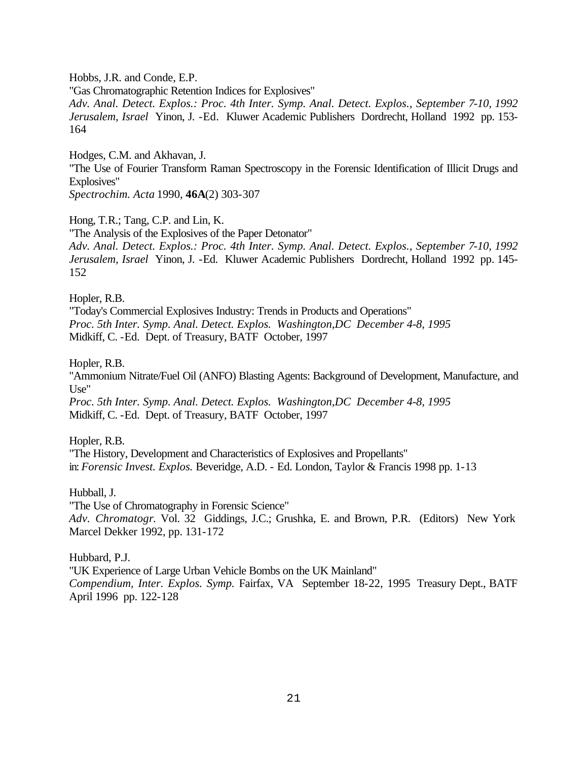Hobbs, J.R. and Conde, E.P.
"Gas Chromatographic Retention Indices for Explosives"
*Adv. Anal. Detect. Explos.: Proc. 4th Inter. Symp. Anal. Detect. Explos., September 7-10, 1992 Jerusalem, Israel* Yinon, J. -Ed. Kluwer Academic Publishers Dordrecht, Holland 1992 pp. 153-164

Hodges, C.M. and Akhavan, J.
"The Use of Fourier Transform Raman Spectroscopy in the Forensic Identification of Illicit Drugs and Explosives"
*Spectrochim. Acta* 1990, **46A**(2) 303-307

Hong, T.R.; Tang, C.P. and Lin, K.
"The Analysis of the Explosives of the Paper Detonator"
*Adv. Anal. Detect. Explos.: Proc. 4th Inter. Symp. Anal. Detect. Explos., September 7-10, 1992 Jerusalem, Israel* Yinon, J. -Ed. Kluwer Academic Publishers Dordrecht, Holland 1992 pp. 145-152

Hopler, R.B.
"Today's Commercial Explosives Industry: Trends in Products and Operations"
*Proc. 5th Inter. Symp. Anal. Detect. Explos. Washington,DC December 4-8, 1995*
Midkiff, C. -Ed. Dept. of Treasury, BATF October, 1997

Hopler, R.B.
"Ammonium Nitrate/Fuel Oil (ANFO) Blasting Agents: Background of Development, Manufacture, and Use"
*Proc. 5th Inter. Symp. Anal. Detect. Explos. Washington,DC December 4-8, 1995*
Midkiff, C. -Ed. Dept. of Treasury, BATF October, 1997

Hopler, R.B.
"The History, Development and Characteristics of Explosives and Propellants"
in: *Forensic Invest. Explos.* Beveridge, A.D. - Ed. London, Taylor & Francis 1998 pp. 1-13

Hubball, J.
"The Use of Chromatography in Forensic Science"
*Adv. Chromatogr.* Vol. 32 Giddings, J.C.; Grushka, E. and Brown, P.R. (Editors) New York Marcel Dekker 1992, pp. 131-172

Hubbard, P.J.
"UK Experience of Large Urban Vehicle Bombs on the UK Mainland"
*Compendium, Inter. Explos. Symp.* Fairfax, VA September 18-22, 1995 Treasury Dept., BATF April 1996 pp. 122-128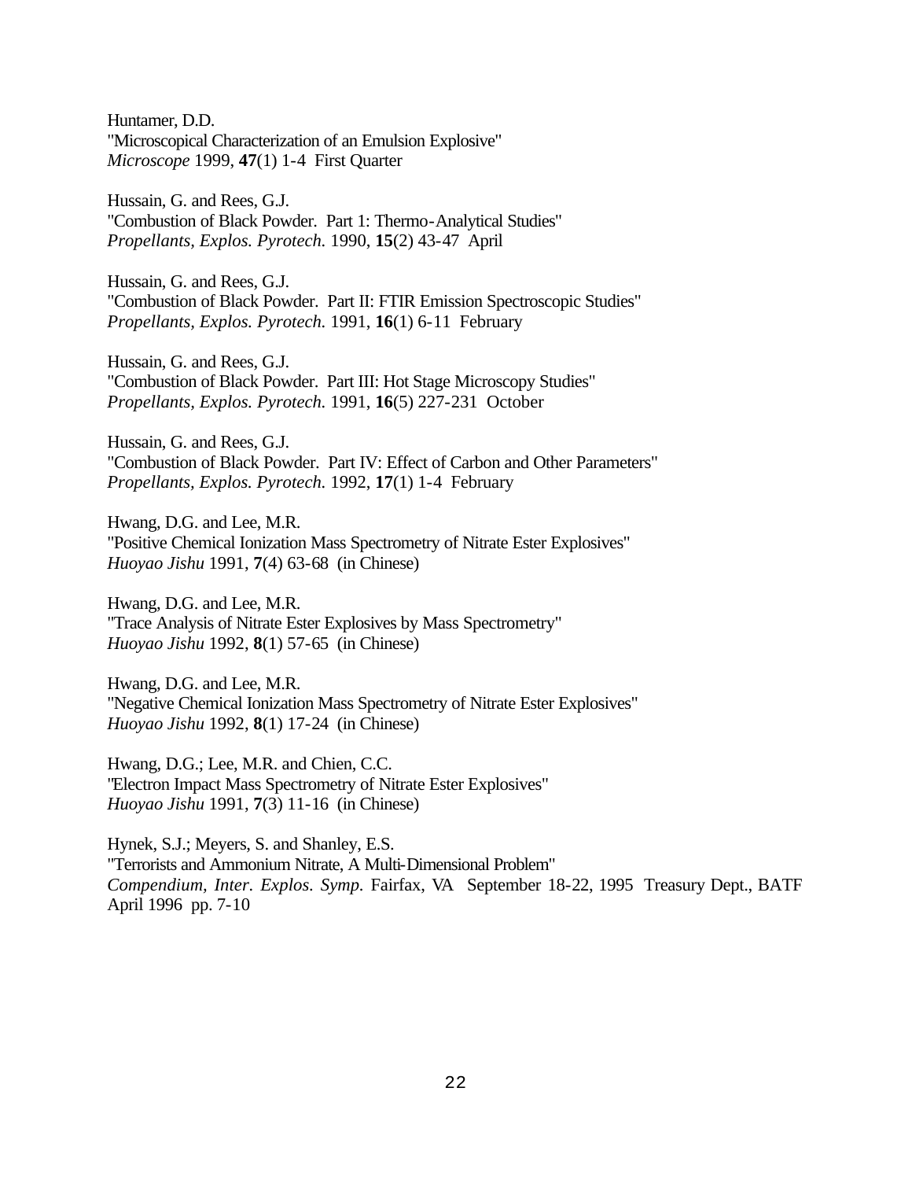Huntamer, D.D.
"Microscopical Characterization of an Emulsion Explosive"
*Microscope* 1999, **47**(1) 1-4  First Quarter

Hussain, G. and Rees, G.J.
"Combustion of Black Powder.  Part 1: Thermo-Analytical Studies"
*Propellants, Explos. Pyrotech.* 1990, **15**(2) 43-47  April

Hussain, G. and Rees, G.J.
"Combustion of Black Powder.  Part II: FTIR Emission Spectroscopic Studies"
*Propellants, Explos. Pyrotech.* 1991, **16**(1) 6-11  February

Hussain, G. and Rees, G.J.
"Combustion of Black Powder.  Part III: Hot Stage Microscopy Studies"
*Propellants, Explos. Pyrotech.* 1991, **16**(5) 227-231  October

Hussain, G. and Rees, G.J.
"Combustion of Black Powder.  Part IV: Effect of Carbon and Other Parameters"
*Propellants, Explos. Pyrotech.* 1992, **17**(1) 1-4  February

Hwang, D.G. and Lee, M.R.
"Positive Chemical Ionization Mass Spectrometry of Nitrate Ester Explosives"
*Huoyao Jishu* 1991, **7**(4) 63-68  (in Chinese)

Hwang, D.G. and Lee, M.R.
"Trace Analysis of Nitrate Ester Explosives by Mass Spectrometry"
*Huoyao Jishu* 1992, **8**(1) 57-65  (in Chinese)

Hwang, D.G. and Lee, M.R.
"Negative Chemical Ionization Mass Spectrometry of Nitrate Ester Explosives"
*Huoyao Jishu* 1992, **8**(1) 17-24  (in Chinese)

Hwang, D.G.; Lee, M.R. and Chien, C.C.
"Electron Impact Mass Spectrometry of Nitrate Ester Explosives"
*Huoyao Jishu* 1991, **7**(3) 11-16  (in Chinese)

Hynek, S.J.; Meyers, S. and Shanley, E.S.
"Terrorists and Ammonium Nitrate, A Multi-Dimensional Problem"
*Compendium, Inter. Explos. Symp.* Fairfax, VA  September 18-22, 1995  Treasury Dept., BATF
April 1996  pp. 7-10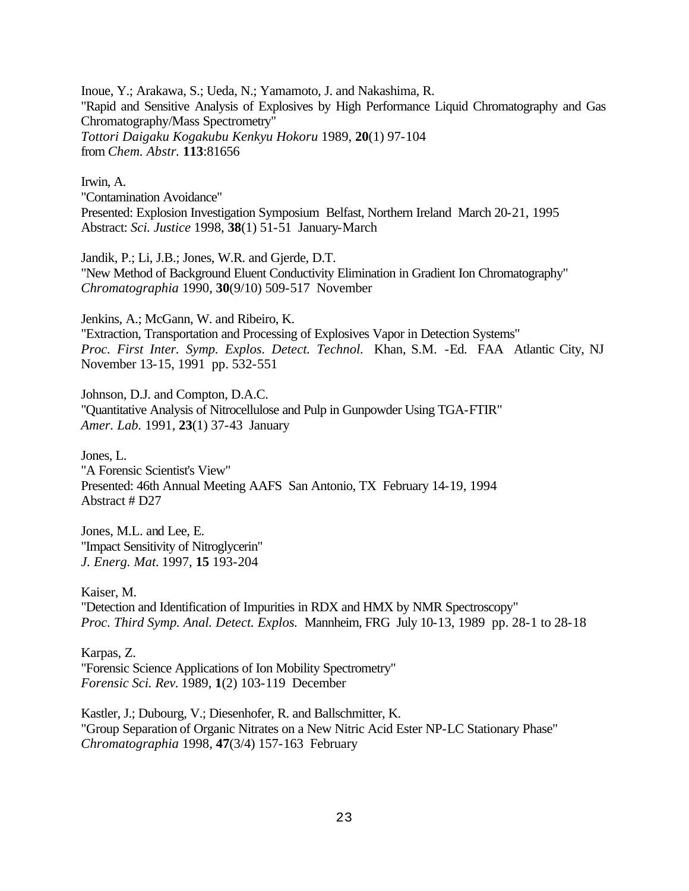Inoue, Y.; Arakawa, S.; Ueda, N.; Yamamoto, J. and Nakashima, R.
"Rapid and Sensitive Analysis of Explosives by High Performance Liquid Chromatography and Gas Chromatography/Mass Spectrometry"
*Tottori Daigaku Kogakubu Kenkyu Hokoru* 1989, **20**(1) 97-104
from *Chem. Abstr.* **113**:81656

Irwin, A.
"Contamination Avoidance"
Presented: Explosion Investigation Symposium Belfast, Northern Ireland March 20-21, 1995
Abstract: *Sci. Justice* 1998, **38**(1) 51-51 January-March

Jandik, P.; Li, J.B.; Jones, W.R. and Gjerde, D.T.
"New Method of Background Eluent Conductivity Elimination in Gradient Ion Chromatography"
*Chromatographia* 1990, **30**(9/10) 509-517 November

Jenkins, A.; McGann, W. and Ribeiro, K.
"Extraction, Transportation and Processing of Explosives Vapor in Detection Systems"
*Proc. First Inter. Symp. Explos. Detect. Technol.* Khan, S.M. -Ed. FAA Atlantic City, NJ November 13-15, 1991 pp. 532-551

Johnson, D.J. and Compton, D.A.C.
"Quantitative Analysis of Nitrocellulose and Pulp in Gunpowder Using TGA-FTIR"
*Amer. Lab.* 1991, **23**(1) 37-43 January

Jones, L.
"A Forensic Scientist's View"
Presented: 46th Annual Meeting AAFS San Antonio, TX February 14-19, 1994
Abstract # D27

Jones, M.L. and Lee, E.
"Impact Sensitivity of Nitroglycerin"
*J. Energ. Mat.* 1997, **15** 193-204

Kaiser, M.
"Detection and Identification of Impurities in RDX and HMX by NMR Spectroscopy"
*Proc. Third Symp. Anal. Detect. Explos.* Mannheim, FRG July 10-13, 1989 pp. 28-1 to 28-18

Karpas, Z.
"Forensic Science Applications of Ion Mobility Spectrometry"
*Forensic Sci. Rev.* 1989, **1**(2) 103-119 December

Kastler, J.; Dubourg, V.; Diesenhofer, R. and Ballschmitter, K.
"Group Separation of Organic Nitrates on a New Nitric Acid Ester NP-LC Stationary Phase"
*Chromatographia* 1998, **47**(3/4) 157-163 February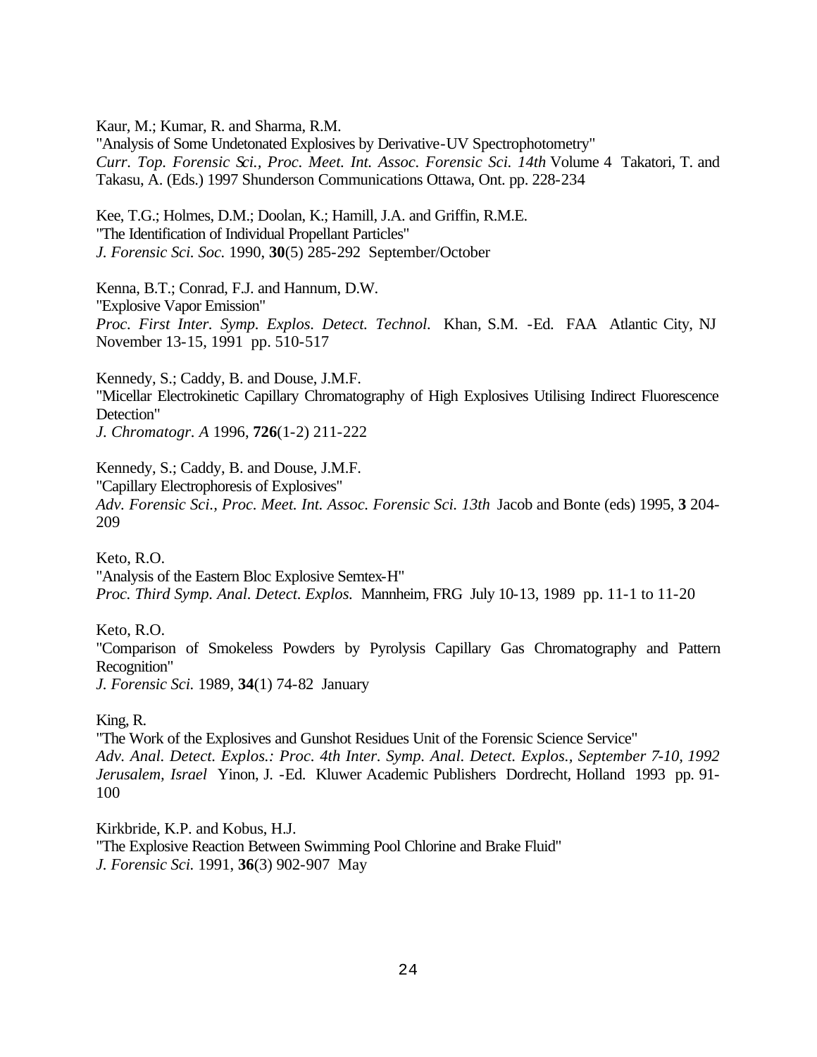Kaur, M.; Kumar, R. and Sharma, R.M.
"Analysis of Some Undetonated Explosives by Derivative-UV Spectrophotometry"
*Curr. Top. Forensic Sci., Proc. Meet. Int. Assoc. Forensic Sci. 14th* Volume 4 Takatori, T. and Takasu, A. (Eds.) 1997 Shunderson Communications Ottawa, Ont. pp. 228-234

Kee, T.G.; Holmes, D.M.; Doolan, K.; Hamill, J.A. and Griffin, R.M.E.
"The Identification of Individual Propellant Particles"
*J. Forensic Sci. Soc.* 1990, **30**(5) 285-292 September/October

Kenna, B.T.; Conrad, F.J. and Hannum, D.W.
"Explosive Vapor Emission"
*Proc. First Inter. Symp. Explos. Detect. Technol.* Khan, S.M. -Ed. FAA Atlantic City, NJ November 13-15, 1991 pp. 510-517

Kennedy, S.; Caddy, B. and Douse, J.M.F.
"Micellar Electrokinetic Capillary Chromatography of High Explosives Utilising Indirect Fluorescence Detection"
*J. Chromatogr. A* 1996, **726**(1-2) 211-222

Kennedy, S.; Caddy, B. and Douse, J.M.F.
"Capillary Electrophoresis of Explosives"
*Adv. Forensic Sci., Proc. Meet. Int. Assoc. Forensic Sci. 13th* Jacob and Bonte (eds) 1995, **3** 204-209

Keto, R.O.
"Analysis of the Eastern Bloc Explosive Semtex-H"
*Proc. Third Symp. Anal. Detect. Explos.* Mannheim, FRG July 10-13, 1989 pp. 11-1 to 11-20

Keto, R.O.
"Comparison of Smokeless Powders by Pyrolysis Capillary Gas Chromatography and Pattern Recognition"
*J. Forensic Sci.* 1989, **34**(1) 74-82 January

King, R.
"The Work of the Explosives and Gunshot Residues Unit of the Forensic Science Service"
*Adv. Anal. Detect. Explos.: Proc. 4th Inter. Symp. Anal. Detect. Explos., September 7-10, 1992 Jerusalem, Israel* Yinon, J. -Ed. Kluwer Academic Publishers Dordrecht, Holland 1993 pp. 91-100

Kirkbride, K.P. and Kobus, H.J.
"The Explosive Reaction Between Swimming Pool Chlorine and Brake Fluid"
*J. Forensic Sci.* 1991, **36**(3) 902-907 May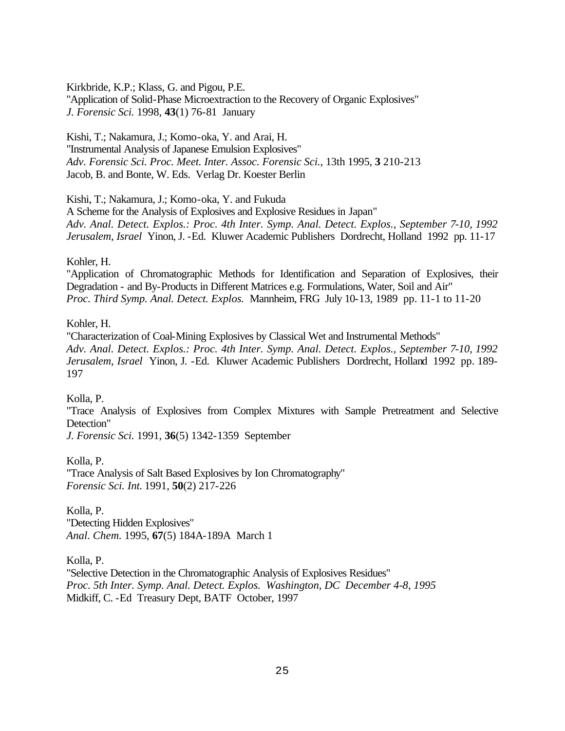Kirkbride, K.P.; Klass, G. and Pigou, P.E.
"Application of Solid-Phase Microextraction to the Recovery of Organic Explosives"
*J. Forensic Sci.* 1998, **43**(1) 76-81 January

Kishi, T.; Nakamura, J.; Komo-oka, Y. and Arai, H.
"Instrumental Analysis of Japanese Emulsion Explosives"
*Adv. Forensic Sci. Proc. Meet. Inter. Assoc. Forensic Sci.*, 13th 1995, **3** 210-213
Jacob, B. and Bonte, W. Eds. Verlag Dr. Koester Berlin

Kishi, T.; Nakamura, J.; Komo-oka, Y. and Fukuda
A Scheme for the Analysis of Explosives and Explosive Residues in Japan"
*Adv. Anal. Detect. Explos.: Proc. 4th Inter. Symp. Anal. Detect. Explos., September 7-10, 1992 Jerusalem, Israel* Yinon, J. -Ed. Kluwer Academic Publishers Dordrecht, Holland 1992 pp. 11-17

Kohler, H.
"Application of Chromatographic Methods for Identification and Separation of Explosives, their Degradation - and By-Products in Different Matrices e.g. Formulations, Water, Soil and Air"
*Proc. Third Symp. Anal. Detect. Explos.* Mannheim, FRG July 10-13, 1989 pp. 11-1 to 11-20

Kohler, H.
"Characterization of Coal-Mining Explosives by Classical Wet and Instrumental Methods"
*Adv. Anal. Detect. Explos.: Proc. 4th Inter. Symp. Anal. Detect. Explos., September 7-10, 1992 Jerusalem, Israel* Yinon, J. -Ed. Kluwer Academic Publishers Dordrecht, Holland 1992 pp. 189-197

Kolla, P.
"Trace Analysis of Explosives from Complex Mixtures with Sample Pretreatment and Selective Detection"
*J. Forensic Sci.* 1991, **36**(5) 1342-1359 September

Kolla, P.
"Trace Analysis of Salt Based Explosives by Ion Chromatography"
*Forensic Sci. Int.* 1991, **50**(2) 217-226

Kolla, P.
"Detecting Hidden Explosives"
*Anal. Chem.* 1995, **67**(5) 184A-189A March 1

Kolla, P.
"Selective Detection in the Chromatographic Analysis of Explosives Residues"
*Proc. 5th Inter. Symp. Anal. Detect. Explos. Washington, DC December 4-8, 1995*
Midkiff, C. -Ed Treasury Dept, BATF October, 1997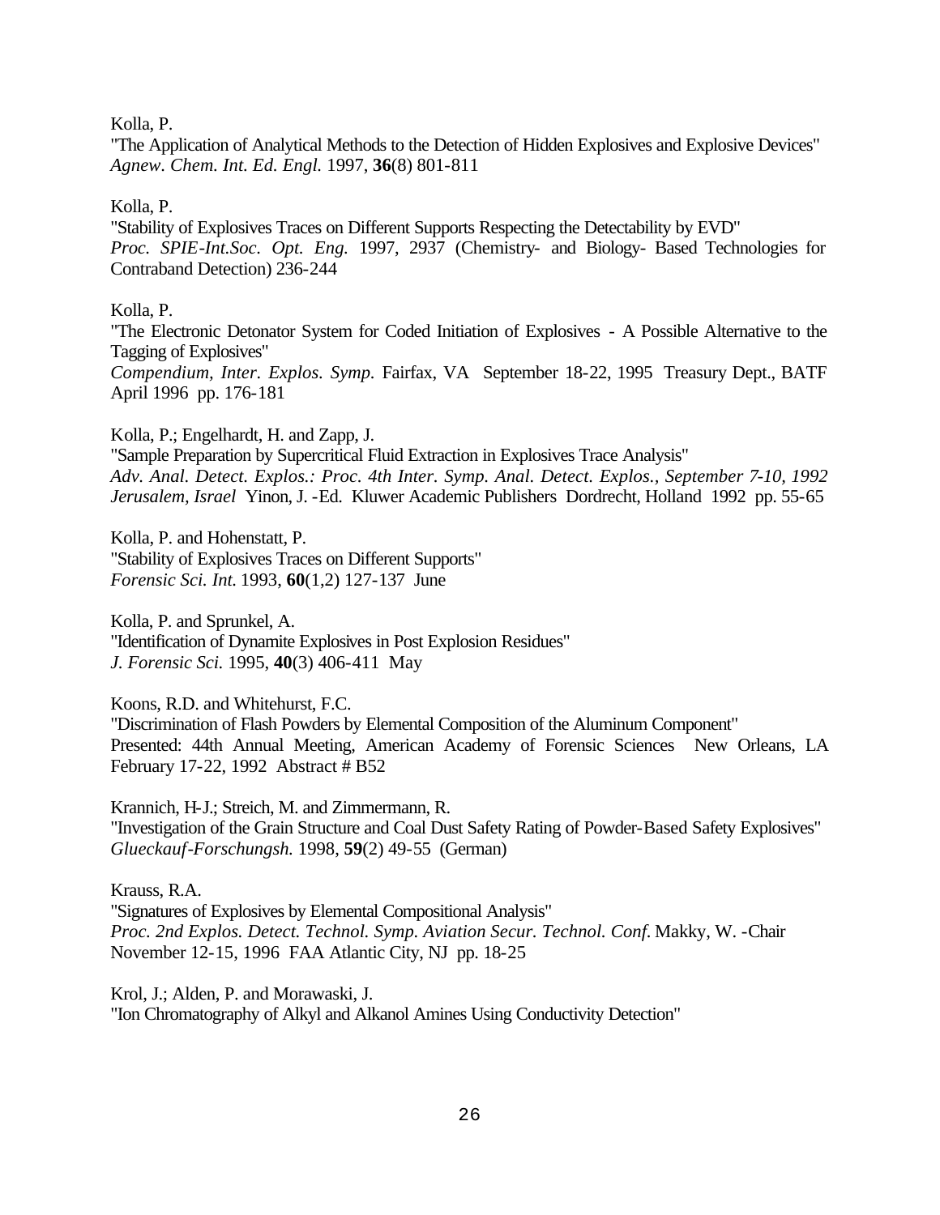Kolla, P.
"The Application of Analytical Methods to the Detection of Hidden Explosives and Explosive Devices"
*Agnew. Chem. Int. Ed. Engl.* 1997, **36**(8) 801-811

Kolla, P.
"Stability of Explosives Traces on Different Supports Respecting the Detectability by EVD"
*Proc. SPIE-Int.Soc. Opt. Eng.* 1997, 2937 (Chemistry- and Biology- Based Technologies for Contraband Detection) 236-244

Kolla, P.
"The Electronic Detonator System for Coded Initiation of Explosives - A Possible Alternative to the Tagging of Explosives"
*Compendium, Inter. Explos. Symp.* Fairfax, VA September 18-22, 1995 Treasury Dept., BATF April 1996 pp. 176-181

Kolla, P.; Engelhardt, H. and Zapp, J.
"Sample Preparation by Supercritical Fluid Extraction in Explosives Trace Analysis"
*Adv. Anal. Detect. Explos.: Proc. 4th Inter. Symp. Anal. Detect. Explos., September 7-10, 1992 Jerusalem, Israel* Yinon, J. -Ed. Kluwer Academic Publishers Dordrecht, Holland 1992 pp. 55-65

Kolla, P. and Hohenstatt, P.
"Stability of Explosives Traces on Different Supports"
*Forensic Sci. Int.* 1993, **60**(1,2) 127-137 June

Kolla, P. and Sprunkel, A.
"Identification of Dynamite Explosives in Post Explosion Residues"
*J. Forensic Sci.* 1995, **40**(3) 406-411 May

Koons, R.D. and Whitehurst, F.C.
"Discrimination of Flash Powders by Elemental Composition of the Aluminum Component"
Presented: 44th Annual Meeting, American Academy of Forensic Sciences New Orleans, LA February 17-22, 1992 Abstract # B52

Krannich, H-J.; Streich, M. and Zimmermann, R.
"Investigation of the Grain Structure and Coal Dust Safety Rating of Powder-Based Safety Explosives"
*Glueckauf-Forschungsh.* 1998, **59**(2) 49-55 (German)

Krauss, R.A.
"Signatures of Explosives by Elemental Compositional Analysis"
*Proc. 2nd Explos. Detect. Technol. Symp. Aviation Secur. Technol. Conf.* Makky, W. -Chair November 12-15, 1996 FAA Atlantic City, NJ pp. 18-25

Krol, J.; Alden, P. and Morawaski, J.
"Ion Chromatography of Alkyl and Alkanol Amines Using Conductivity Detection"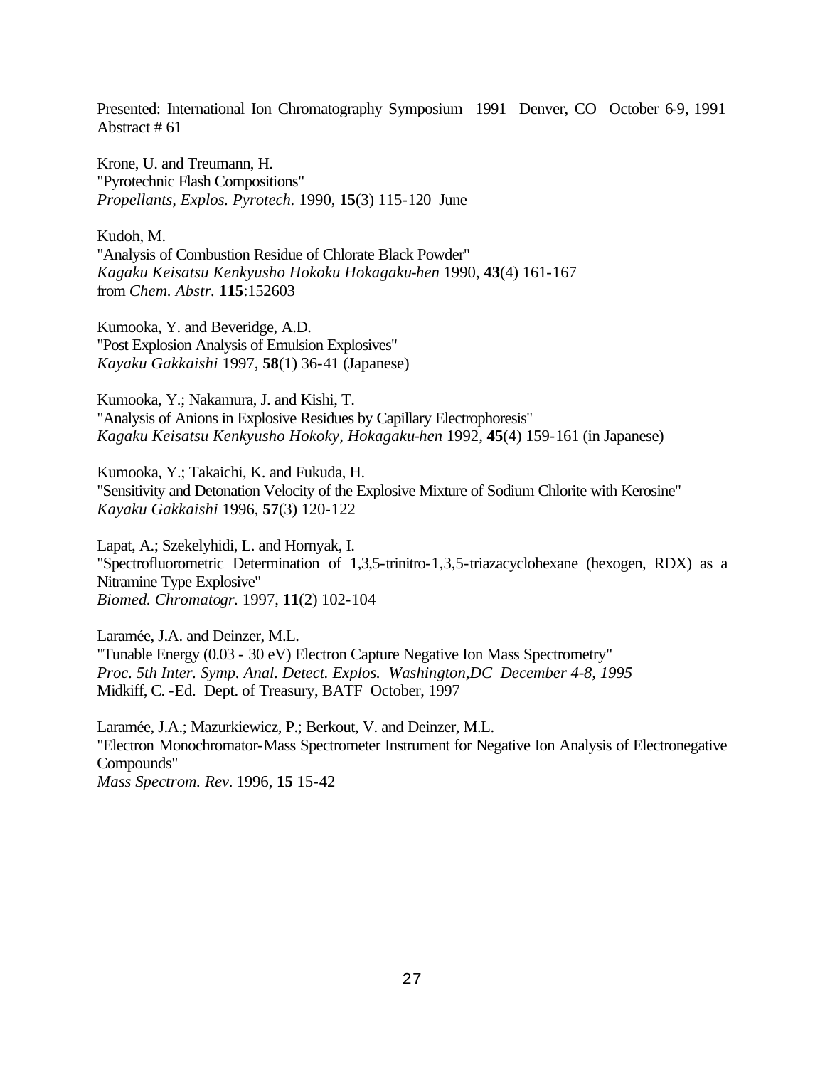Presented: International Ion Chromatography Symposium 1991 Denver, CO October 6-9, 1991
Abstract # 61

Krone, U. and Treumann, H.
"Pyrotechnic Flash Compositions"
*Propellants, Explos. Pyrotech.* 1990, **15**(3) 115-120 June

Kudoh, M.
"Analysis of Combustion Residue of Chlorate Black Powder"
*Kagaku Keisatsu Kenkyusho Hokoku Hokagaku-hen* 1990, **43**(4) 161-167
from *Chem. Abstr.* **115**:152603

Kumooka, Y. and Beveridge, A.D.
"Post Explosion Analysis of Emulsion Explosives"
*Kayaku Gakkaishi* 1997, **58**(1) 36-41 (Japanese)

Kumooka, Y.; Nakamura, J. and Kishi, T.
"Analysis of Anions in Explosive Residues by Capillary Electrophoresis"
*Kagaku Keisatsu Kenkyusho Hokoky, Hokagaku-hen* 1992, **45**(4) 159-161 (in Japanese)

Kumooka, Y.; Takaichi, K. and Fukuda, H.
"Sensitivity and Detonation Velocity of the Explosive Mixture of Sodium Chlorite with Kerosine"
*Kayaku Gakkaishi* 1996, **57**(3) 120-122

Lapat, A.; Szekelyhidi, L. and Hornyak, I.
"Spectrofluorometric Determination of 1,3,5-trinitro-1,3,5-triazacyclohexane (hexogen, RDX) as a Nitramine Type Explosive"
*Biomed. Chromatogr.* 1997, **11**(2) 102-104

Laramée, J.A. and Deinzer, M.L.
"Tunable Energy (0.03 - 30 eV) Electron Capture Negative Ion Mass Spectrometry"
*Proc. 5th Inter. Symp. Anal. Detect. Explos. Washington,DC December 4-8, 1995*
Midkiff, C. -Ed. Dept. of Treasury, BATF October, 1997

Laramée, J.A.; Mazurkiewicz, P.; Berkout, V. and Deinzer, M.L.
"Electron Monochromator-Mass Spectrometer Instrument for Negative Ion Analysis of Electronegative Compounds"
*Mass Spectrom. Rev.* 1996, **15** 15-42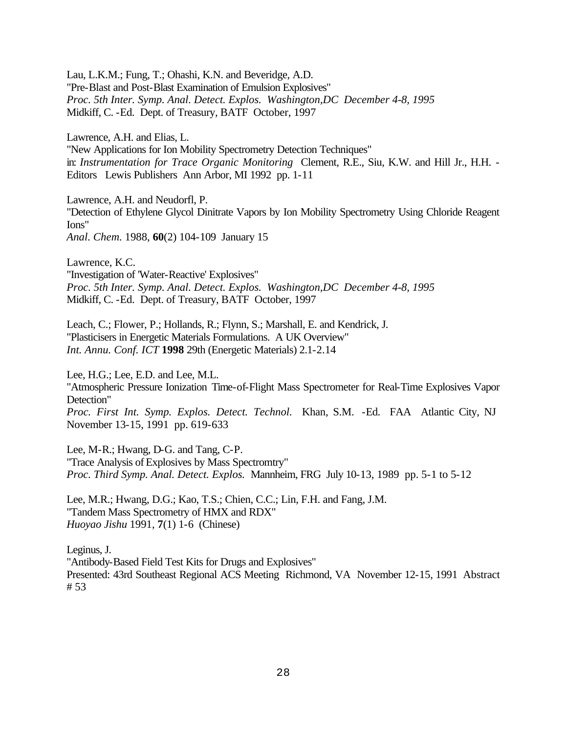Lau, L.K.M.; Fung, T.; Ohashi, K.N. and Beveridge, A.D.
"Pre-Blast and Post-Blast Examination of Emulsion Explosives"
*Proc. 5th Inter. Symp. Anal. Detect. Explos. Washington,DC December 4-8, 1995*
Midkiff, C. -Ed. Dept. of Treasury, BATF October, 1997

Lawrence, A.H. and Elias, L.
"New Applications for Ion Mobility Spectrometry Detection Techniques"
in: *Instrumentation for Trace Organic Monitoring* Clement, R.E., Siu, K.W. and Hill Jr., H.H. -Editors Lewis Publishers Ann Arbor, MI 1992 pp. 1-11

Lawrence, A.H. and Neudorfl, P.
"Detection of Ethylene Glycol Dinitrate Vapors by Ion Mobility Spectrometry Using Chloride Reagent Ions"
*Anal. Chem.* 1988, **60**(2) 104-109 January 15

Lawrence, K.C.
"Investigation of 'Water-Reactive' Explosives"
*Proc. 5th Inter. Symp. Anal. Detect. Explos. Washington,DC December 4-8, 1995*
Midkiff, C. -Ed. Dept. of Treasury, BATF October, 1997

Leach, C.; Flower, P.; Hollands, R.; Flynn, S.; Marshall, E. and Kendrick, J.
"Plasticisers in Energetic Materials Formulations. A UK Overview"
*Int. Annu. Conf. ICT* **1998** 29th (Energetic Materials) 2.1-2.14

Lee, H.G.; Lee, E.D. and Lee, M.L.
"Atmospheric Pressure Ionization Time-of-Flight Mass Spectrometer for Real-Time Explosives Vapor Detection"
*Proc. First Int. Symp. Explos. Detect. Technol.* Khan, S.M. -Ed. FAA Atlantic City, NJ November 13-15, 1991 pp. 619-633

Lee, M-R.; Hwang, D-G. and Tang, C-P.
"Trace Analysis of Explosives by Mass Spectromtry"
*Proc. Third Symp. Anal. Detect. Explos.* Mannheim, FRG July 10-13, 1989 pp. 5-1 to 5-12

Lee, M.R.; Hwang, D.G.; Kao, T.S.; Chien, C.C.; Lin, F.H. and Fang, J.M.
"Tandem Mass Spectrometry of HMX and RDX"
*Huoyao Jishu* 1991, **7**(1) 1-6 (Chinese)

Leginus, J.
"Antibody-Based Field Test Kits for Drugs and Explosives"
Presented: 43rd Southeast Regional ACS Meeting Richmond, VA November 12-15, 1991 Abstract # 53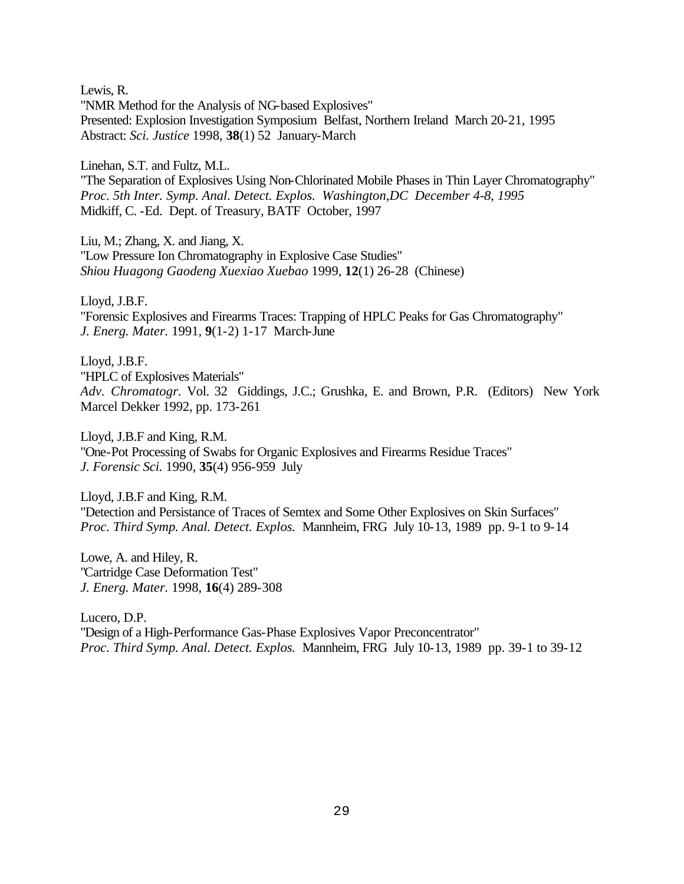Lewis, R.
"NMR Method for the Analysis of NG-based Explosives"
Presented: Explosion Investigation Symposium Belfast, Northern Ireland March 20-21, 1995
Abstract: *Sci. Justice* 1998, **38**(1) 52 January-March

Linehan, S.T. and Fultz, M.L.
"The Separation of Explosives Using Non-Chlorinated Mobile Phases in Thin Layer Chromatography"
*Proc. 5th Inter. Symp. Anal. Detect. Explos. Washington,DC December 4-8, 1995*
Midkiff, C. -Ed. Dept. of Treasury, BATF October, 1997

Liu, M.; Zhang, X. and Jiang, X.
"Low Pressure Ion Chromatography in Explosive Case Studies"
*Shiou Huagong Gaodeng Xuexiao Xuebao* 1999, **12**(1) 26-28 (Chinese)

Lloyd, J.B.F.
"Forensic Explosives and Firearms Traces: Trapping of HPLC Peaks for Gas Chromatography"
*J. Energ. Mater.* 1991, **9**(1-2) 1-17 March-June

Lloyd, J.B.F.
"HPLC of Explosives Materials"
*Adv. Chromatogr.* Vol. 32 Giddings, J.C.; Grushka, E. and Brown, P.R. (Editors) New York Marcel Dekker 1992, pp. 173-261

Lloyd, J.B.F and King, R.M.
"One-Pot Processing of Swabs for Organic Explosives and Firearms Residue Traces"
*J. Forensic Sci.* 1990, **35**(4) 956-959 July

Lloyd, J.B.F and King, R.M.
"Detection and Persistance of Traces of Semtex and Some Other Explosives on Skin Surfaces"
*Proc. Third Symp. Anal. Detect. Explos.* Mannheim, FRG July 10-13, 1989 pp. 9-1 to 9-14

Lowe, A. and Hiley, R.
"Cartridge Case Deformation Test"
*J. Energ. Mater.* 1998, **16**(4) 289-308

Lucero, D.P.
"Design of a High-Performance Gas-Phase Explosives Vapor Preconcentrator"
*Proc. Third Symp. Anal. Detect. Explos.* Mannheim, FRG July 10-13, 1989 pp. 39-1 to 39-12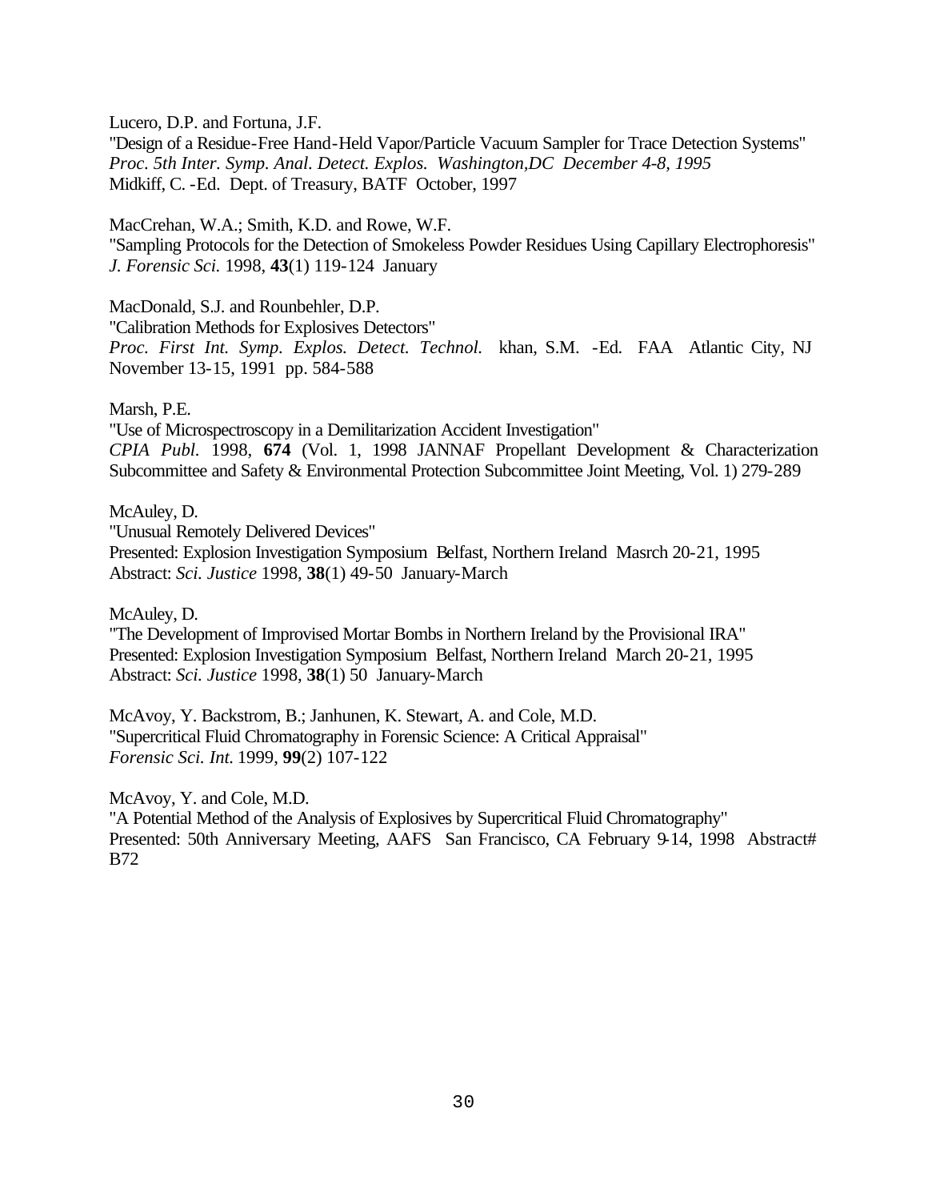Lucero, D.P. and Fortuna, J.F.
"Design of a Residue-Free Hand-Held Vapor/Particle Vacuum Sampler for Trace Detection Systems"
*Proc. 5th Inter. Symp. Anal. Detect. Explos. Washington,DC December 4-8, 1995*
Midkiff, C. -Ed. Dept. of Treasury, BATF October, 1997

MacCrehan, W.A.; Smith, K.D. and Rowe, W.F.
"Sampling Protocols for the Detection of Smokeless Powder Residues Using Capillary Electrophoresis"
*J. Forensic Sci.* 1998, **43**(1) 119-124 January

MacDonald, S.J. and Rounbehler, D.P.
"Calibration Methods for Explosives Detectors"
*Proc. First Int. Symp. Explos. Detect. Technol.* khan, S.M. -Ed. FAA Atlantic City, NJ November 13-15, 1991 pp. 584-588

Marsh, P.E.
"Use of Microspectroscopy in a Demilitarization Accident Investigation"
*CPIA Publ.* 1998, **674** (Vol. 1, 1998 JANNAF Propellant Development & Characterization Subcommittee and Safety & Environmental Protection Subcommittee Joint Meeting, Vol. 1) 279-289

McAuley, D.
"Unusual Remotely Delivered Devices"
Presented: Explosion Investigation Symposium Belfast, Northern Ireland Masrch 20-21, 1995
Abstract: *Sci. Justice* 1998, **38**(1) 49-50 January-March

McAuley, D.
"The Development of Improvised Mortar Bombs in Northern Ireland by the Provisional IRA"
Presented: Explosion Investigation Symposium Belfast, Northern Ireland March 20-21, 1995
Abstract: *Sci. Justice* 1998, **38**(1) 50 January-March

McAvoy, Y. Backstrom, B.; Janhunen, K. Stewart, A. and Cole, M.D.
"Supercritical Fluid Chromatography in Forensic Science: A Critical Appraisal"
*Forensic Sci. Int.* 1999, **99**(2) 107-122

McAvoy, Y. and Cole, M.D.
"A Potential Method of the Analysis of Explosives by Supercritical Fluid Chromatography"
Presented: 50th Anniversary Meeting, AAFS San Francisco, CA February 9-14, 1998 Abstract# B72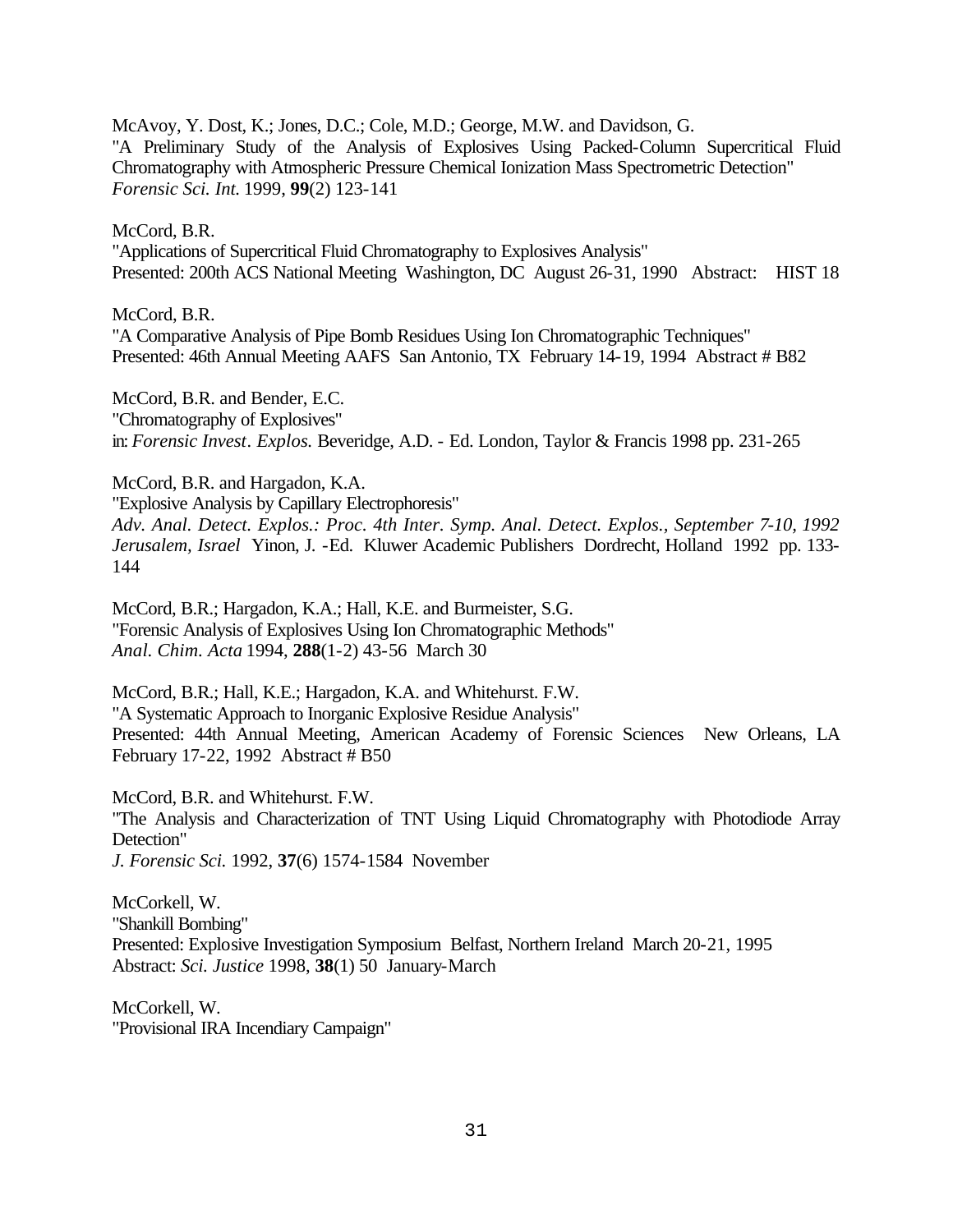McAvoy, Y. Dost, K.; Jones, D.C.; Cole, M.D.; George, M.W. and Davidson, G.
"A Preliminary Study of the Analysis of Explosives Using Packed-Column Supercritical Fluid Chromatography with Atmospheric Pressure Chemical Ionization Mass Spectrometric Detection"
*Forensic Sci. Int.* 1999, **99**(2) 123-141

McCord, B.R.
"Applications of Supercritical Fluid Chromatography to Explosives Analysis"
Presented: 200th ACS National Meeting Washington, DC August 26-31, 1990 Abstract: HIST 18

McCord, B.R.
"A Comparative Analysis of Pipe Bomb Residues Using Ion Chromatographic Techniques"
Presented: 46th Annual Meeting AAFS San Antonio, TX February 14-19, 1994 Abstract # B82

McCord, B.R. and Bender, E.C.
"Chromatography of Explosives"
in: *Forensic Invest. Explos.* Beveridge, A.D. - Ed. London, Taylor & Francis 1998 pp. 231-265

McCord, B.R. and Hargadon, K.A.
"Explosive Analysis by Capillary Electrophoresis"
*Adv. Anal. Detect. Explos.: Proc. 4th Inter. Symp. Anal. Detect. Explos., September 7-10, 1992 Jerusalem, Israel* Yinon, J. -Ed. Kluwer Academic Publishers Dordrecht, Holland 1992 pp. 133-144

McCord, B.R.; Hargadon, K.A.; Hall, K.E. and Burmeister, S.G.
"Forensic Analysis of Explosives Using Ion Chromatographic Methods"
*Anal. Chim. Acta* 1994, **288**(1-2) 43-56 March 30

McCord, B.R.; Hall, K.E.; Hargadon, K.A. and Whitehurst. F.W.
"A Systematic Approach to Inorganic Explosive Residue Analysis"
Presented: 44th Annual Meeting, American Academy of Forensic Sciences New Orleans, LA February 17-22, 1992 Abstract # B50

McCord, B.R. and Whitehurst. F.W.
"The Analysis and Characterization of TNT Using Liquid Chromatography with Photodiode Array Detection"
*J. Forensic Sci.* 1992, **37**(6) 1574-1584 November

McCorkell, W.
"Shankill Bombing"
Presented: Explosive Investigation Symposium Belfast, Northern Ireland March 20-21, 1995
Abstract: *Sci. Justice* 1998, **38**(1) 50 January-March

McCorkell, W.
"Provisional IRA Incendiary Campaign"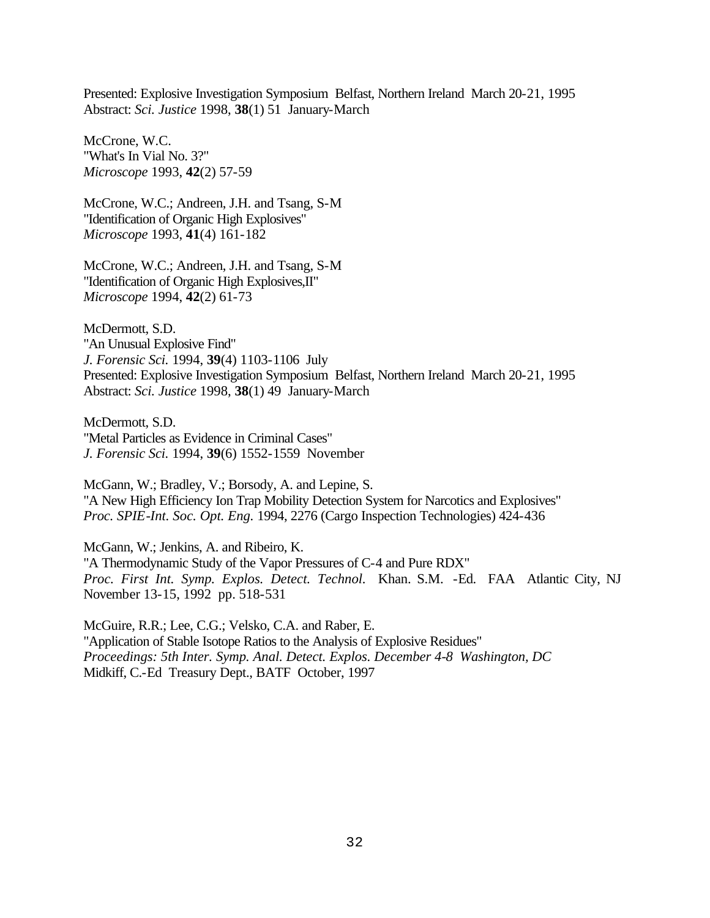Presented: Explosive Investigation Symposium Belfast, Northern Ireland March 20-21, 1995
Abstract: *Sci. Justice* 1998, **38**(1) 51 January-March

McCrone, W.C.
"What's In Vial No. 3?"
*Microscope* 1993, **42**(2) 57-59

McCrone, W.C.; Andreen, J.H. and Tsang, S-M
"Identification of Organic High Explosives"
*Microscope* 1993, **41**(4) 161-182

McCrone, W.C.; Andreen, J.H. and Tsang, S-M
"Identification of Organic High Explosives,II"
*Microscope* 1994, **42**(2) 61-73

McDermott, S.D.
"An Unusual Explosive Find"
*J. Forensic Sci.* 1994, **39**(4) 1103-1106 July
Presented: Explosive Investigation Symposium Belfast, Northern Ireland March 20-21, 1995
Abstract: *Sci. Justice* 1998, **38**(1) 49 January-March

McDermott, S.D.
"Metal Particles as Evidence in Criminal Cases"
*J. Forensic Sci.* 1994, **39**(6) 1552-1559 November

McGann, W.; Bradley, V.; Borsody, A. and Lepine, S.
"A New High Efficiency Ion Trap Mobility Detection System for Narcotics and Explosives"
*Proc. SPIE-Int. Soc. Opt. Eng.* 1994, 2276 (Cargo Inspection Technologies) 424-436

McGann, W.; Jenkins, A. and Ribeiro, K.
"A Thermodynamic Study of the Vapor Pressures of C-4 and Pure RDX"
*Proc. First Int. Symp. Explos. Detect. Technol.* Khan. S.M. -Ed. FAA Atlantic City, NJ November 13-15, 1992 pp. 518-531

McGuire, R.R.; Lee, C.G.; Velsko, C.A. and Raber, E.
"Application of Stable Isotope Ratios to the Analysis of Explosive Residues"
*Proceedings: 5th Inter. Symp. Anal. Detect. Explos. December 4-8 Washington, DC*
Midkiff, C.-Ed Treasury Dept., BATF October, 1997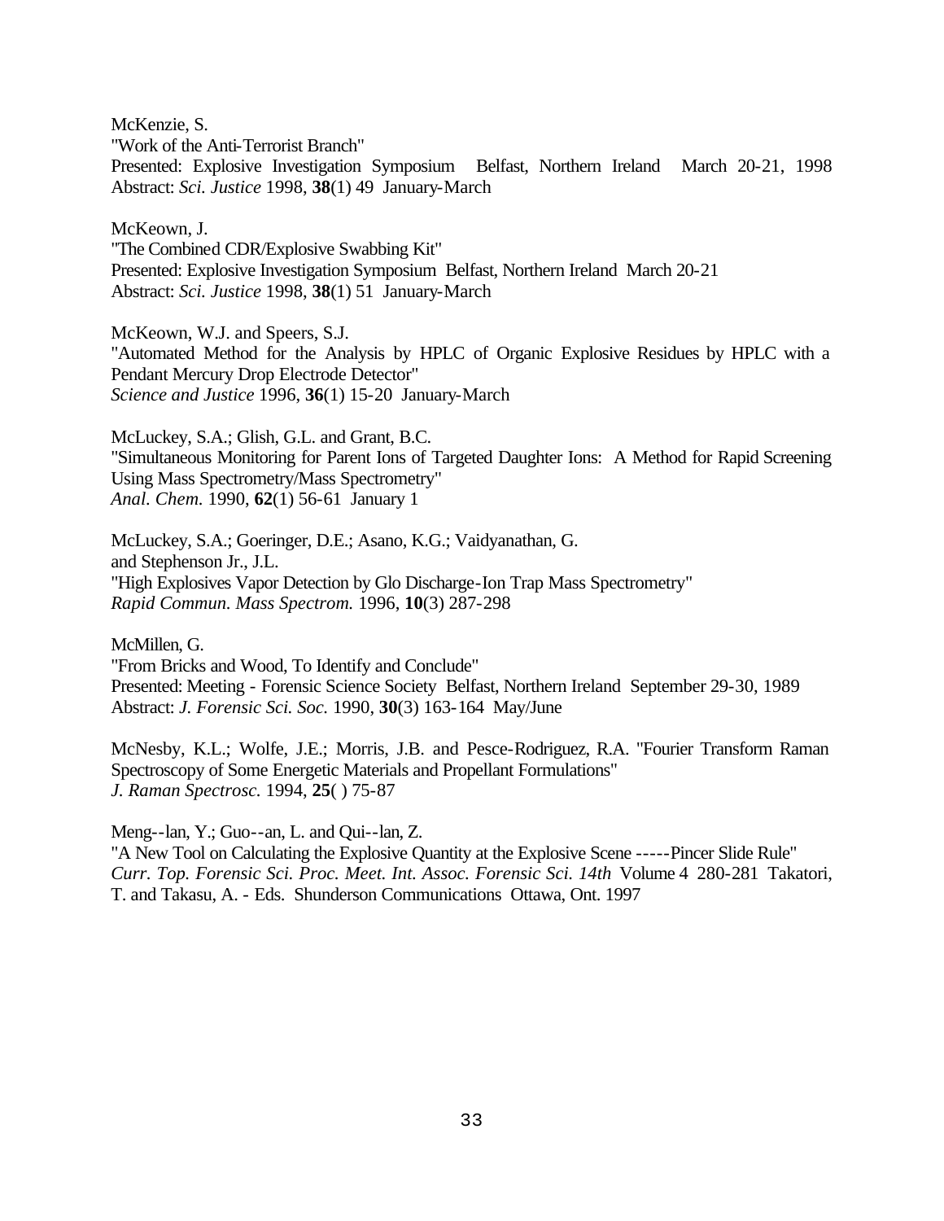McKenzie, S.
"Work of the Anti-Terrorist Branch"
Presented: Explosive Investigation Symposium Belfast, Northern Ireland March 20-21, 1998
Abstract: *Sci. Justice* 1998, **38**(1) 49 January-March

McKeown, J.
"The Combined CDR/Explosive Swabbing Kit"
Presented: Explosive Investigation Symposium Belfast, Northern Ireland March 20-21
Abstract: *Sci. Justice* 1998, **38**(1) 51 January-March

McKeown, W.J. and Speers, S.J.
"Automated Method for the Analysis by HPLC of Organic Explosive Residues by HPLC with a Pendant Mercury Drop Electrode Detector"
*Science and Justice* 1996, **36**(1) 15-20 January-March

McLuckey, S.A.; Glish, G.L. and Grant, B.C.
"Simultaneous Monitoring for Parent Ions of Targeted Daughter Ions: A Method for Rapid Screening Using Mass Spectrometry/Mass Spectrometry"
*Anal. Chem.* 1990, **62**(1) 56-61 January 1

McLuckey, S.A.; Goeringer, D.E.; Asano, K.G.; Vaidyanathan, G.
and Stephenson Jr., J.L.
"High Explosives Vapor Detection by Glo Discharge-Ion Trap Mass Spectrometry"
*Rapid Commun. Mass Spectrom.* 1996, **10**(3) 287-298

McMillen, G.
"From Bricks and Wood, To Identify and Conclude"
Presented: Meeting - Forensic Science Society Belfast, Northern Ireland September 29-30, 1989
Abstract: *J. Forensic Sci. Soc.* 1990, **30**(3) 163-164 May/June

McNesby, K.L.; Wolfe, J.E.; Morris, J.B. and Pesce-Rodriguez, R.A. "Fourier Transform Raman Spectroscopy of Some Energetic Materials and Propellant Formulations"
*J. Raman Spectrosc.* 1994, **25**( ) 75-87

Meng--lan, Y.; Guo--an, L. and Qui--lan, Z.
"A New Tool on Calculating the Explosive Quantity at the Explosive Scene -----Pincer Slide Rule"
*Curr. Top. Forensic Sci. Proc. Meet. Int. Assoc. Forensic Sci. 14th* Volume 4 280-281 Takatori, T. and Takasu, A. - Eds. Shunderson Communications Ottawa, Ont. 1997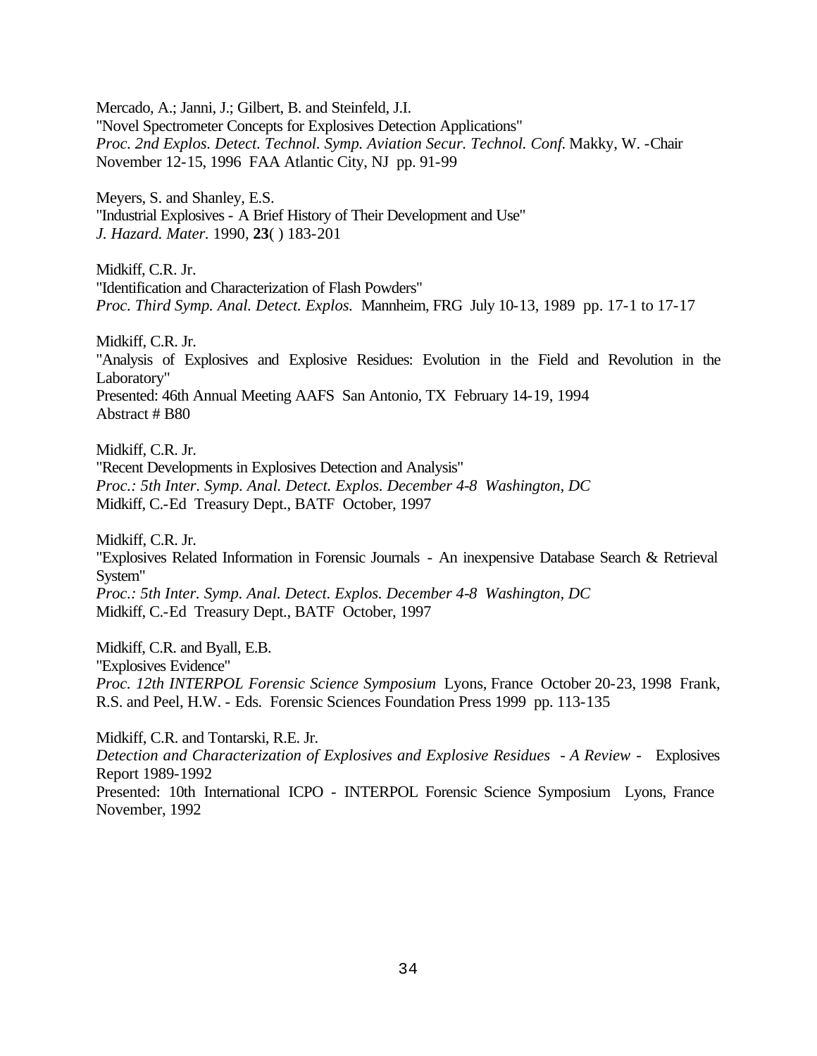Mercado, A.; Janni, J.; Gilbert, B. and Steinfeld, J.I.
"Novel Spectrometer Concepts for Explosives Detection Applications"
*Proc. 2nd Explos. Detect. Technol. Symp. Aviation Secur. Technol. Conf.* Makky, W. -Chair
November 12-15, 1996 FAA Atlantic City, NJ pp. 91-99

Meyers, S. and Shanley, E.S.
"Industrial Explosives - A Brief History of Their Development and Use"
*J. Hazard. Mater.* 1990, **23**( ) 183-201

Midkiff, C.R. Jr.
"Identification and Characterization of Flash Powders"
*Proc. Third Symp. Anal. Detect. Explos.* Mannheim, FRG July 10-13, 1989 pp. 17-1 to 17-17

Midkiff, C.R. Jr.
"Analysis of Explosives and Explosive Residues: Evolution in the Field and Revolution in the Laboratory"
Presented: 46th Annual Meeting AAFS San Antonio, TX February 14-19, 1994
Abstract # B80

Midkiff, C.R. Jr.
"Recent Developments in Explosives Detection and Analysis"
*Proc.: 5th Inter. Symp. Anal. Detect. Explos. December 4-8 Washington, DC*
Midkiff, C.-Ed Treasury Dept., BATF October, 1997

Midkiff, C.R. Jr.
"Explosives Related Information in Forensic Journals - An inexpensive Database Search & Retrieval System"
*Proc.: 5th Inter. Symp. Anal. Detect. Explos. December 4-8 Washington, DC*
Midkiff, C.-Ed Treasury Dept., BATF October, 1997

Midkiff, C.R. and Byall, E.B.
"Explosives Evidence"
*Proc. 12th INTERPOL Forensic Science Symposium* Lyons, France October 20-23, 1998 Frank, R.S. and Peel, H.W. - Eds. Forensic Sciences Foundation Press 1999 pp. 113-135

Midkiff, C.R. and Tontarski, R.E. Jr.
*Detection and Characterization of Explosives and Explosive Residues - A Review* - Explosives Report 1989-1992
Presented: 10th International ICPO - INTERPOL Forensic Science Symposium Lyons, France November, 1992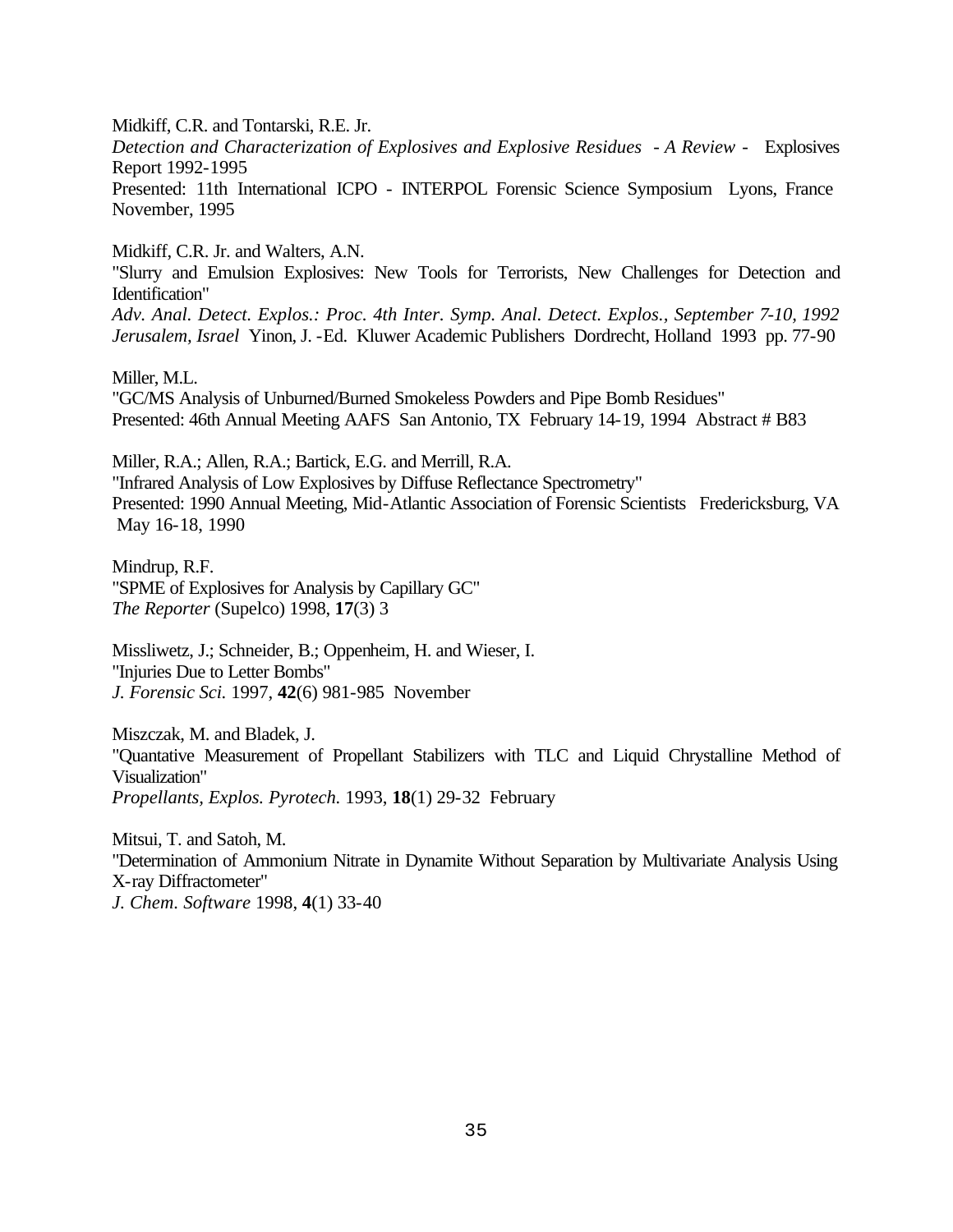Midkiff, C.R. and Tontarski, R.E. Jr.
*Detection and Characterization of Explosives and Explosive Residues - A Review -* Explosives Report 1992-1995
Presented: 11th International ICPO - INTERPOL Forensic Science Symposium Lyons, France November, 1995

Midkiff, C.R. Jr. and Walters, A.N.
"Slurry and Emulsion Explosives: New Tools for Terrorists, New Challenges for Detection and Identification"
*Adv. Anal. Detect. Explos.: Proc. 4th Inter. Symp. Anal. Detect. Explos., September 7-10, 1992 Jerusalem, Israel* Yinon, J. -Ed. Kluwer Academic Publishers Dordrecht, Holland 1993 pp. 77-90

Miller, M.L.
"GC/MS Analysis of Unburned/Burned Smokeless Powders and Pipe Bomb Residues"
Presented: 46th Annual Meeting AAFS San Antonio, TX February 14-19, 1994 Abstract # B83

Miller, R.A.; Allen, R.A.; Bartick, E.G. and Merrill, R.A.
"Infrared Analysis of Low Explosives by Diffuse Reflectance Spectrometry"
Presented: 1990 Annual Meeting, Mid-Atlantic Association of Forensic Scientists Fredericksburg, VA May 16-18, 1990

Mindrup, R.F.
"SPME of Explosives for Analysis by Capillary GC"
*The Reporter* (Supelco) 1998, **17**(3) 3

Missliwetz, J.; Schneider, B.; Oppenheim, H. and Wieser, I.
"Injuries Due to Letter Bombs"
*J. Forensic Sci.* 1997, **42**(6) 981-985 November

Miszczak, M. and Bladek, J.
"Quantative Measurement of Propellant Stabilizers with TLC and Liquid Chrystalline Method of Visualization"
*Propellants, Explos. Pyrotech.* 1993, **18**(1) 29-32 February

Mitsui, T. and Satoh, M.
"Determination of Ammonium Nitrate in Dynamite Without Separation by Multivariate Analysis Using X-ray Diffractometer"
*J. Chem. Software* 1998, **4**(1) 33-40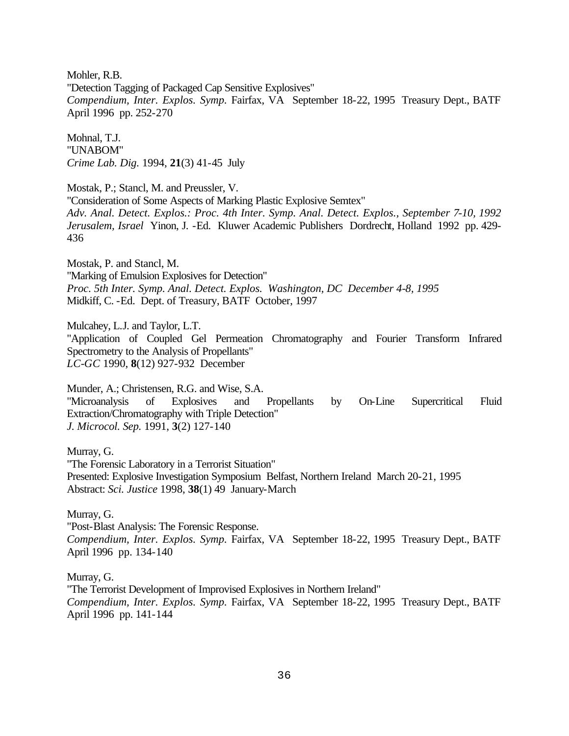Mohler, R.B.
"Detection Tagging of Packaged Cap Sensitive Explosives"
*Compendium, Inter. Explos. Symp.* Fairfax, VA September 18-22, 1995 Treasury Dept., BATF April 1996 pp. 252-270

Mohnal, T.J.
"UNABOM"
*Crime Lab. Dig.* 1994, **21**(3) 41-45 July

Mostak, P.; Stancl, M. and Preussler, V.
"Consideration of Some Aspects of Marking Plastic Explosive Semtex"
*Adv. Anal. Detect. Explos.: Proc. 4th Inter. Symp. Anal. Detect. Explos., September 7-10, 1992 Jerusalem, Israel* Yinon, J. -Ed. Kluwer Academic Publishers Dordrecht, Holland 1992 pp. 429-436

Mostak, P. and Stancl, M.
"Marking of Emulsion Explosives for Detection"
*Proc. 5th Inter. Symp. Anal. Detect. Explos. Washington, DC December 4-8, 1995*
Midkiff, C. -Ed. Dept. of Treasury, BATF October, 1997

Mulcahey, L.J. and Taylor, L.T.
"Application of Coupled Gel Permeation Chromatography and Fourier Transform Infrared Spectrometry to the Analysis of Propellants"
*LC-GC* 1990, **8**(12) 927-932 December

Munder, A.; Christensen, R.G. and Wise, S.A.
"Microanalysis of Explosives and Propellants by On-Line Supercritical Fluid Extraction/Chromatography with Triple Detection"
*J. Microcol. Sep.* 1991, **3**(2) 127-140

Murray, G.
"The Forensic Laboratory in a Terrorist Situation"
Presented: Explosive Investigation Symposium Belfast, Northern Ireland March 20-21, 1995
Abstract: *Sci. Justice* 1998, **38**(1) 49 January-March

Murray, G.
"Post-Blast Analysis: The Forensic Response.
*Compendium, Inter. Explos. Symp.* Fairfax, VA September 18-22, 1995 Treasury Dept., BATF April 1996 pp. 134-140

Murray, G.
"The Terrorist Development of Improvised Explosives in Northern Ireland"
*Compendium, Inter. Explos. Symp.* Fairfax, VA September 18-22, 1995 Treasury Dept., BATF April 1996 pp. 141-144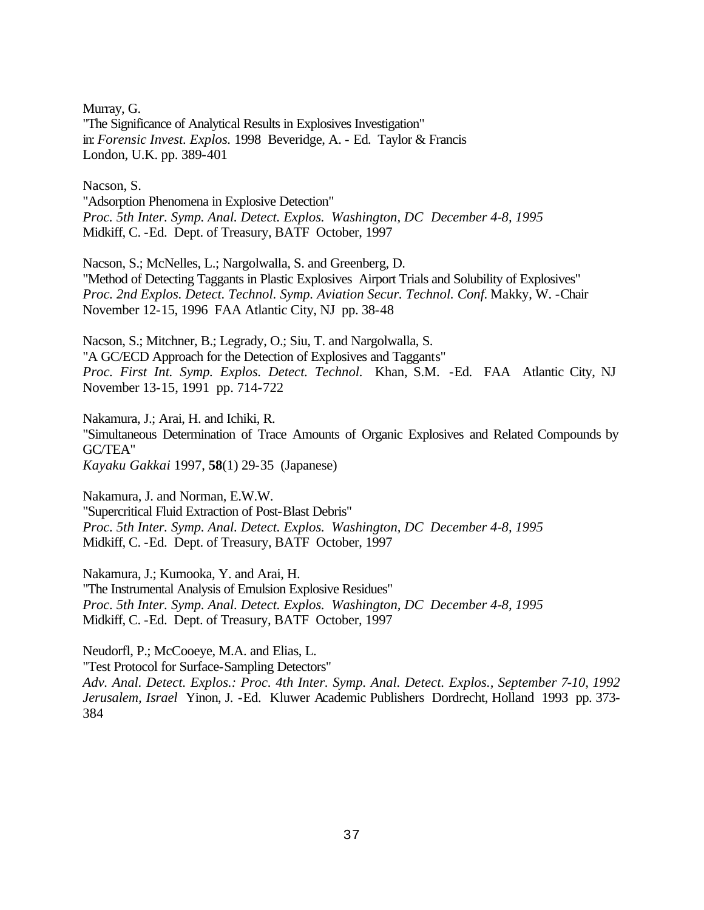Murray, G.
"The Significance of Analytical Results in Explosives Investigation"
in: *Forensic Invest. Explos.* 1998 Beveridge, A. - Ed. Taylor & Francis
London, U.K. pp. 389-401

Nacson, S.
"Adsorption Phenomena in Explosive Detection"
*Proc. 5th Inter. Symp. Anal. Detect. Explos. Washington, DC December 4-8, 1995*
Midkiff, C. -Ed. Dept. of Treasury, BATF October, 1997

Nacson, S.; McNelles, L.; Nargolwalla, S. and Greenberg, D.
"Method of Detecting Taggants in Plastic Explosives Airport Trials and Solubility of Explosives"
*Proc. 2nd Explos. Detect. Technol. Symp. Aviation Secur. Technol. Conf.* Makky, W. -Chair
November 12-15, 1996 FAA Atlantic City, NJ pp. 38-48

Nacson, S.; Mitchner, B.; Legrady, O.; Siu, T. and Nargolwalla, S.
"A GC/ECD Approach for the Detection of Explosives and Taggants"
*Proc. First Int. Symp. Explos. Detect. Technol.* Khan, S.M. -Ed. FAA Atlantic City, NJ
November 13-15, 1991 pp. 714-722

Nakamura, J.; Arai, H. and Ichiki, R.
"Simultaneous Determination of Trace Amounts of Organic Explosives and Related Compounds by GC/TEA"
*Kayaku Gakkai* 1997, **58**(1) 29-35 (Japanese)

Nakamura, J. and Norman, E.W.W.
"Supercritical Fluid Extraction of Post-Blast Debris"
*Proc. 5th Inter. Symp. Anal. Detect. Explos. Washington, DC December 4-8, 1995*
Midkiff, C. -Ed. Dept. of Treasury, BATF October, 1997

Nakamura, J.; Kumooka, Y. and Arai, H.
"The Instrumental Analysis of Emulsion Explosive Residues"
*Proc. 5th Inter. Symp. Anal. Detect. Explos. Washington, DC December 4-8, 1995*
Midkiff, C. -Ed. Dept. of Treasury, BATF October, 1997

Neudorfl, P.; McCooeye, M.A. and Elias, L.
"Test Protocol for Surface-Sampling Detectors"
*Adv. Anal. Detect. Explos.: Proc. 4th Inter. Symp. Anal. Detect. Explos., September 7-10, 1992 Jerusalem, Israel* Yinon, J. -Ed. Kluwer Academic Publishers Dordrecht, Holland 1993 pp. 373-384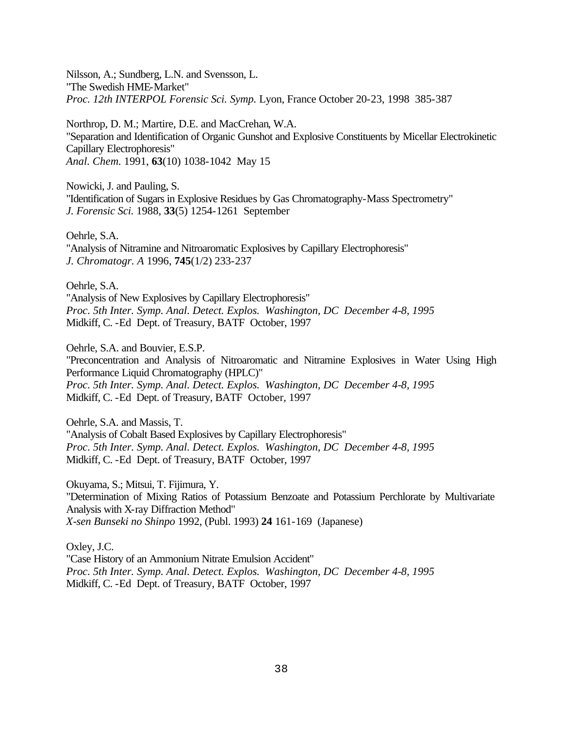Nilsson, A.; Sundberg, L.N. and Svensson, L.
"The Swedish HME-Market"
*Proc. 12th INTERPOL Forensic Sci. Symp.* Lyon, France October 20-23, 1998 385-387

Northrop, D. M.; Martire, D.E. and MacCrehan, W.A.
"Separation and Identification of Organic Gunshot and Explosive Constituents by Micellar Electrokinetic Capillary Electrophoresis"
*Anal. Chem.* 1991, **63**(10) 1038-1042 May 15

Nowicki, J. and Pauling, S.
"Identification of Sugars in Explosive Residues by Gas Chromatography-Mass Spectrometry"
*J. Forensic Sci.* 1988, **33**(5) 1254-1261 September

Oehrle, S.A.
"Analysis of Nitramine and Nitroaromatic Explosives by Capillary Electrophoresis"
*J. Chromatogr. A* 1996, **745**(1/2) 233-237

Oehrle, S.A.
"Analysis of New Explosives by Capillary Electrophoresis"
*Proc. 5th Inter. Symp. Anal. Detect. Explos. Washington, DC December 4-8, 1995*
Midkiff, C. -Ed Dept. of Treasury, BATF October, 1997

Oehrle, S.A. and Bouvier, E.S.P.
"Preconcentration and Analysis of Nitroaromatic and Nitramine Explosives in Water Using High Performance Liquid Chromatography (HPLC)"
*Proc. 5th Inter. Symp. Anal. Detect. Explos. Washington, DC December 4-8, 1995*
Midkiff, C. -Ed Dept. of Treasury, BATF October, 1997

Oehrle, S.A. and Massis, T.
"Analysis of Cobalt Based Explosives by Capillary Electrophoresis"
*Proc. 5th Inter. Symp. Anal. Detect. Explos. Washington, DC December 4-8, 1995*
Midkiff, C. -Ed Dept. of Treasury, BATF October, 1997

Okuyama, S.; Mitsui, T. Fijimura, Y.
"Determination of Mixing Ratios of Potassium Benzoate and Potassium Perchlorate by Multivariate Analysis with X-ray Diffraction Method"
*X-sen Bunseki no Shinpo* 1992, (Publ. 1993) **24** 161-169 (Japanese)

Oxley, J.C.
"Case History of an Ammonium Nitrate Emulsion Accident"
*Proc. 5th Inter. Symp. Anal. Detect. Explos. Washington, DC December 4-8, 1995*
Midkiff, C. -Ed Dept. of Treasury, BATF October, 1997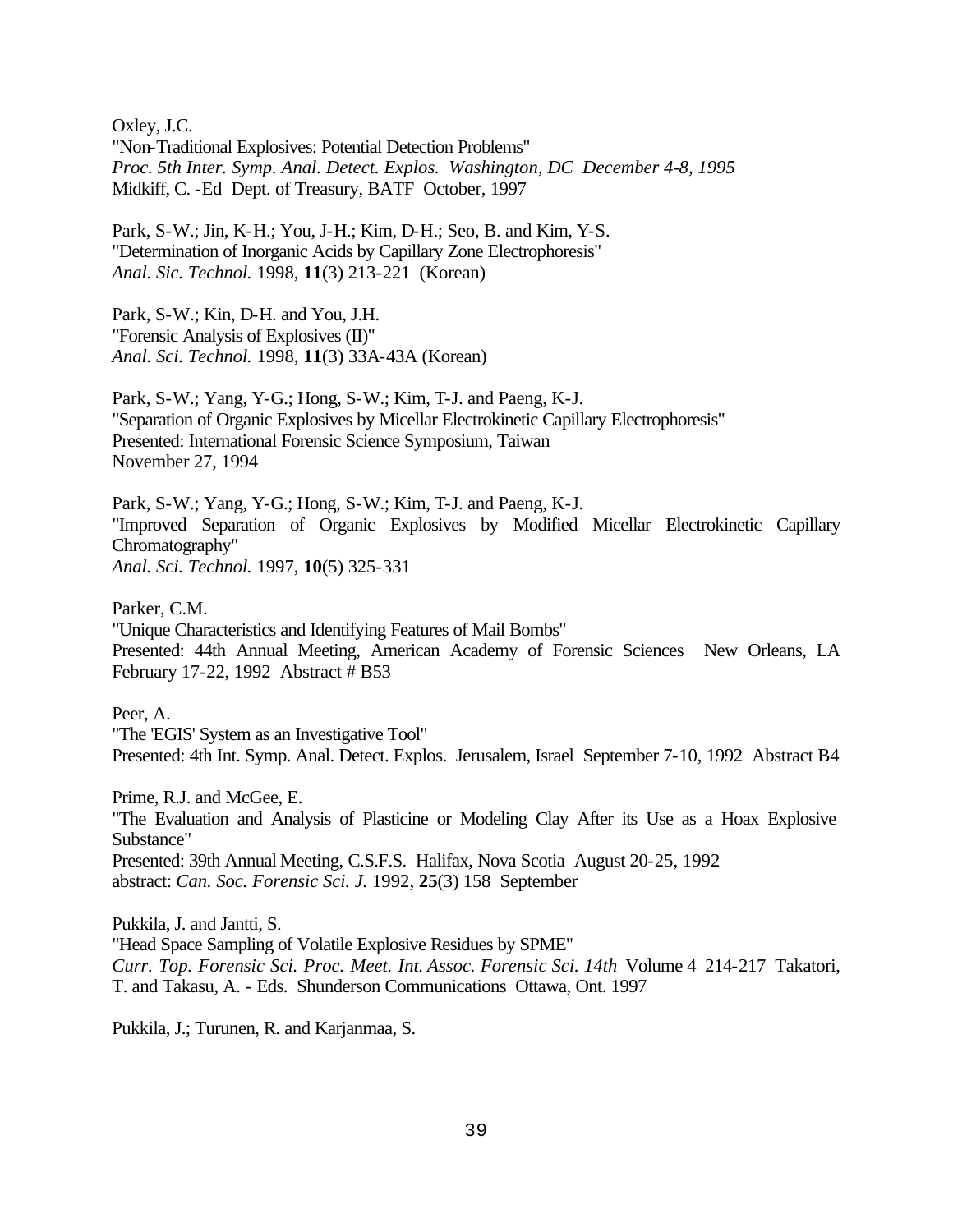Oxley, J.C.
"Non-Traditional Explosives: Potential Detection Problems"
*Proc. 5th Inter. Symp. Anal. Detect. Explos. Washington, DC December 4-8, 1995*
Midkiff, C. -Ed Dept. of Treasury, BATF October, 1997

Park, S-W.; Jin, K-H.; You, J-H.; Kim, D-H.; Seo, B. and Kim, Y-S.
"Determination of Inorganic Acids by Capillary Zone Electrophoresis"
*Anal. Sic. Technol.* 1998, **11**(3) 213-221 (Korean)

Park, S-W.; Kin, D-H. and You, J.H.
"Forensic Analysis of Explosives (II)"
*Anal. Sci. Technol.* 1998, **11**(3) 33A-43A (Korean)

Park, S-W.; Yang, Y-G.; Hong, S-W.; Kim, T-J. and Paeng, K-J.
"Separation of Organic Explosives by Micellar Electrokinetic Capillary Electrophoresis"
Presented: International Forensic Science Symposium, Taiwan
November 27, 1994

Park, S-W.; Yang, Y-G.; Hong, S-W.; Kim, T-J. and Paeng, K-J.
"Improved Separation of Organic Explosives by Modified Micellar Electrokinetic Capillary Chromatography"
*Anal. Sci. Technol.* 1997, **10**(5) 325-331

Parker, C.M.
"Unique Characteristics and Identifying Features of Mail Bombs"
Presented: 44th Annual Meeting, American Academy of Forensic Sciences New Orleans, LA February 17-22, 1992 Abstract # B53

Peer, A.
"The 'EGIS' System as an Investigative Tool"
Presented: 4th Int. Symp. Anal. Detect. Explos. Jerusalem, Israel September 7-10, 1992 Abstract B4

Prime, R.J. and McGee, E.
"The Evaluation and Analysis of Plasticine or Modeling Clay After its Use as a Hoax Explosive Substance"
Presented: 39th Annual Meeting, C.S.F.S. Halifax, Nova Scotia August 20-25, 1992
abstract: *Can. Soc. Forensic Sci. J.* 1992, **25**(3) 158 September

Pukkila, J. and Jantti, S.
"Head Space Sampling of Volatile Explosive Residues by SPME"
*Curr. Top. Forensic Sci. Proc. Meet. Int. Assoc. Forensic Sci. 14th* Volume 4 214-217 Takatori, T. and Takasu, A. - Eds. Shunderson Communications Ottawa, Ont. 1997

Pukkila, J.; Turunen, R. and Karjanmaa, S.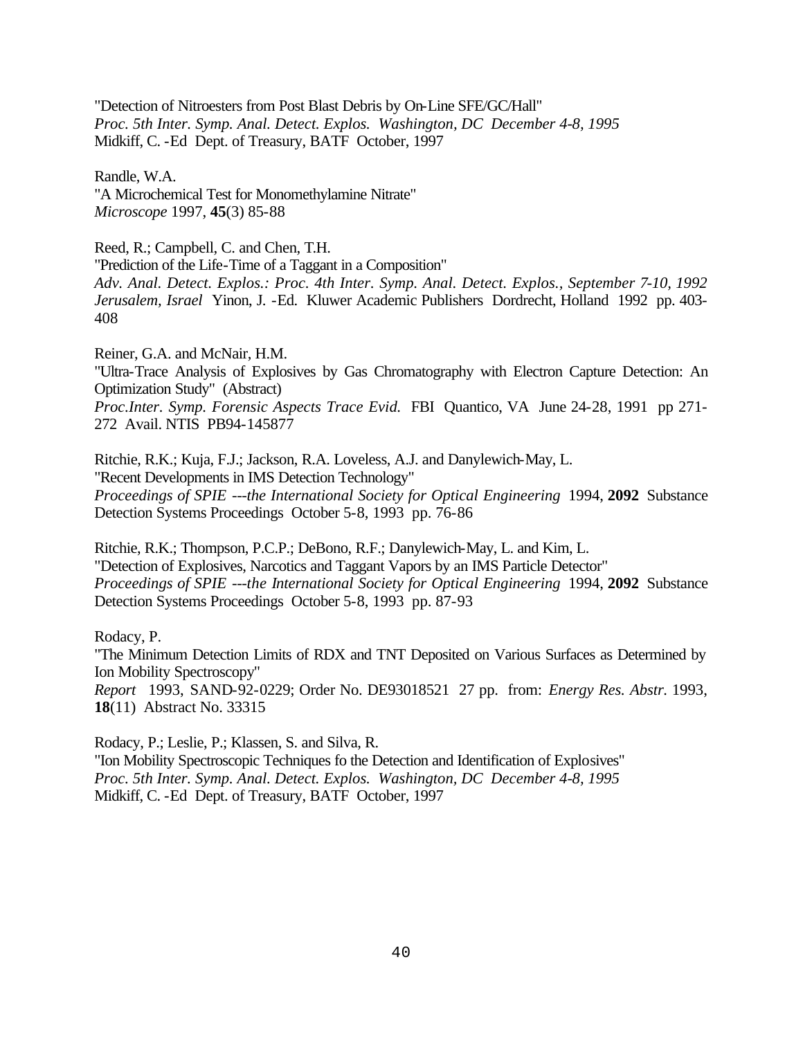"Detection of Nitroesters from Post Blast Debris by On-Line SFE/GC/Hall"
*Proc. 5th Inter. Symp. Anal. Detect. Explos. Washington, DC December 4-8, 1995*
Midkiff, C. -Ed Dept. of Treasury, BATF October, 1997

Randle, W.A.
"A Microchemical Test for Monomethylamine Nitrate"
*Microscope* 1997, **45**(3) 85-88

Reed, R.; Campbell, C. and Chen, T.H.
"Prediction of the Life-Time of a Taggant in a Composition"
*Adv. Anal. Detect. Explos.: Proc. 4th Inter. Symp. Anal. Detect. Explos., September 7-10, 1992 Jerusalem, Israel* Yinon, J. -Ed. Kluwer Academic Publishers Dordrecht, Holland 1992 pp. 403-408

Reiner, G.A. and McNair, H.M.
"Ultra-Trace Analysis of Explosives by Gas Chromatography with Electron Capture Detection: An Optimization Study" (Abstract)
*Proc.Inter. Symp. Forensic Aspects Trace Evid.* FBI Quantico, VA June 24-28, 1991 pp 271-272 Avail. NTIS PB94-145877

Ritchie, R.K.; Kuja, F.J.; Jackson, R.A. Loveless, A.J. and Danylewich-May, L.
"Recent Developments in IMS Detection Technology"
*Proceedings of SPIE ---the International Society for Optical Engineering* 1994, **2092** Substance Detection Systems Proceedings October 5-8, 1993 pp. 76-86

Ritchie, R.K.; Thompson, P.C.P.; DeBono, R.F.; Danylewich-May, L. and Kim, L.
"Detection of Explosives, Narcotics and Taggant Vapors by an IMS Particle Detector"
*Proceedings of SPIE ---the International Society for Optical Engineering* 1994, **2092** Substance Detection Systems Proceedings October 5-8, 1993 pp. 87-93

Rodacy, P.
"The Minimum Detection Limits of RDX and TNT Deposited on Various Surfaces as Determined by Ion Mobility Spectroscopy"
*Report* 1993, SAND-92-0229; Order No. DE93018521 27 pp. from: *Energy Res. Abstr.* 1993, **18**(11) Abstract No. 33315

Rodacy, P.; Leslie, P.; Klassen, S. and Silva, R.
"Ion Mobility Spectroscopic Techniques fo the Detection and Identification of Explosives"
*Proc. 5th Inter. Symp. Anal. Detect. Explos. Washington, DC December 4-8, 1995*
Midkiff, C. -Ed Dept. of Treasury, BATF October, 1997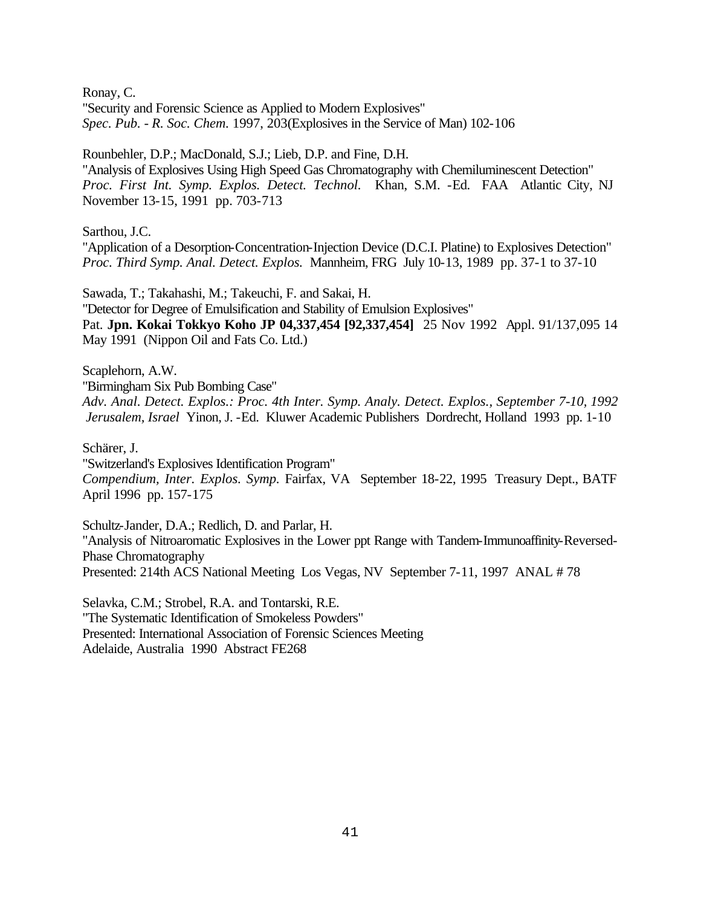Ronay, C.
"Security and Forensic Science as Applied to Modern Explosives"
*Spec. Pub. - R. Soc. Chem.* 1997, 203(Explosives in the Service of Man) 102-106

Rounbehler, D.P.; MacDonald, S.J.; Lieb, D.P. and Fine, D.H.
"Analysis of Explosives Using High Speed Gas Chromatography with Chemiluminescent Detection"
*Proc. First Int. Symp. Explos. Detect. Technol.* Khan, S.M. -Ed. FAA Atlantic City, NJ November 13-15, 1991 pp. 703-713

Sarthou, J.C.
"Application of a Desorption-Concentration-Injection Device (D.C.I. Platine) to Explosives Detection"
*Proc. Third Symp. Anal. Detect. Explos.* Mannheim, FRG July 10-13, 1989 pp. 37-1 to 37-10

Sawada, T.; Takahashi, M.; Takeuchi, F. and Sakai, H.
"Detector for Degree of Emulsification and Stability of Emulsion Explosives"
Pat. **Jpn. Kokai Tokkyo Koho JP 04,337,454 [92,337,454]** 25 Nov 1992 Appl. 91/137,095 14 May 1991 (Nippon Oil and Fats Co. Ltd.)

Scaplehorn, A.W.
"Birmingham Six Pub Bombing Case"
*Adv. Anal. Detect. Explos.: Proc. 4th Inter. Symp. Analy. Detect. Explos., September 7-10, 1992 Jerusalem, Israel* Yinon, J. -Ed. Kluwer Academic Publishers Dordrecht, Holland 1993 pp. 1-10

Schärer, J.
"Switzerland's Explosives Identification Program"
*Compendium, Inter. Explos. Symp.* Fairfax, VA September 18-22, 1995 Treasury Dept., BATF April 1996 pp. 157-175

Schultz-Jander, D.A.; Redlich, D. and Parlar, H.
"Analysis of Nitroaromatic Explosives in the Lower ppt Range with Tandem-Immunoaffinity-Reversed-Phase Chromatography
Presented: 214th ACS National Meeting Los Vegas, NV September 7-11, 1997 ANAL # 78

Selavka, C.M.; Strobel, R.A. and Tontarski, R.E.
"The Systematic Identification of Smokeless Powders"
Presented: International Association of Forensic Sciences Meeting
Adelaide, Australia 1990 Abstract FE268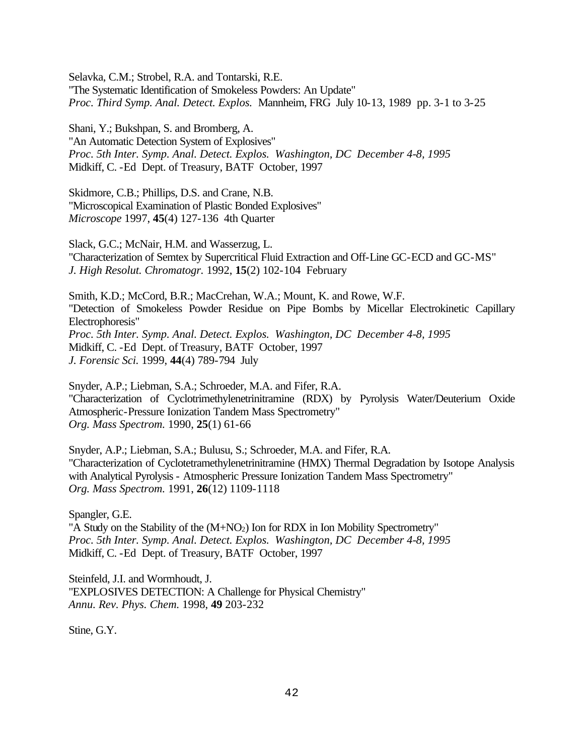Selavka, C.M.; Strobel, R.A. and Tontarski, R.E.
"The Systematic Identification of Smokeless Powders: An Update"
*Proc. Third Symp. Anal. Detect. Explos.* Mannheim, FRG July 10-13, 1989 pp. 3-1 to 3-25

Shani, Y.; Bukshpan, S. and Bromberg, A.
"An Automatic Detection System of Explosives"
*Proc. 5th Inter. Symp. Anal. Detect. Explos. Washington, DC December 4-8, 1995*
Midkiff, C. -Ed Dept. of Treasury, BATF October, 1997

Skidmore, C.B.; Phillips, D.S. and Crane, N.B.
"Microscopical Examination of Plastic Bonded Explosives"
*Microscope* 1997, **45**(4) 127-136 4th Quarter

Slack, G.C.; McNair, H.M. and Wasserzug, L.
"Characterization of Semtex by Supercritical Fluid Extraction and Off-Line GC-ECD and GC-MS"
*J. High Resolut. Chromatogr.* 1992, **15**(2) 102-104 February

Smith, K.D.; McCord, B.R.; MacCrehan, W.A.; Mount, K. and Rowe, W.F.
"Detection of Smokeless Powder Residue on Pipe Bombs by Micellar Electrokinetic Capillary Electrophoresis"
*Proc. 5th Inter. Symp. Anal. Detect. Explos. Washington, DC December 4-8, 1995*
Midkiff, C. -Ed Dept. of Treasury, BATF October, 1997
*J. Forensic Sci.* 1999, **44**(4) 789-794 July

Snyder, A.P.; Liebman, S.A.; Schroeder, M.A. and Fifer, R.A.
"Characterization of Cyclotrimethylenetrinitramine (RDX) by Pyrolysis Water/Deuterium Oxide Atmospheric-Pressure Ionization Tandem Mass Spectrometry"
*Org. Mass Spectrom.* 1990, **25**(1) 61-66

Snyder, A.P.; Liebman, S.A.; Bulusu, S.; Schroeder, M.A. and Fifer, R.A.
"Characterization of Cyclotetramethylenetrinitramine (HMX) Thermal Degradation by Isotope Analysis with Analytical Pyrolysis - Atmospheric Pressure Ionization Tandem Mass Spectrometry"
*Org. Mass Spectrom.* 1991, **26**(12) 1109-1118

Spangler, G.E.
"A Study on the Stability of the ($M+NO_2$) Ion for RDX in Ion Mobility Spectrometry"
*Proc. 5th Inter. Symp. Anal. Detect. Explos. Washington, DC December 4-8, 1995*
Midkiff, C. -Ed Dept. of Treasury, BATF October, 1997

Steinfeld, J.I. and Wormhoudt, J.
"EXPLOSIVES DETECTION: A Challenge for Physical Chemistry"
*Annu. Rev. Phys. Chem.* 1998, **49** 203-232

Stine, G.Y.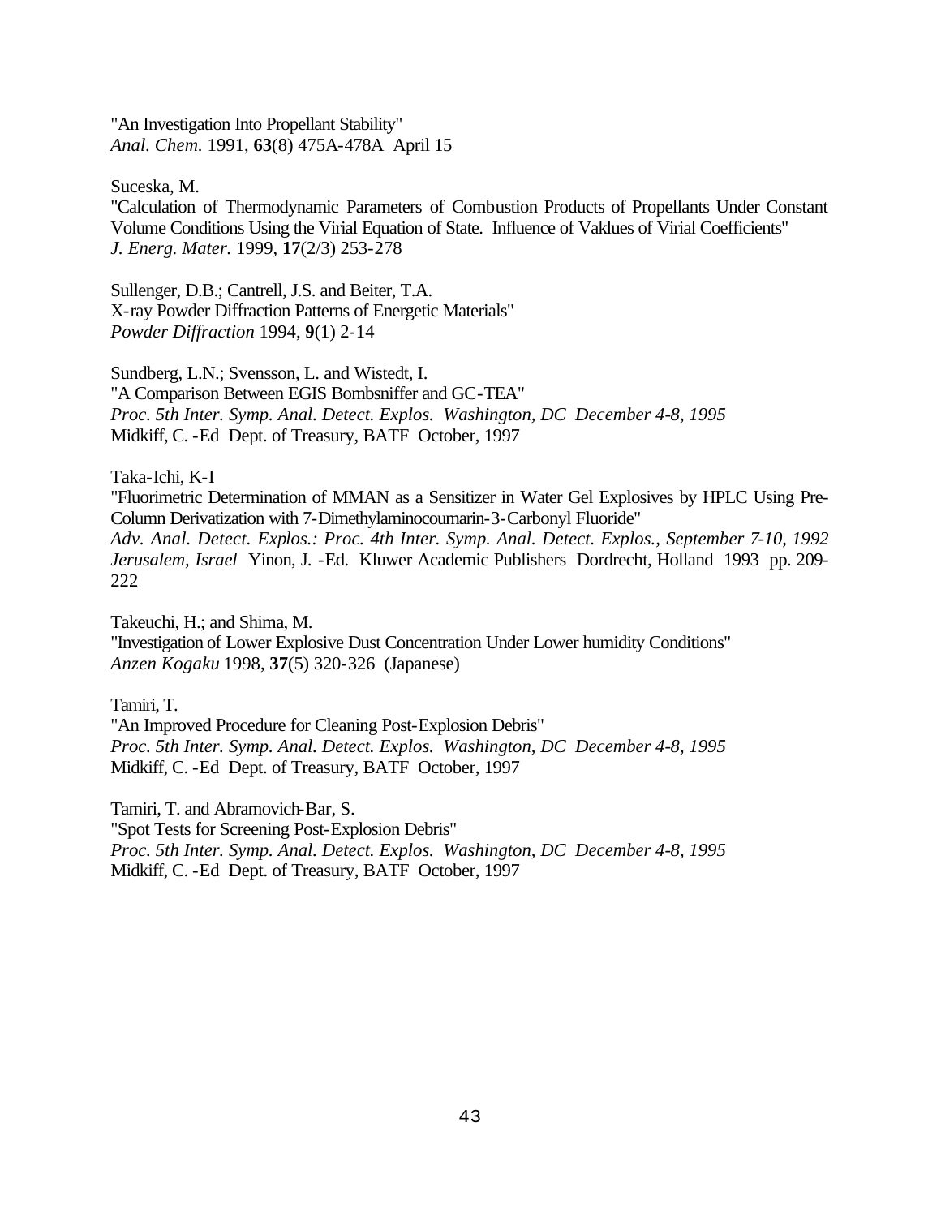"An Investigation Into Propellant Stability"
*Anal. Chem.* 1991, **63**(8) 475A-478A April 15

Suceska, M.
"Calculation of Thermodynamic Parameters of Combustion Products of Propellants Under Constant Volume Conditions Using the Virial Equation of State. Influence of Vaklues of Virial Coefficients"
*J. Energ. Mater.* 1999, **17**(2/3) 253-278

Sullenger, D.B.; Cantrell, J.S. and Beiter, T.A.
X-ray Powder Diffraction Patterns of Energetic Materials"
*Powder Diffraction* 1994, **9**(1) 2-14

Sundberg, L.N.; Svensson, L. and Wistedt, I.
"A Comparison Between EGIS Bombsniffer and GC-TEA"
*Proc. 5th Inter. Symp. Anal. Detect. Explos. Washington, DC December 4-8, 1995*
Midkiff, C. -Ed Dept. of Treasury, BATF October, 1997

Taka-Ichi, K-I
"Fluorimetric Determination of MMAN as a Sensitizer in Water Gel Explosives by HPLC Using Pre-Column Derivatization with 7-Dimethylaminocoumarin-3-Carbonyl Fluoride"
*Adv. Anal. Detect. Explos.: Proc. 4th Inter. Symp. Anal. Detect. Explos., September 7-10, 1992 Jerusalem, Israel* Yinon, J. -Ed. Kluwer Academic Publishers Dordrecht, Holland 1993 pp. 209-222

Takeuchi, H.; and Shima, M.
"Investigation of Lower Explosive Dust Concentration Under Lower humidity Conditions"
*Anzen Kogaku* 1998, **37**(5) 320-326 (Japanese)

Tamiri, T.
"An Improved Procedure for Cleaning Post-Explosion Debris"
*Proc. 5th Inter. Symp. Anal. Detect. Explos. Washington, DC December 4-8, 1995*
Midkiff, C. -Ed Dept. of Treasury, BATF October, 1997

Tamiri, T. and Abramovich-Bar, S.
"Spot Tests for Screening Post-Explosion Debris"
*Proc. 5th Inter. Symp. Anal. Detect. Explos. Washington, DC December 4-8, 1995*
Midkiff, C. -Ed Dept. of Treasury, BATF October, 1997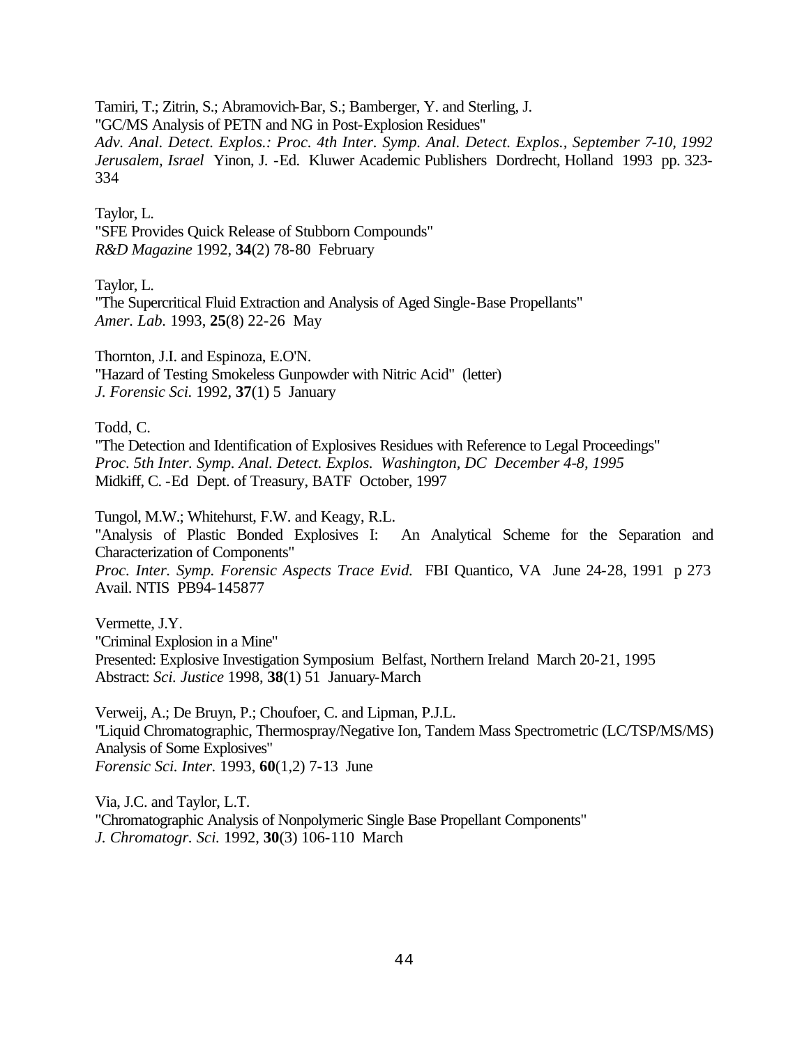Tamiri, T.; Zitrin, S.; Abramovich-Bar, S.; Bamberger, Y. and Sterling, J.
"GC/MS Analysis of PETN and NG in Post-Explosion Residues"
*Adv. Anal. Detect. Explos.: Proc. 4th Inter. Symp. Anal. Detect. Explos., September 7-10, 1992 Jerusalem, Israel* Yinon, J. -Ed. Kluwer Academic Publishers Dordrecht, Holland 1993 pp. 323-334

Taylor, L.
"SFE Provides Quick Release of Stubborn Compounds"
*R&D Magazine* 1992, **34**(2) 78-80 February

Taylor, L.
"The Supercritical Fluid Extraction and Analysis of Aged Single-Base Propellants"
*Amer. Lab.* 1993, **25**(8) 22-26 May

Thornton, J.I. and Espinoza, E.O'N.
"Hazard of Testing Smokeless Gunpowder with Nitric Acid" (letter)
*J. Forensic Sci.* 1992, **37**(1) 5 January

Todd, C.
"The Detection and Identification of Explosives Residues with Reference to Legal Proceedings"
*Proc. 5th Inter. Symp. Anal. Detect. Explos. Washington, DC December 4-8, 1995*
Midkiff, C. -Ed Dept. of Treasury, BATF October, 1997

Tungol, M.W.; Whitehurst, F.W. and Keagy, R.L.
"Analysis of Plastic Bonded Explosives I: An Analytical Scheme for the Separation and Characterization of Components"
*Proc. Inter. Symp. Forensic Aspects Trace Evid.* FBI Quantico, VA June 24-28, 1991 p 273
Avail. NTIS PB94-145877

Vermette, J.Y.
"Criminal Explosion in a Mine"
Presented: Explosive Investigation Symposium Belfast, Northern Ireland March 20-21, 1995
Abstract: *Sci. Justice* 1998, **38**(1) 51 January-March

Verweij, A.; De Bruyn, P.; Choufoer, C. and Lipman, P.J.L.
"Liquid Chromatographic, Thermospray/Negative Ion, Tandem Mass Spectrometric (LC/TSP/MS/MS) Analysis of Some Explosives"
*Forensic Sci. Inter.* 1993, **60**(1,2) 7-13 June

Via, J.C. and Taylor, L.T.
"Chromatographic Analysis of Nonpolymeric Single Base Propellant Components"
*J. Chromatogr. Sci.* 1992, **30**(3) 106-110 March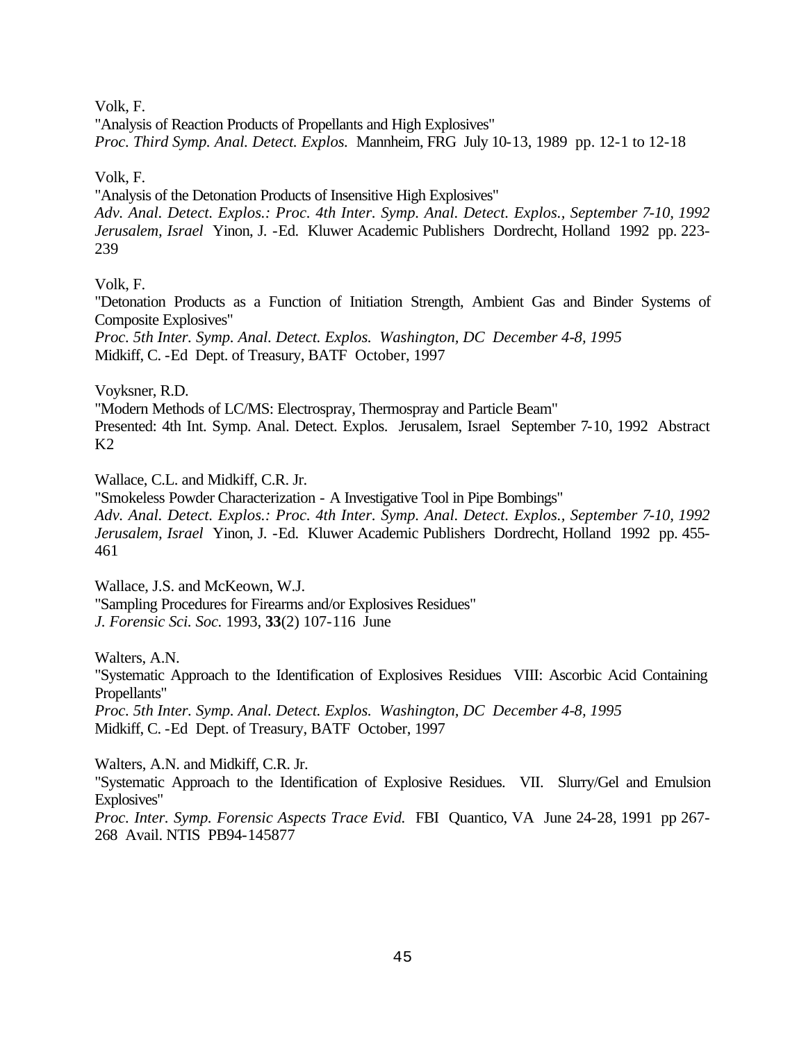Volk, F.
"Analysis of Reaction Products of Propellants and High Explosives"
*Proc. Third Symp. Anal. Detect. Explos.* Mannheim, FRG July 10-13, 1989 pp. 12-1 to 12-18

Volk, F.
"Analysis of the Detonation Products of Insensitive High Explosives"
*Adv. Anal. Detect. Explos.: Proc. 4th Inter. Symp. Anal. Detect. Explos., September 7-10, 1992 Jerusalem, Israel* Yinon, J. -Ed. Kluwer Academic Publishers Dordrecht, Holland 1992 pp. 223-239

Volk, F.
"Detonation Products as a Function of Initiation Strength, Ambient Gas and Binder Systems of Composite Explosives"
*Proc. 5th Inter. Symp. Anal. Detect. Explos. Washington, DC December 4-8, 1995*
Midkiff, C. -Ed Dept. of Treasury, BATF October, 1997

Voyksner, R.D.
"Modern Methods of LC/MS: Electrospray, Thermospray and Particle Beam"
Presented: 4th Int. Symp. Anal. Detect. Explos. Jerusalem, Israel September 7-10, 1992 Abstract K2

Wallace, C.L. and Midkiff, C.R. Jr.
"Smokeless Powder Characterization - A Investigative Tool in Pipe Bombings"
*Adv. Anal. Detect. Explos.: Proc. 4th Inter. Symp. Anal. Detect. Explos., September 7-10, 1992 Jerusalem, Israel* Yinon, J. -Ed. Kluwer Academic Publishers Dordrecht, Holland 1992 pp. 455-461

Wallace, J.S. and McKeown, W.J.
"Sampling Procedures for Firearms and/or Explosives Residues"
*J. Forensic Sci. Soc.* 1993, **33**(2) 107-116 June

Walters, A.N.
"Systematic Approach to the Identification of Explosives Residues VIII: Ascorbic Acid Containing Propellants"
*Proc. 5th Inter. Symp. Anal. Detect. Explos. Washington, DC December 4-8, 1995*
Midkiff, C. -Ed Dept. of Treasury, BATF October, 1997

Walters, A.N. and Midkiff, C.R. Jr.
"Systematic Approach to the Identification of Explosive Residues. VII. Slurry/Gel and Emulsion Explosives"
*Proc. Inter. Symp. Forensic Aspects Trace Evid.* FBI Quantico, VA June 24-28, 1991 pp 267-268 Avail. NTIS PB94-145877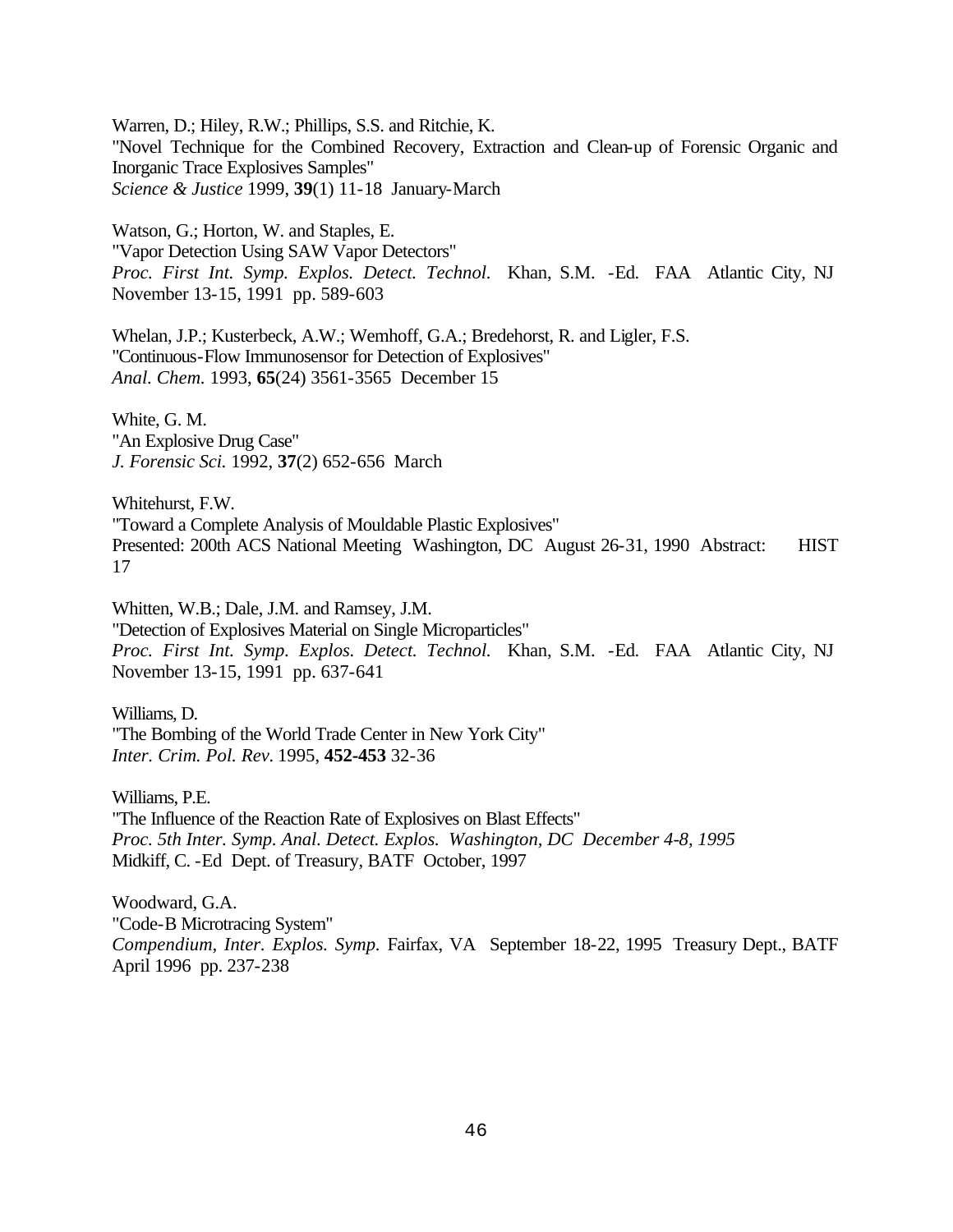Warren, D.; Hiley, R.W.; Phillips, S.S. and Ritchie, K.
"Novel Technique for the Combined Recovery, Extraction and Clean-up of Forensic Organic and Inorganic Trace Explosives Samples"
*Science & Justice* 1999, **39**(1) 11-18 January-March

Watson, G.; Horton, W. and Staples, E.
"Vapor Detection Using SAW Vapor Detectors"
*Proc. First Int. Symp. Explos. Detect. Technol.* Khan, S.M. -Ed. FAA Atlantic City, NJ November 13-15, 1991 pp. 589-603

Whelan, J.P.; Kusterbeck, A.W.; Wemhoff, G.A.; Bredehorst, R. and Ligler, F.S.
"Continuous-Flow Immunosensor for Detection of Explosives"
*Anal. Chem.* 1993, **65**(24) 3561-3565 December 15

White, G. M.
"An Explosive Drug Case"
*J. Forensic Sci.* 1992, **37**(2) 652-656 March

Whitehurst, F.W.
"Toward a Complete Analysis of Mouldable Plastic Explosives"
Presented: 200th ACS National Meeting Washington, DC August 26-31, 1990 Abstract: HIST 17

Whitten, W.B.; Dale, J.M. and Ramsey, J.M.
"Detection of Explosives Material on Single Microparticles"
*Proc. First Int. Symp. Explos. Detect. Technol.* Khan, S.M. -Ed. FAA Atlantic City, NJ November 13-15, 1991 pp. 637-641

Williams, D.
"The Bombing of the World Trade Center in New York City"
*Inter. Crim. Pol. Rev.* 1995, **452-453** 32-36

Williams, P.E.
"The Influence of the Reaction Rate of Explosives on Blast Effects"
*Proc. 5th Inter. Symp. Anal. Detect. Explos. Washington, DC December 4-8, 1995*
Midkiff, C. -Ed Dept. of Treasury, BATF October, 1997

Woodward, G.A.
"Code-B Microtracing System"
*Compendium, Inter. Explos. Symp.* Fairfax, VA September 18-22, 1995 Treasury Dept., BATF April 1996 pp. 237-238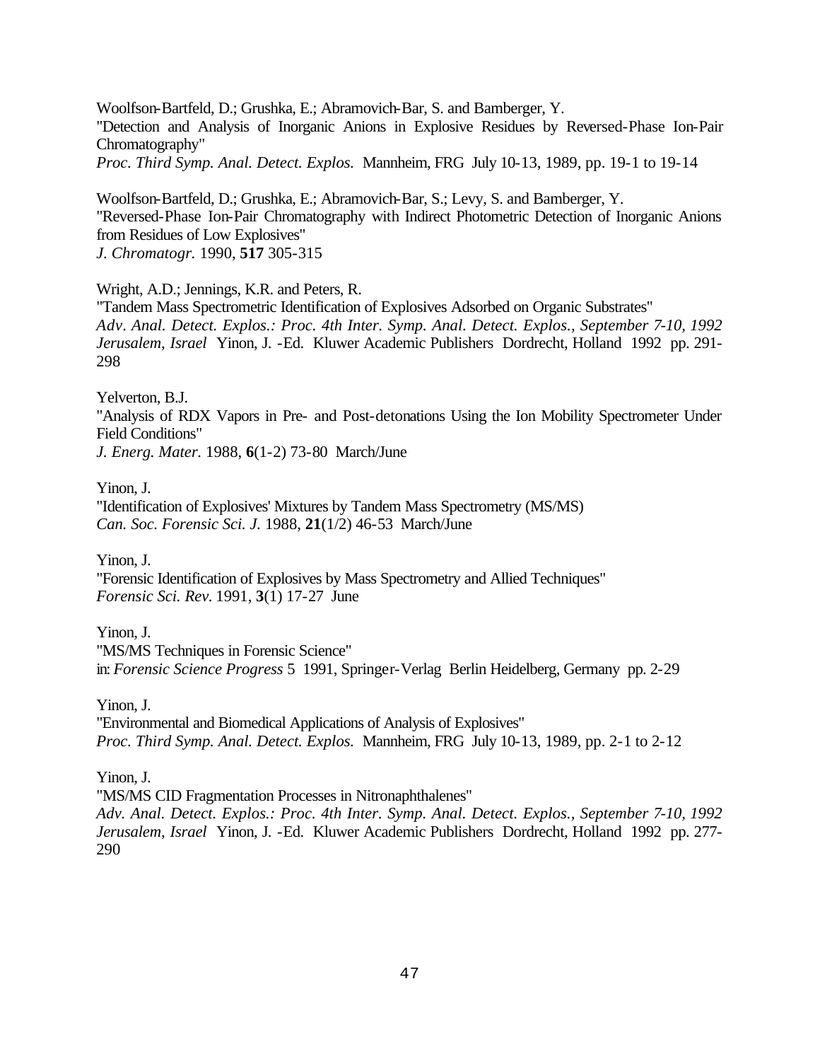Woolfson-Bartfeld, D.; Grushka, E.; Abramovich-Bar, S. and Bamberger, Y.
"Detection and Analysis of Inorganic Anions in Explosive Residues by Reversed-Phase Ion-Pair Chromatography"
*Proc. Third Symp. Anal. Detect. Explos.* Mannheim, FRG July 10-13, 1989, pp. 19-1 to 19-14

Woolfson-Bartfeld, D.; Grushka, E.; Abramovich-Bar, S.; Levy, S. and Bamberger, Y.
"Reversed-Phase Ion-Pair Chromatography with Indirect Photometric Detection of Inorganic Anions from Residues of Low Explosives"
*J. Chromatogr.* 1990, **517** 305-315

Wright, A.D.; Jennings, K.R. and Peters, R.
"Tandem Mass Spectrometric Identification of Explosives Adsorbed on Organic Substrates"
*Adv. Anal. Detect. Explos.: Proc. 4th Inter. Symp. Anal. Detect. Explos., September 7-10, 1992 Jerusalem, Israel* Yinon, J. -Ed. Kluwer Academic Publishers Dordrecht, Holland 1992 pp. 291-298

Yelverton, B.J.
"Analysis of RDX Vapors in Pre- and Post-detonations Using the Ion Mobility Spectrometer Under Field Conditions"
*J. Energ. Mater.* 1988, **6**(1-2) 73-80 March/June

Yinon, J.
"Identification of Explosives' Mixtures by Tandem Mass Spectrometry (MS/MS)
*Can. Soc. Forensic Sci. J.* 1988, **21**(1/2) 46-53 March/June

Yinon, J.
"Forensic Identification of Explosives by Mass Spectrometry and Allied Techniques"
*Forensic Sci. Rev.* 1991, **3**(1) 17-27 June

Yinon, J.
"MS/MS Techniques in Forensic Science"
in: *Forensic Science Progress* 5 1991, Springer-Verlag Berlin Heidelberg, Germany pp. 2-29

Yinon, J.
"Environmental and Biomedical Applications of Analysis of Explosives"
*Proc. Third Symp. Anal. Detect. Explos.* Mannheim, FRG July 10-13, 1989, pp. 2-1 to 2-12

Yinon, J.
"MS/MS CID Fragmentation Processes in Nitronaphthalenes"
*Adv. Anal. Detect. Explos.: Proc. 4th Inter. Symp. Anal. Detect. Explos., September 7-10, 1992 Jerusalem, Israel* Yinon, J. -Ed. Kluwer Academic Publishers Dordrecht, Holland 1992 pp. 277-290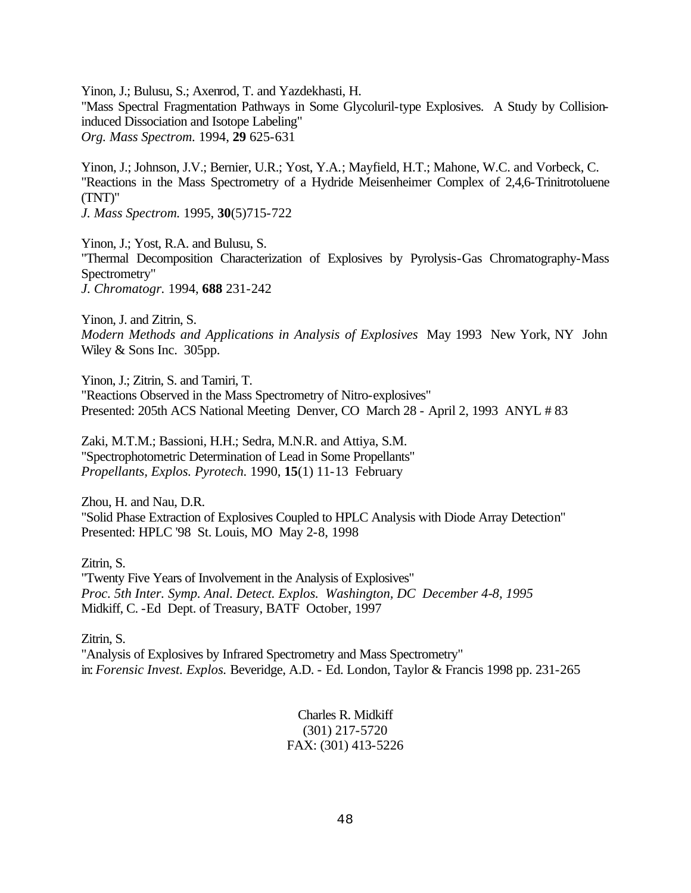Yinon, J.; Bulusu, S.; Axenrod, T. and Yazdekhasti, H.
"Mass Spectral Fragmentation Pathways in Some Glycoluril-type Explosives. A Study by Collision-induced Dissociation and Isotope Labeling"
*Org. Mass Spectrom.* 1994, **29** 625-631

Yinon, J.; Johnson, J.V.; Bernier, U.R.; Yost, Y.A.; Mayfield, H.T.; Mahone, W.C. and Vorbeck, C.
"Reactions in the Mass Spectrometry of a Hydride Meisenheimer Complex of 2,4,6-Trinitrotoluene (TNT)"
*J. Mass Spectrom.* 1995, **30**(5)715-722

Yinon, J.; Yost, R.A. and Bulusu, S.
"Thermal Decomposition Characterization of Explosives by Pyrolysis-Gas Chromatography-Mass Spectrometry"
*J. Chromatogr.* 1994, **688** 231-242

Yinon, J. and Zitrin, S.
*Modern Methods and Applications in Analysis of Explosives* May 1993 New York, NY John Wiley & Sons Inc. 305pp.

Yinon, J.; Zitrin, S. and Tamiri, T.
"Reactions Observed in the Mass Spectrometry of Nitro-explosives"
Presented: 205th ACS National Meeting Denver, CO March 28 - April 2, 1993 ANYL # 83

Zaki, M.T.M.; Bassioni, H.H.; Sedra, M.N.R. and Attiya, S.M.
"Spectrophotometric Determination of Lead in Some Propellants"
*Propellants, Explos. Pyrotech.* 1990, **15**(1) 11-13 February

Zhou, H. and Nau, D.R.
"Solid Phase Extraction of Explosives Coupled to HPLC Analysis with Diode Array Detection"
Presented: HPLC '98 St. Louis, MO May 2-8, 1998

Zitrin, S.
"Twenty Five Years of Involvement in the Analysis of Explosives"
*Proc. 5th Inter. Symp. Anal. Detect. Explos. Washington, DC December 4-8, 1995*
Midkiff, C. -Ed Dept. of Treasury, BATF October, 1997

Zitrin, S.
"Analysis of Explosives by Infrared Spectrometry and Mass Spectrometry"
in: *Forensic Invest. Explos.* Beveridge, A.D. - Ed. London, Taylor & Francis 1998 pp. 231-265

Charles R. Midkiff
(301) 217-5720
FAX: (301) 413-5226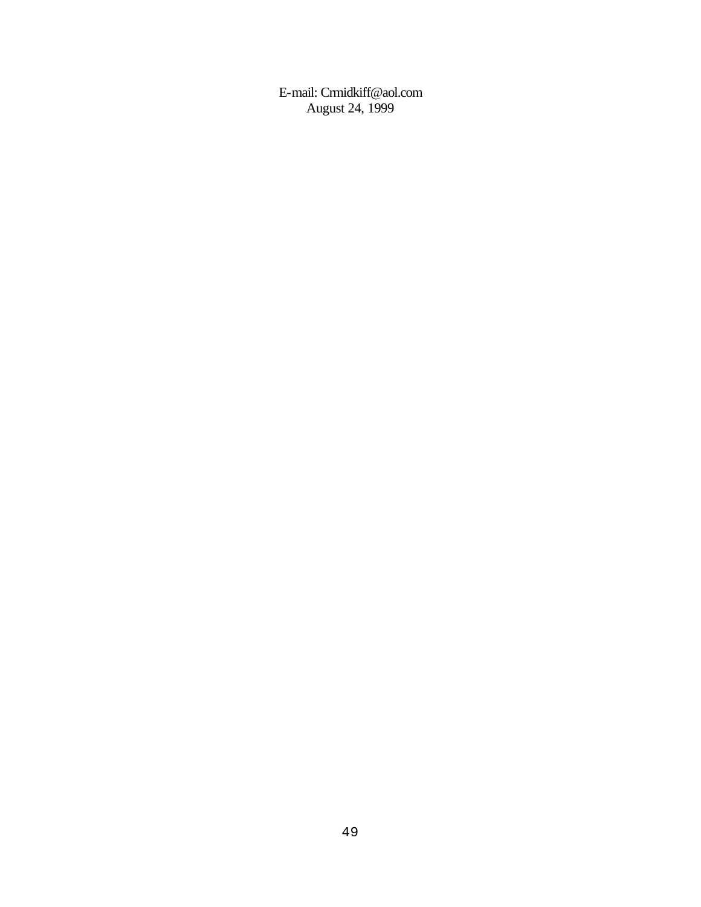E-mail: Crmidkiff@aol.com
August 24, 1999